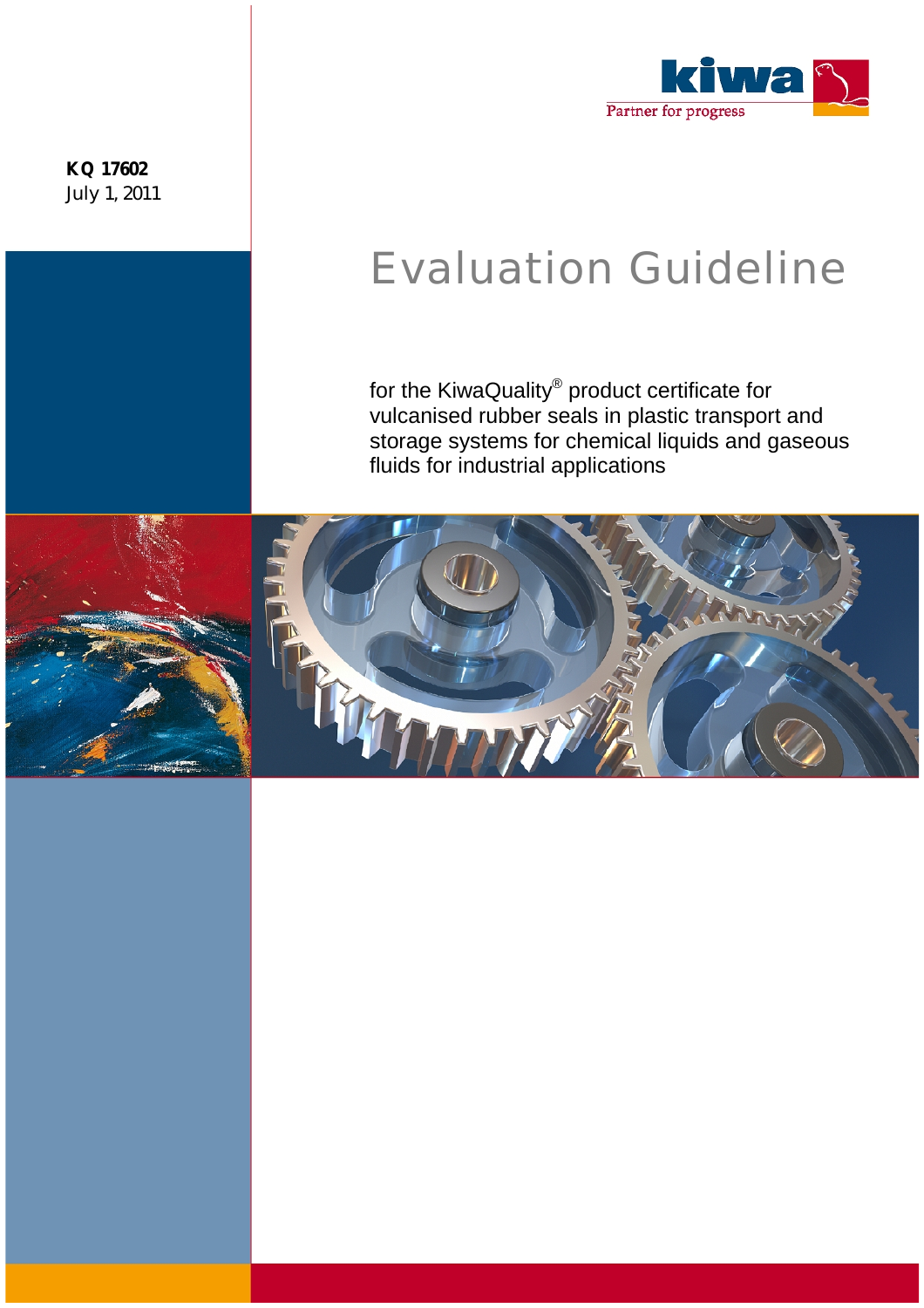kiwa

Partner for progress

**KQ 17602**
July 1, 2011

# Evaluation Guideline

for the KiwaQuality® product certificate for vulcanised rubber seals in plastic transport and storage systems for chemical liquids and gaseous fluids for industrial applications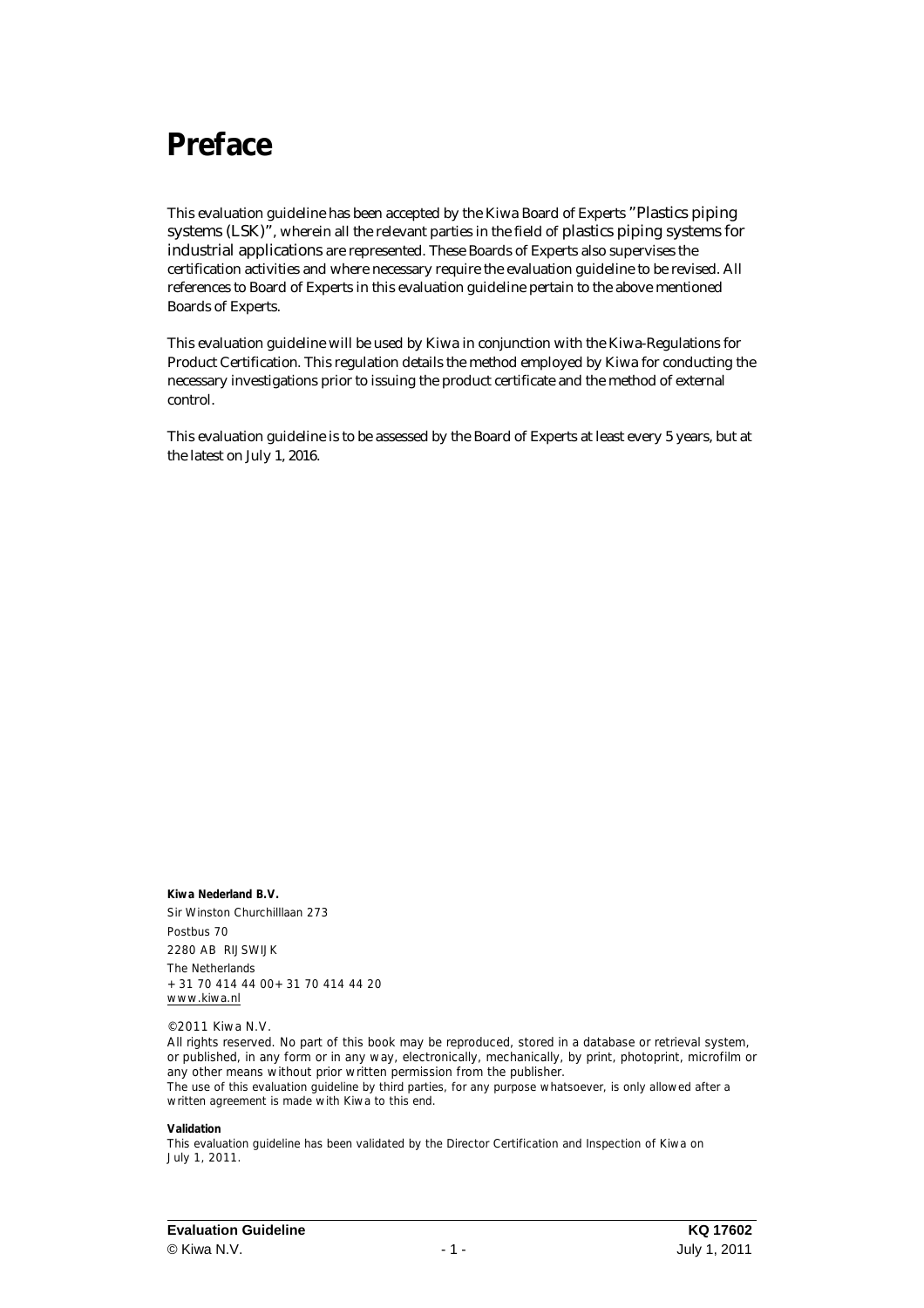# Preface

This evaluation guideline has been accepted by the Kiwa Board of Experts "Plastics piping systems (LSK)", wherein all the relevant parties in the field of plastics piping systems for industrial applications are represented. These Boards of Experts also supervises the certification activities and where necessary require the evaluation guideline to be revised. All references to Board of Experts in this evaluation guideline pertain to the above mentioned Boards of Experts.

This evaluation guideline will be used by Kiwa in conjunction with the Kiwa-Regulations for Product Certification. This regulation details the method employed by Kiwa for conducting the necessary investigations prior to issuing the product certificate and the method of external control.

This evaluation guideline is to be assessed by the Board of Experts at least every 5 years, but at the latest on July 1, 2016.

**Kiwa Nederland B.V.**
Sir Winston Churchilllaan 273
Postbus 70
2280 AB RIJSWIJK
The Netherlands
+31 70 414 44 00+31 70 414 44 20
www.kiwa.nl

©2011 Kiwa N.V.
All rights reserved. No part of this book may be reproduced, stored in a database or retrieval system, or published, in any form or in any way, electronically, mechanically, by print, photoprint, microfilm or any other means without prior written permission from the publisher.
The use of this evaluation guideline by third parties, for any purpose whatsoever, is only allowed after a written agreement is made with Kiwa to this end.

**Validation**
This evaluation guideline has been validated by the Director Certification and Inspection of Kiwa on July 1, 2011.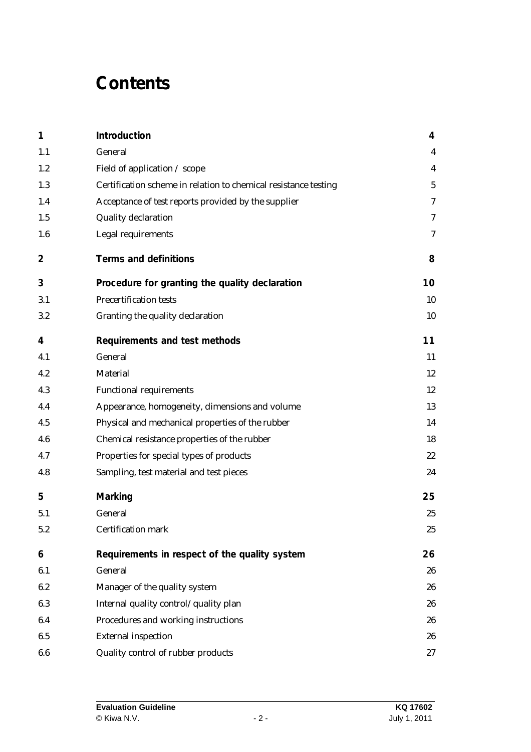# Contents

| | | |
|---|---|---|
| **1** | **Introduction** | **4** |
| 1.1 | General | 4 |
| 1.2 | Field of application / scope | 4 |
| 1.3 | Certification scheme in relation to chemical resistance testing | 5 |
| 1.4 | Acceptance of test reports provided by the supplier | 7 |
| 1.5 | Quality declaration | 7 |
| 1.6 | Legal requirements | 7 |
| **2** | **Terms and definitions** | **8** |
| **3** | **Procedure for granting the quality declaration** | **10** |
| 3.1 | Precertification tests | 10 |
| 3.2 | Granting the quality declaration | 10 |
| **4** | **Requirements and test methods** | **11** |
| 4.1 | General | 11 |
| 4.2 | Material | 12 |
| 4.3 | Functional requirements | 12 |
| 4.4 | Appearance, homogeneity, dimensions and volume | 13 |
| 4.5 | Physical and mechanical properties of the rubber | 14 |
| 4.6 | Chemical resistance properties of the rubber | 18 |
| 4.7 | Properties for special types of products | 22 |
| 4.8 | Sampling, test material and test pieces | 24 |
| **5** | **Marking** | **25** |
| 5.1 | General | 25 |
| 5.2 | Certification mark | 25 |
| **6** | **Requirements in respect of the quality system** | **26** |
| 6.1 | General | 26 |
| 6.2 | Manager of the quality system | 26 |
| 6.3 | Internal quality control/ quality plan | 26 |
| 6.4 | Procedures and working instructions | 26 |
| 6.5 | External inspection | 26 |
| 6.6 | Quality control of rubber products | 27 |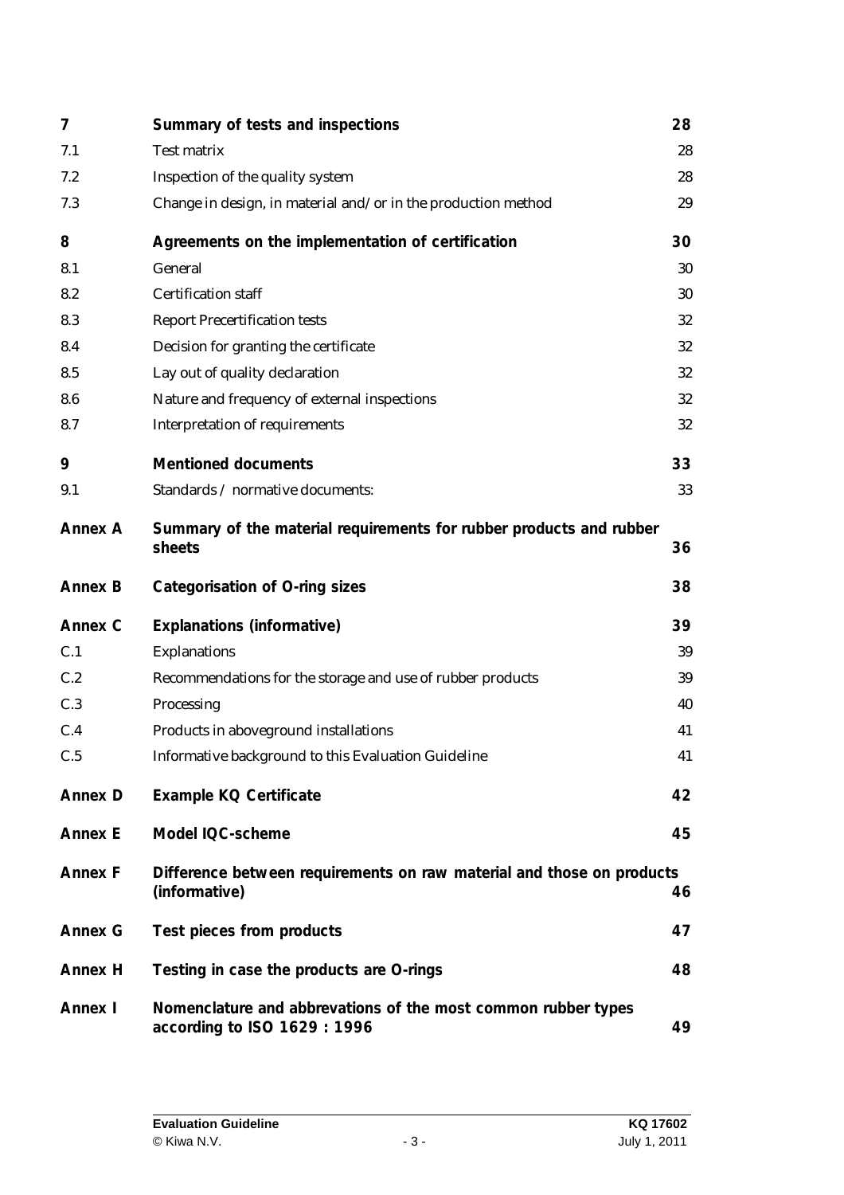| | | |
|---|---|---|
| **7** | **Summary of tests and inspections** | **28** |
| 7.1 | Test matrix | 28 |
| 7.2 | Inspection of the quality system | 28 |
| 7.3 | Change in design, in material and/or in the production method | 29 |
| **8** | **Agreements on the implementation of certification** | **30** |
| 8.1 | General | 30 |
| 8.2 | Certification staff | 30 |
| 8.3 | Report Precertification tests | 32 |
| 8.4 | Decision for granting the certificate | 32 |
| 8.5 | Lay out of quality declaration | 32 |
| 8.6 | Nature and frequency of external inspections | 32 |
| 8.7 | Interpretation of requirements | 32 |
| **9** | **Mentioned documents** | **33** |
| 9.1 | Standards / normative documents: | 33 |
| **Annex A** | **Summary of the material requirements for rubber products and rubber sheets** | **36** |
| **Annex B** | **Categorisation of O-ring sizes** | **38** |
| **Annex C** | **Explanations (informative)** | **39** |
| C.1 | Explanations | 39 |
| C.2 | Recommendations for the storage and use of rubber products | 39 |
| C.3 | Processing | 40 |
| C.4 | Products in aboveground installations | 41 |
| C.5 | Informative background to this Evaluation Guideline | 41 |
| **Annex D** | **Example KQ Certificate** | **42** |
| **Annex E** | **Model IQC-scheme** | **45** |
| **Annex F** | **Difference between requirements on raw material and those on products (informative)** | **46** |
| **Annex G** | **Test pieces from products** | **47** |
| **Annex H** | **Testing in case the products are O-rings** | **48** |
| **Annex I** | **Nomenclature and abbrevations of the most common rubber types according to ISO 1629 : 1996** | **49** |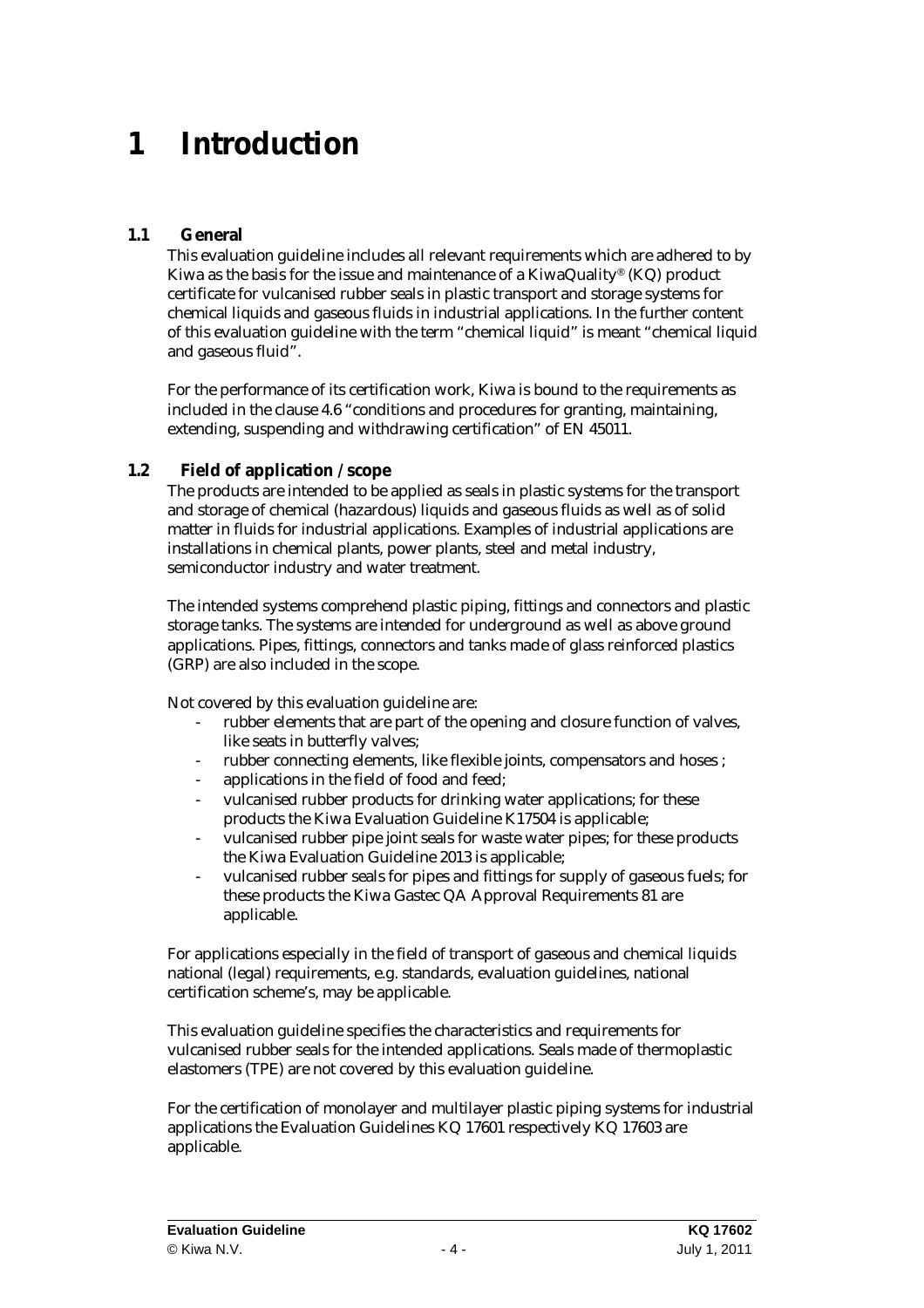# 1 Introduction

## 1.1 General

This evaluation guideline includes all relevant requirements which are adhered to by Kiwa as the basis for the issue and maintenance of a KiwaQuality® (KQ) product certificate for vulcanised rubber seals in plastic transport and storage systems for chemical liquids and gaseous fluids in industrial applications. In the further content of this evaluation guideline with the term “chemical liquid” is meant “chemical liquid and gaseous fluid”.

For the performance of its certification work, Kiwa is bound to the requirements as included in the clause 4.6 “conditions and procedures for granting, maintaining, extending, suspending and withdrawing certification” of EN 45011.

## 1.2 Field of application / scope

The products are intended to be applied as seals in plastic systems for the transport and storage of chemical (hazardous) liquids and gaseous fluids as well as of solid matter in fluids for industrial applications. Examples of industrial applications are installations in chemical plants, power plants, steel and metal industry, semiconductor industry and water treatment.

The intended systems comprehend plastic piping, fittings and connectors and plastic storage tanks. The systems are intended for underground as well as above ground applications. Pipes, fittings, connectors and tanks made of glass reinforced plastics (GRP) are also included in the scope.

Not covered by this evaluation guideline are:

- rubber elements that are part of the opening and closure function of valves, like seats in butterfly valves;
- rubber connecting elements, like flexible joints, compensators and hoses ;
- applications in the field of food and feed;
- vulcanised rubber products for drinking water applications; for these products the Kiwa Evaluation Guideline K17504 is applicable;
- vulcanised rubber pipe joint seals for waste water pipes; for these products the Kiwa Evaluation Guideline 2013 is applicable;
- vulcanised rubber seals for pipes and fittings for supply of gaseous fuels; for these products the Kiwa Gastec QA Approval Requirements 81 are applicable.

For applications especially in the field of transport of gaseous and chemical liquids national (legal) requirements, e.g. standards, evaluation guidelines, national certification scheme’s, may be applicable.

This evaluation guideline specifies the characteristics and requirements for vulcanised rubber seals for the intended applications. Seals made of thermoplastic elastomers (TPE) are not covered by this evaluation guideline.

For the certification of monolayer and multilayer plastic piping systems for industrial applications the Evaluation Guidelines KQ 17601 respectively KQ 17603 are applicable.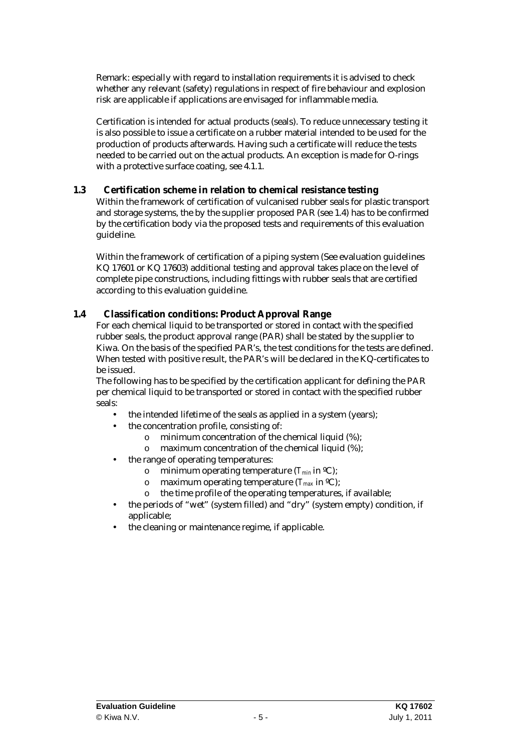Remark: especially with regard to installation requirements it is advised to check whether any relevant (safety) regulations in respect of fire behaviour and explosion risk are applicable if applications are envisaged for inflammable media.

Certification is intended for actual products (seals). To reduce unnecessary testing it is also possible to issue a certificate on a rubber material intended to be used for the production of products afterwards. Having such a certificate will reduce the tests needed to be carried out on the actual products. An exception is made for O-rings with a protective surface coating, see 4.1.1.

## 1.3 Certification scheme in relation to chemical resistance testing

Within the framework of certification of vulcanised rubber seals for plastic transport and storage systems, the by the supplier proposed PAR (see 1.4) has to be confirmed by the certification body via the proposed tests and requirements of this evaluation guideline.

Within the framework of certification of a piping system (See evaluation guidelines KQ 17601 or KQ 17603) additional testing and approval takes place on the level of complete pipe constructions, including fittings with rubber seals that are certified according to this evaluation guideline.

## 1.4 Classification conditions: Product Approval Range

For each chemical liquid to be transported or stored in contact with the specified rubber seals, the product approval range (PAR) shall be stated by the supplier to Kiwa. On the basis of the specified PAR's, the test conditions for the tests are defined. When tested with positive result, the PAR's will be declared in the KQ-certificates to be issued.

The following has to be specified by the certification applicant for defining the PAR per chemical liquid to be transported or stored in contact with the specified rubber seals:

- the intended lifetime of the seals as applied in a system (years);
- the concentration profile, consisting of:
  - minimum concentration of the chemical liquid (%);
  - maximum concentration of the chemical liquid (%);
- the range of operating temperatures:
  - minimum operating temperature ($T_{min}$ in ºC);
  - maximum operating temperature ($T_{max}$ in ºC);
  - the time profile of the operating temperatures, if available;
- the periods of "wet" (system filled) and "dry" (system empty) condition, if applicable;
- the cleaning or maintenance regime, if applicable.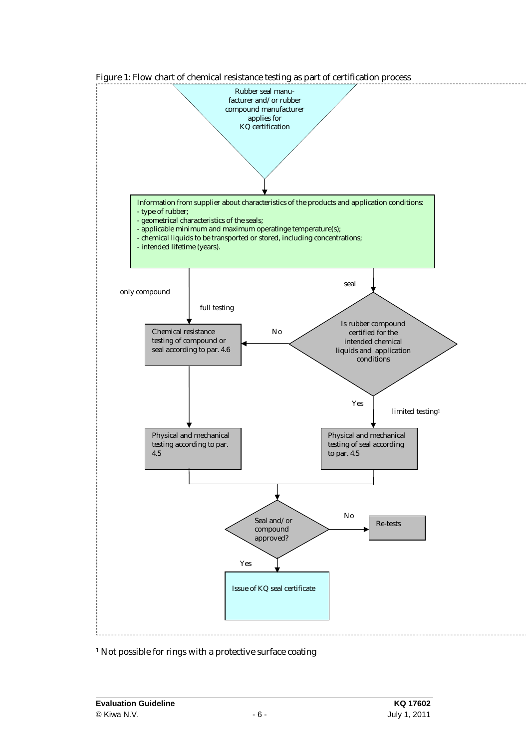Figure 1: Flow chart of chemical resistance testing as part of certification process

Rubber seal manufacturer and/or rubber compound manufacturer applies for KQ certification

Information from supplier about characteristics of the products and application conditions:
- type of rubber;
- geometrical characteristics of the seals;
- applicable minimum and maximum operatinge temperature(s);
- chemical liquids to be transported or stored, including concentrations;
- intended lifetime (years).

only compound

full testing

seal

Chemical resistance testing of compound or seal according to par. 4.6

No

Is rubber compound certified for the intended chemical liquids and application conditions

Yes

limited testing[1]

Physical and mechanical testing according to par. 4.5

Physical and mechanical testing of seal according to par. 4.5

Seal and/or compound approved?

No

Re-tests

Yes

Issue of KQ seal certificate

[1] Not possible for rings with a protective surface coating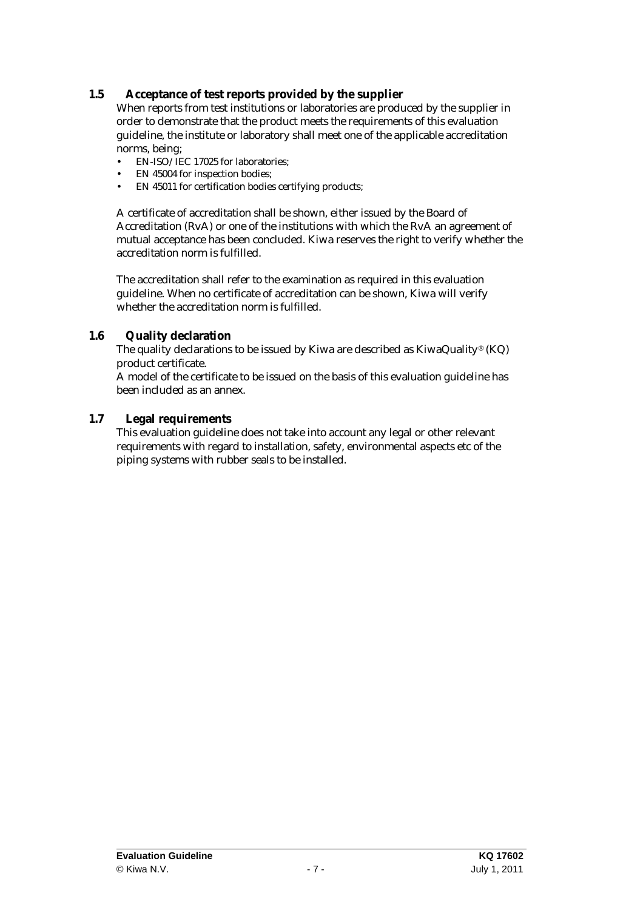## 1.5 Acceptance of test reports provided by the supplier

When reports from test institutions or laboratories are produced by the supplier in order to demonstrate that the product meets the requirements of this evaluation guideline, the institute or laboratory shall meet one of the applicable accreditation norms, being;

- EN-ISO/IEC 17025 for laboratories;
- EN 45004 for inspection bodies;
- EN 45011 for certification bodies certifying products;

A certificate of accreditation shall be shown, either issued by the Board of Accreditation (RvA) or one of the institutions with which the RvA an agreement of mutual acceptance has been concluded. Kiwa reserves the right to verify whether the accreditation norm is fulfilled.

The accreditation shall refer to the examination as required in this evaluation guideline. When no certificate of accreditation can be shown, Kiwa will verify whether the accreditation norm is fulfilled.

## 1.6 Quality declaration

The quality declarations to be issued by Kiwa are described as KiwaQuality® (KQ) product certificate.
A model of the certificate to be issued on the basis of this evaluation guideline has been included as an annex.

## 1.7 Legal requirements

This evaluation guideline does not take into account any legal or other relevant requirements with regard to installation, safety, environmental aspects etc of the piping systems with rubber seals to be installed.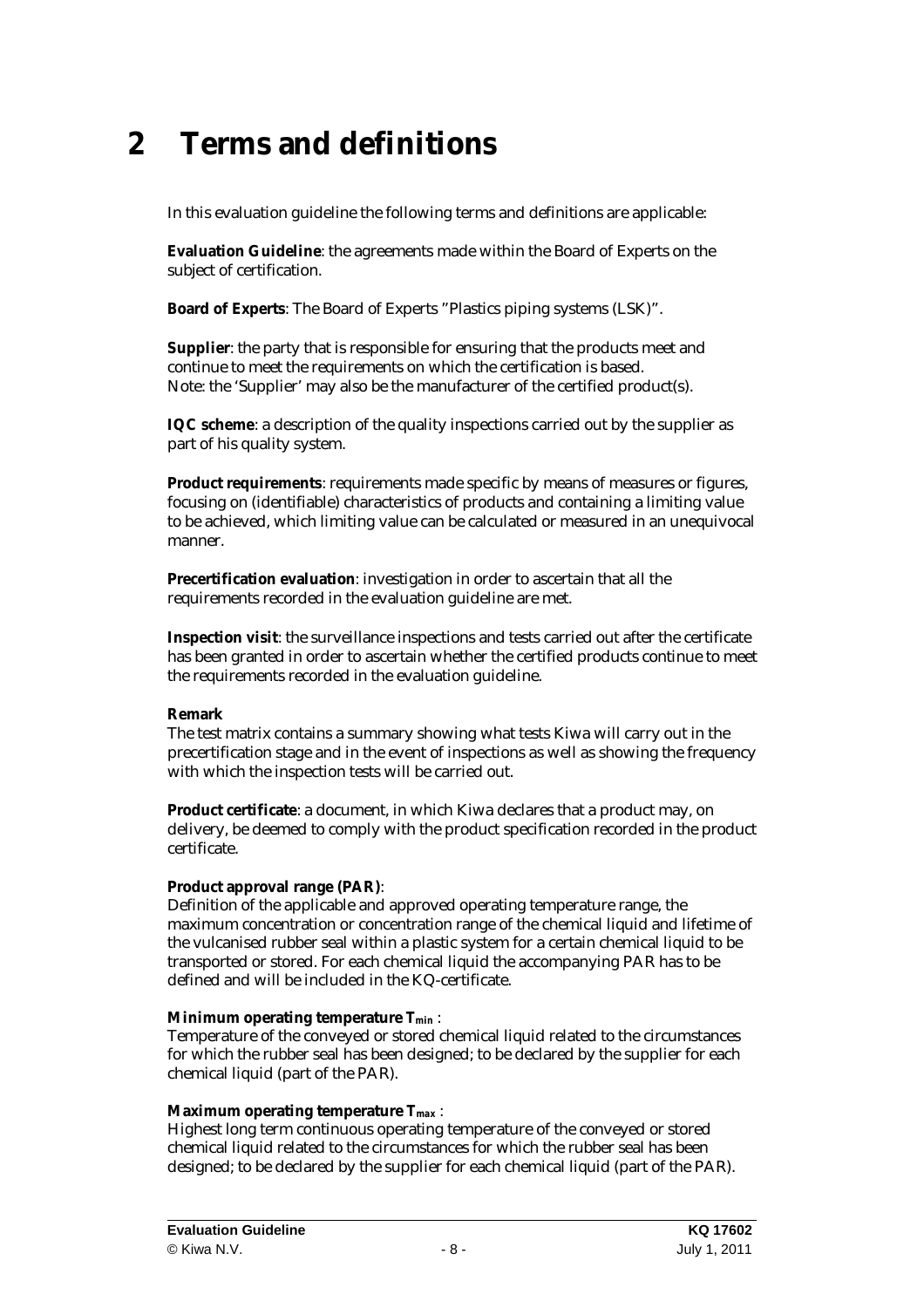# 2 Terms and definitions

In this evaluation guideline the following terms and definitions are applicable:

**Evaluation Guideline**: the agreements made within the Board of Experts on the subject of certification.

**Board of Experts**: The Board of Experts "Plastics piping systems (LSK)".

**Supplier**: the party that is responsible for ensuring that the products meet and continue to meet the requirements on which the certification is based.
Note: the 'Supplier' may also be the manufacturer of the certified product(s).

**IQC scheme**: a description of the quality inspections carried out by the supplier as part of his quality system.

**Product requirements**: requirements made specific by means of measures or figures, focusing on (identifiable) characteristics of products and containing a limiting value to be achieved, which limiting value can be calculated or measured in an unequivocal manner.

**Precertification evaluation**: investigation in order to ascertain that all the requirements recorded in the evaluation guideline are met.

**Inspection visit**: the surveillance inspections and tests carried out after the certificate has been granted in order to ascertain whether the certified products continue to meet the requirements recorded in the evaluation guideline.

**Remark**
The test matrix contains a summary showing what tests Kiwa will carry out in the precertification stage and in the event of inspections as well as showing the frequency with which the inspection tests will be carried out.

**Product certificate**: a document, in which Kiwa declares that a product may, on delivery, be deemed to comply with the product specification recorded in the product certificate.

**Product approval range (PAR)**:
Definition of the applicable and approved operating temperature range, the maximum concentration or concentration range of the chemical liquid and lifetime of the vulcanised rubber seal within a plastic system for a certain chemical liquid to be transported or stored. For each chemical liquid the accompanying PAR has to be defined and will be included in the KQ-certificate.

**Minimum operating temperature $T_{min}$** :
Temperature of the conveyed or stored chemical liquid related to the circumstances for which the rubber seal has been designed; to be declared by the supplier for each chemical liquid (part of the PAR).

**Maximum operating temperature $T_{max}$** :
Highest long term continuous operating temperature of the conveyed or stored chemical liquid related to the circumstances for which the rubber seal has been designed; to be declared by the supplier for each chemical liquid (part of the PAR).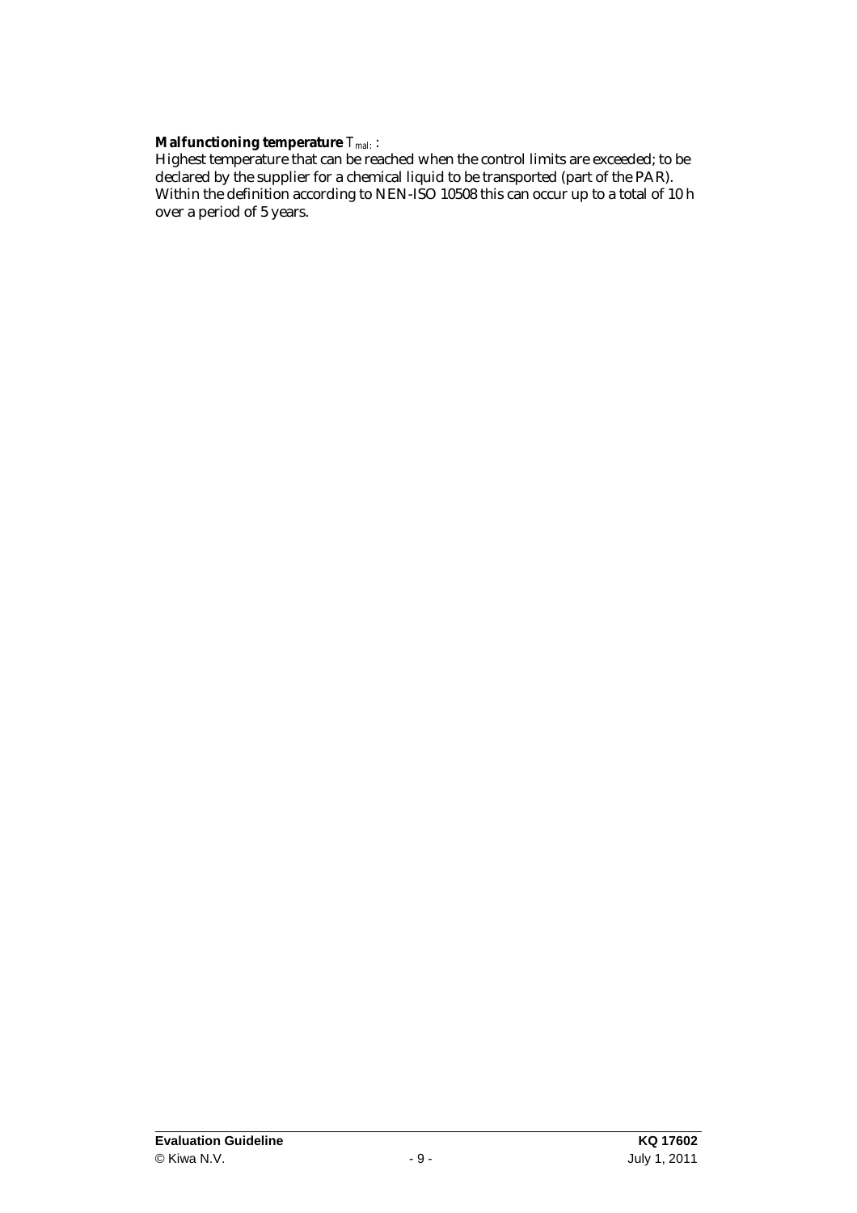**Malfunctioning temperature** $T_{mal}$ :
Highest temperature that can be reached when the control limits are exceeded; to be declared by the supplier for a chemical liquid to be transported (part of the PAR). Within the definition according to NEN-ISO 10508 this can occur up to a total of 10 h over a period of 5 years.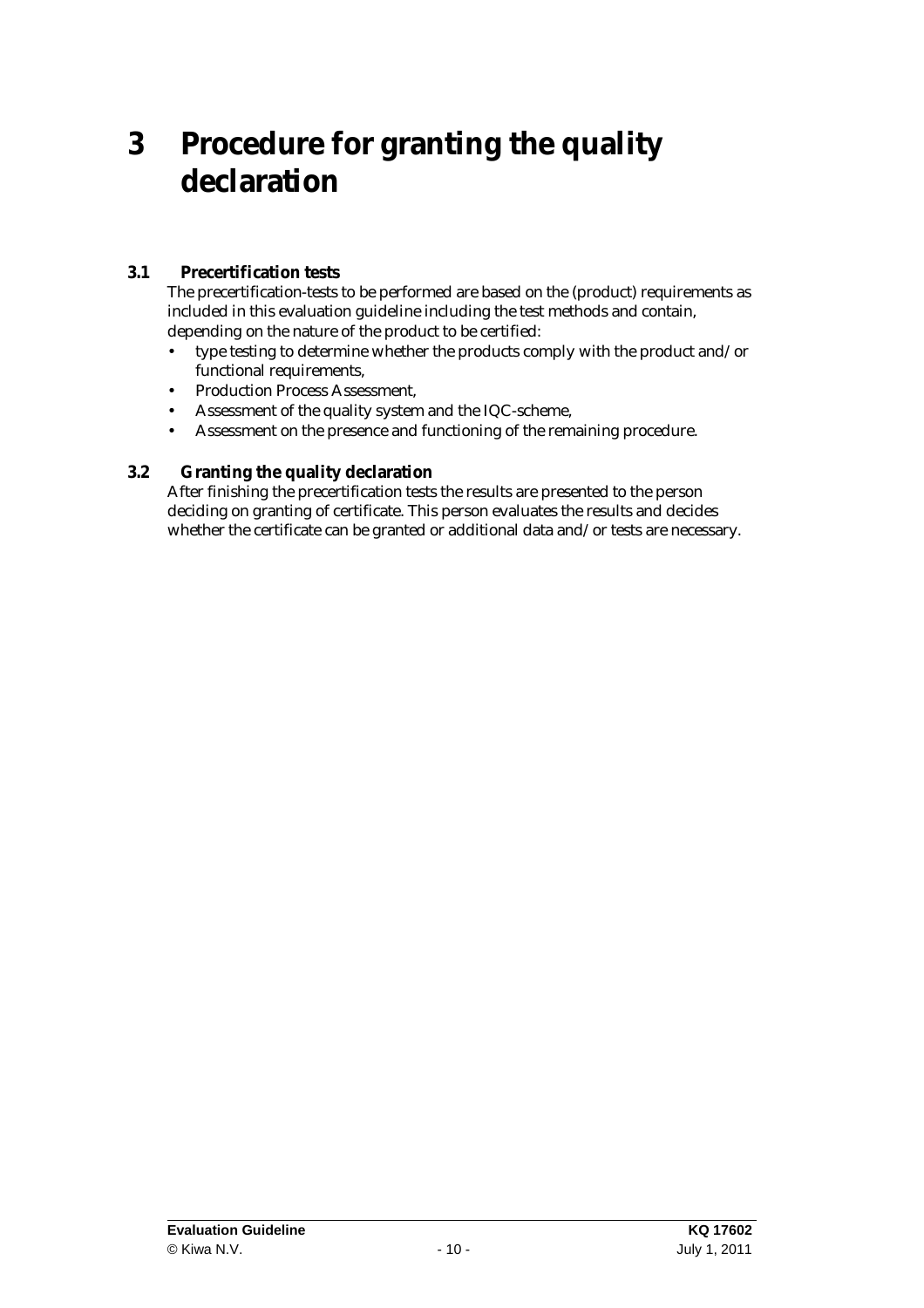# 3 Procedure for granting the quality declaration

## 3.1 Precertification tests

The precertification-tests to be performed are based on the (product) requirements as included in this evaluation guideline including the test methods and contain, depending on the nature of the product to be certified:

- type testing to determine whether the products comply with the product and/or functional requirements,
- Production Process Assessment,
- Assessment of the quality system and the IQC-scheme,
- Assessment on the presence and functioning of the remaining procedure.

## 3.2 Granting the quality declaration

After finishing the precertification tests the results are presented to the person deciding on granting of certificate. This person evaluates the results and decides whether the certificate can be granted or additional data and/or tests are necessary.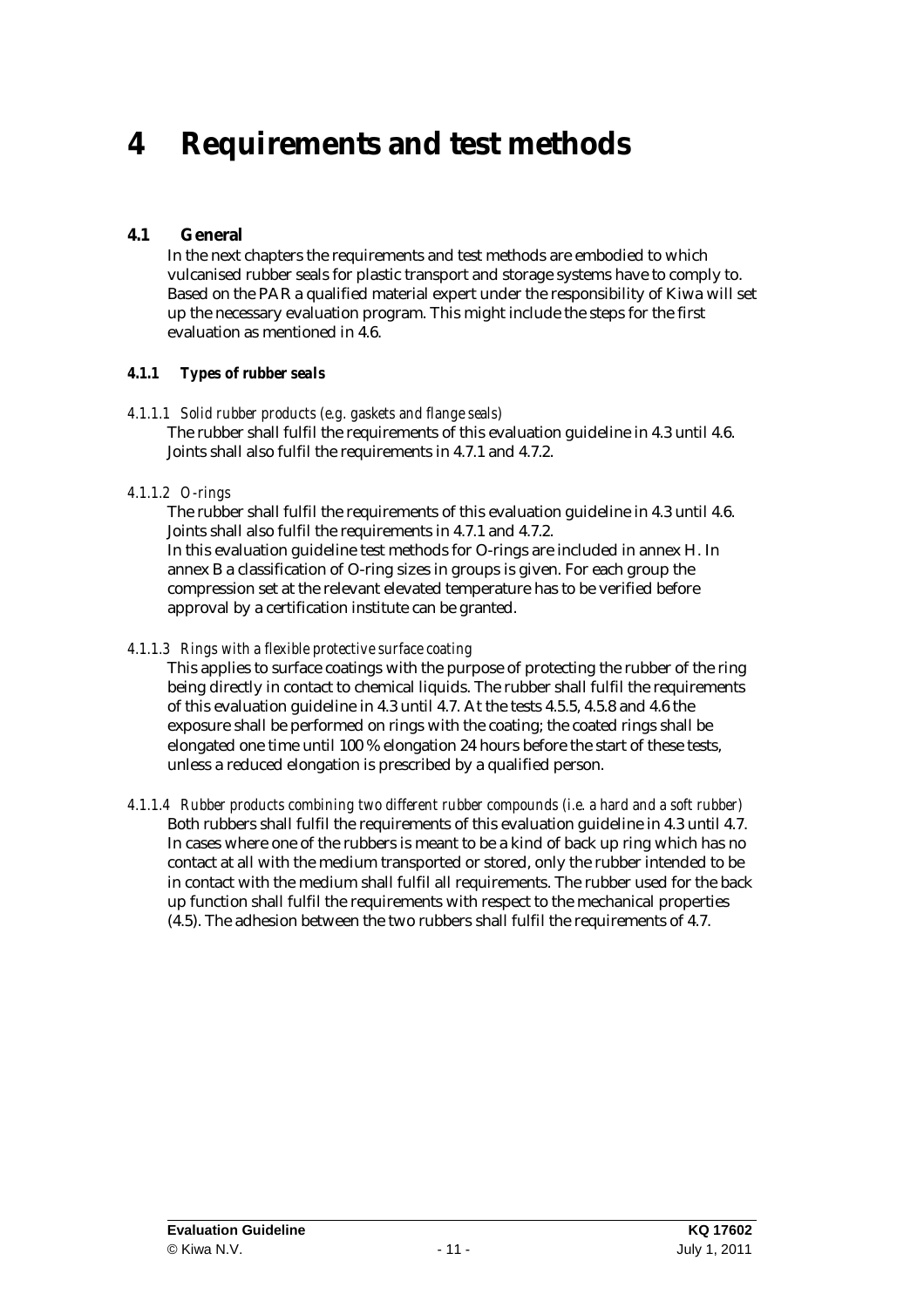# 4 Requirements and test methods

## 4.1 General

In the next chapters the requirements and test methods are embodied to which vulcanised rubber seals for plastic transport and storage systems have to comply to. Based on the PAR a qualified material expert under the responsibility of Kiwa will set up the necessary evaluation program. This might include the steps for the first evaluation as mentioned in 4.6.

### *4.1.1 Types of rubber seals*

#### *4.1.1.1 Solid rubber products (e.g. gaskets and flange seals)*

The rubber shall fulfil the requirements of this evaluation guideline in 4.3 until 4.6. Joints shall also fulfil the requirements in 4.7.1 and 4.7.2.

#### *4.1.1.2 O-rings*

The rubber shall fulfil the requirements of this evaluation guideline in 4.3 until 4.6. Joints shall also fulfil the requirements in 4.7.1 and 4.7.2.
In this evaluation guideline test methods for O-rings are included in annex H. In annex B a classification of O-ring sizes in groups is given. For each group the compression set at the relevant elevated temperature has to be verified before approval by a certification institute can be granted.

#### *4.1.1.3 Rings with a flexible protective surface coating*

This applies to surface coatings with the purpose of protecting the rubber of the ring being directly in contact to chemical liquids. The rubber shall fulfil the requirements of this evaluation guideline in 4.3 until 4.7. At the tests 4.5.5, 4.5.8 and 4.6 the exposure shall be performed on rings with the coating; the coated rings shall be elongated one time until 100 % elongation 24 hours before the start of these tests, unless a reduced elongation is prescribed by a qualified person.

#### *4.1.1.4 Rubber products combining two different rubber compounds (i.e. a hard and a soft rubber)*

Both rubbers shall fulfil the requirements of this evaluation guideline in 4.3 until 4.7. In cases where one of the rubbers is meant to be a kind of back up ring which has no contact at all with the medium transported or stored, only the rubber intended to be in contact with the medium shall fulfil all requirements. The rubber used for the back up function shall fulfil the requirements with respect to the mechanical properties (4.5). The adhesion between the two rubbers shall fulfil the requirements of 4.7.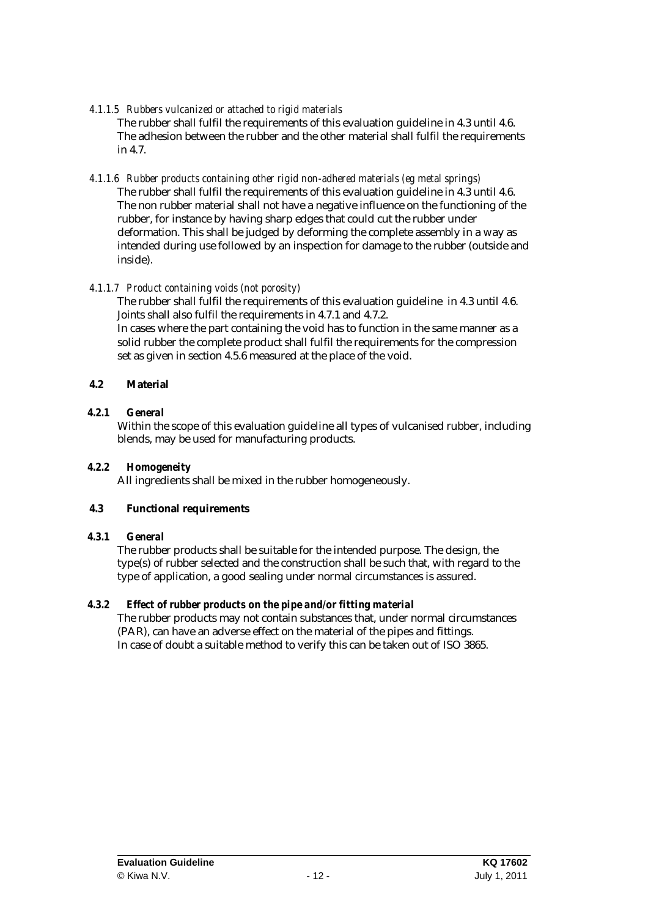#### *4.1.1.5 Rubbers vulcanized or attached to rigid materials*

The rubber shall fulfil the requirements of this evaluation guideline in 4.3 until 4.6.
The adhesion between the rubber and the other material shall fulfil the requirements in 4.7.

#### *4.1.1.6 Rubber products containing other rigid non-adhered materials (eg metal springs)*

The rubber shall fulfil the requirements of this evaluation guideline in 4.3 until 4.6.
The non rubber material shall not have a negative influence on the functioning of the rubber, for instance by having sharp edges that could cut the rubber under deformation. This shall be judged by deforming the complete assembly in a way as intended during use followed by an inspection for damage to the rubber (outside and inside).

#### *4.1.1.7 Product containing voids (not porosity)*

The rubber shall fulfil the requirements of this evaluation guideline in 4.3 until 4.6.
Joints shall also fulfil the requirements in 4.7.1 and 4.7.2.
In cases where the part containing the void has to function in the same manner as a solid rubber the complete product shall fulfil the requirements for the compression set as given in section 4.5.6 measured at the place of the void.

## 4.2 Material

### *4.2.1 General*

Within the scope of this evaluation guideline all types of vulcanised rubber, including blends, may be used for manufacturing products.

### *4.2.2 Homogeneity*

All ingredients shall be mixed in the rubber homogeneously.

## 4.3 Functional requirements

### *4.3.1 General*

The rubber products shall be suitable for the intended purpose. The design, the type(s) of rubber selected and the construction shall be such that, with regard to the type of application, a good sealing under normal circumstances is assured.

### *4.3.2 Effect of rubber products on the pipe and/or fitting material*

The rubber products may not contain substances that, under normal circumstances (PAR), can have an adverse effect on the material of the pipes and fittings.
In case of doubt a suitable method to verify this can be taken out of ISO 3865.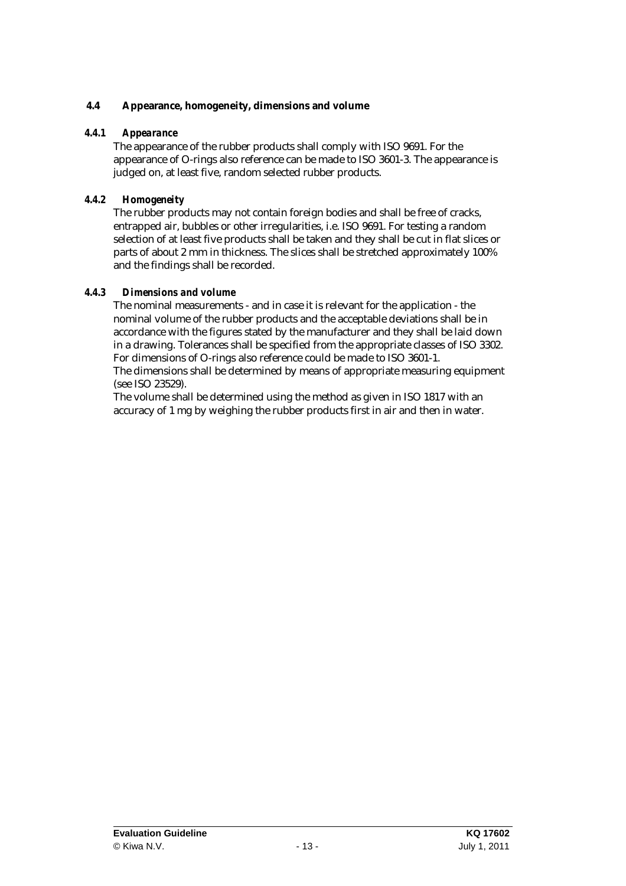## 4.4 Appearance, homogeneity, dimensions and volume

### 4.4.1 *Appearance*

The appearance of the rubber products shall comply with ISO 9691. For the appearance of O-rings also reference can be made to ISO 3601-3. The appearance is judged on, at least five, random selected rubber products.

### 4.4.2 *Homogeneity*

The rubber products may not contain foreign bodies and shall be free of cracks, entrapped air, bubbles or other irregularities, i.e. ISO 9691. For testing a random selection of at least five products shall be taken and they shall be cut in flat slices or parts of about 2 mm in thickness. The slices shall be stretched approximately 100% and the findings shall be recorded.

### 4.4.3 *Dimensions and volume*

The nominal measurements - and in case it is relevant for the application - the nominal volume of the rubber products and the acceptable deviations shall be in accordance with the figures stated by the manufacturer and they shall be laid down in a drawing. Tolerances shall be specified from the appropriate classes of ISO 3302. For dimensions of O-rings also reference could be made to ISO 3601-1.
The dimensions shall be determined by means of appropriate measuring equipment (see ISO 23529).
The volume shall be determined using the method as given in ISO 1817 with an accuracy of 1 mg by weighing the rubber products first in air and then in water.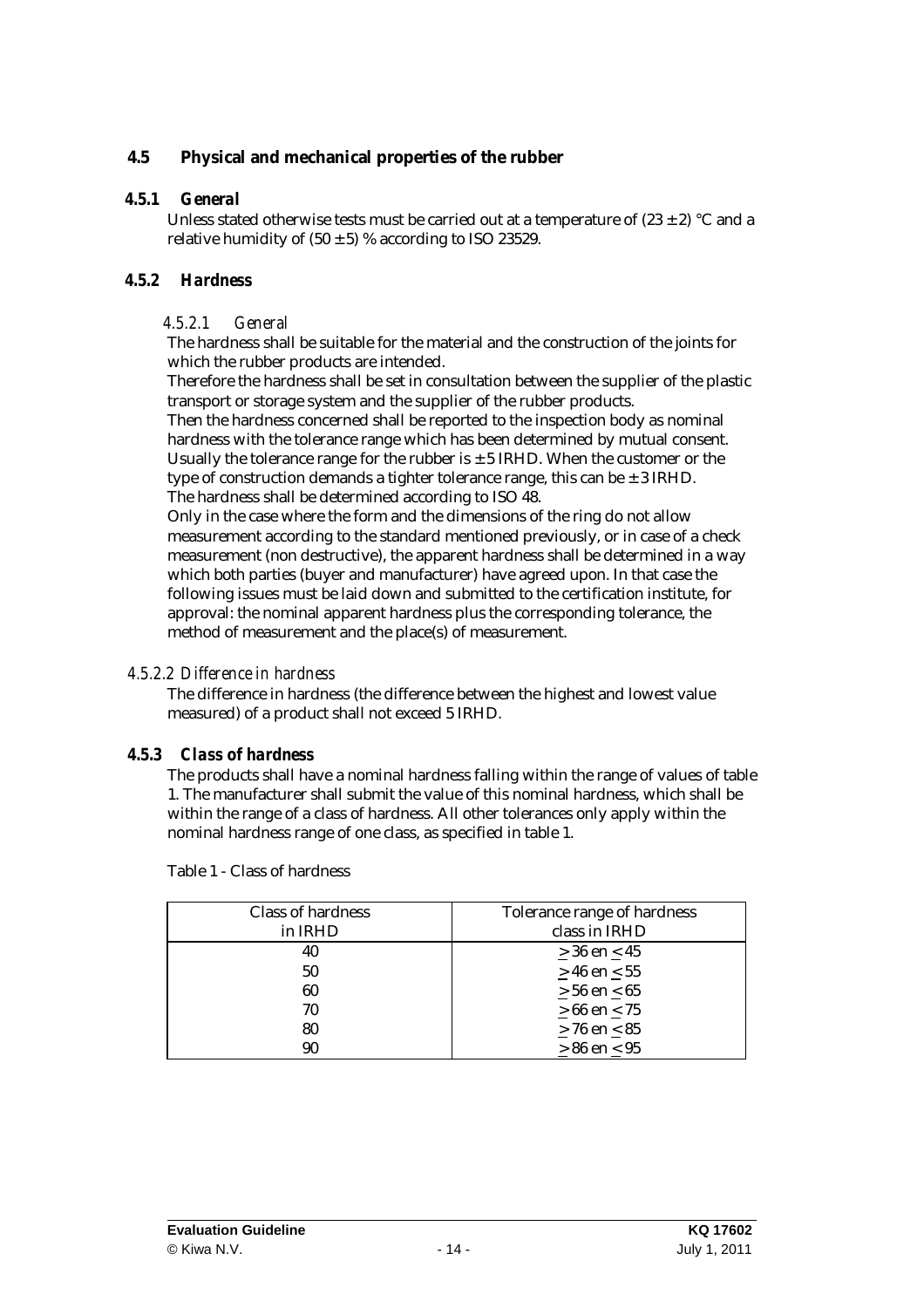## 4.5 Physical and mechanical properties of the rubber

### 4.5.1 *General*

Unless stated otherwise tests must be carried out at a temperature of (23 ± 2) °C and a relative humidity of (50 ± 5) % according to ISO 23529.

### 4.5.2 *Hardness*

#### *4.5.2.1 General*

The hardness shall be suitable for the material and the construction of the joints for which the rubber products are intended.

Therefore the hardness shall be set in consultation between the supplier of the plastic transport or storage system and the supplier of the rubber products.

Then the hardness concerned shall be reported to the inspection body as nominal hardness with the tolerance range which has been determined by mutual consent. Usually the tolerance range for the rubber is ± 5 IRHD. When the customer or the type of construction demands a tighter tolerance range, this can be ± 3 IRHD. The hardness shall be determined according to ISO 48.

Only in the case where the form and the dimensions of the ring do not allow measurement according to the standard mentioned previously, or in case of a check measurement (non destructive), the apparent hardness shall be determined in a way which both parties (buyer and manufacturer) have agreed upon. In that case the following issues must be laid down and submitted to the certification institute, for approval: the nominal apparent hardness plus the corresponding tolerance, the method of measurement and the place(s) of measurement.

#### *4.5.2.2 Difference in hardness*

The difference in hardness (the difference between the highest and lowest value measured) of a product shall not exceed 5 IRHD.

### 4.5.3 *Class of hardness*

The products shall have a nominal hardness falling within the range of values of table 1. The manufacturer shall submit the value of this nominal hardness, which shall be within the range of a class of hardness. All other tolerances only apply within the nominal hardness range of one class, as specified in table 1.

Table 1 - Class of hardness

| Class of hardness in IRHD | Tolerance range of hardness class in IRHD |
|---|---|
| 40 | ≥ 36 en ≤ 45 |
| 50 | ≥ 46 en ≤ 55 |
| 60 | ≥ 56 en ≤ 65 |
| 70 | ≥ 66 en ≤ 75 |
| 80 | ≥ 76 en ≤ 85 |
| 90 | ≥ 86 en ≤ 95 |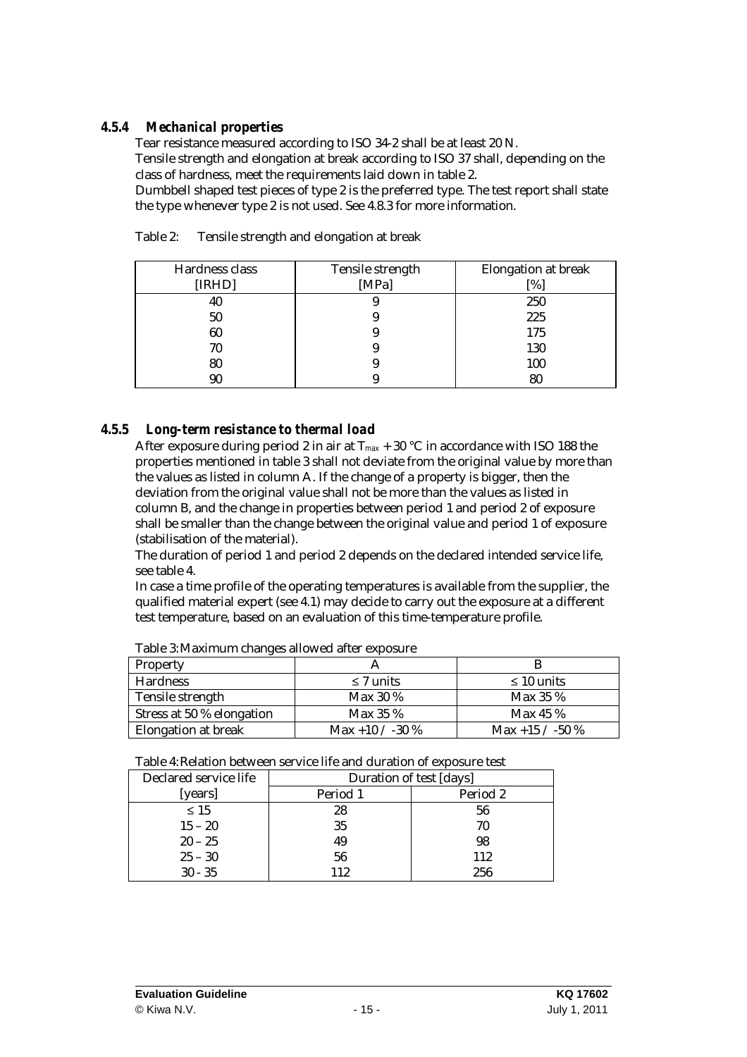#### *4.5.4 Mechanical properties*

Tear resistance measured according to ISO 34-2 shall be at least 20 N.
Tensile strength and elongation at break according to ISO 37 shall, depending on the class of hardness, meet the requirements laid down in table 2.
Dumbbell shaped test pieces of type 2 is the preferred type. The test report shall state the type whenever type 2 is not used. See 4.8.3 for more information.

Table 2: Tensile strength and elongation at break

| Hardness class [IRHD] | Tensile strength [MPa] | Elongation at break [%] |
|---|---|---|
| 40 | 9 | 250 |
| 50 | 9 | 225 |
| 60 | 9 | 175 |
| 70 | 9 | 130 |
| 80 | 9 | 100 |
| 90 | 9 | 80 |

#### *4.5.5 Long-term resistance to thermal load*

After exposure during period 2 in air at $T_{max}$ + 30 °C in accordance with ISO 188 the properties mentioned in table 3 shall not deviate from the original value by more than the values as listed in column A. If the change of a property is bigger, then the deviation from the original value shall not be more than the values as listed in column B, and the change in properties between period 1 and period 2 of exposure shall be smaller than the change between the original value and period 1 of exposure (stabilisation of the material).
The duration of period 1 and period 2 depends on the declared intended service life, see table 4.
In case a time profile of the operating temperatures is available from the supplier, the qualified material expert (see 4.1) may decide to carry out the exposure at a different test temperature, based on an evaluation of this time-temperature profile.

Table 3: Maximum changes allowed after exposure

| Property | A | B |
|---|---|---|
| Hardness | ≤ 7 units | ≤ 10 units |
| Tensile strength | Max 30 % | Max 35 % |
| Stress at 50 % elongation | Max 35 % | Max 45 % |
| Elongation at break | Max +10 / -30 % | Max +15 / -50 % |

Table 4: Relation between service life and duration of exposure test

| Declared service life | Duration of test [days] | |
|---|---|---|
| [years] | Period 1 | Period 2 |
| ≤ 15 | 28 | 56 |
| 15 – 20 | 35 | 70 |
| 20 – 25 | 49 | 98 |
| 25 – 30 | 56 | 112 |
| 30 - 35 | 112 | 256 |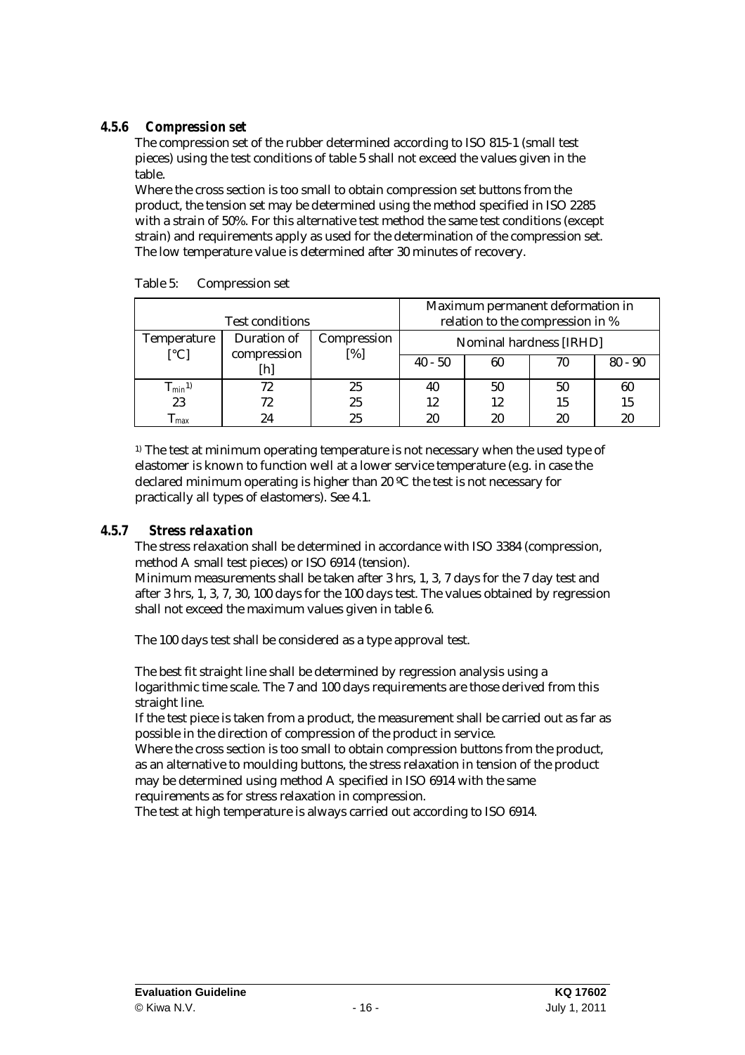#### 4.5.6 *Compression set*

The compression set of the rubber determined according to ISO 815-1 (small test pieces) using the test conditions of table 5 shall not exceed the values given in the table.

Where the cross section is too small to obtain compression set buttons from the product, the tension set may be determined using the method specified in ISO 2285 with a strain of 50%. For this alternative test method the same test conditions (except strain) and requirements apply as used for the determination of the compression set. The low temperature value is determined after 30 minutes of recovery.

Table 5: Compression set

| Test conditions | | | Maximum permanent deformation in relation to the compression in % | | | |
|---|---|---|---|---|---|---|
| Temperature [°C] | Duration of compression [h] | Compression [%] | Nominal hardness [IRHD] | | | |
| | | | 40 - 50 | 60 | 70 | 80 - 90 |
| $T_{min}$ [1)] | 72 | 25 | 40 | 50 | 50 | 60 |
| 23 | 72 | 25 | 12 | 12 | 15 | 15 |
| $T_{max}$ | 24 | 25 | 20 | 20 | 20 | 20 |

[1)] The test at minimum operating temperature is not necessary when the used type of elastomer is known to function well at a lower service temperature (e.g. in case the declared minimum operating is higher than 20 ºC the test is not necessary for practically all types of elastomers). See 4.1.

#### 4.5.7 *Stress relaxation*

The stress relaxation shall be determined in accordance with ISO 3384 (compression, method A small test pieces) or ISO 6914 (tension).

Minimum measurements shall be taken after 3 hrs, 1, 3, 7 days for the 7 day test and after 3 hrs, 1, 3, 7, 30, 100 days for the 100 days test. The values obtained by regression shall not exceed the maximum values given in table 6.

The 100 days test shall be considered as a type approval test.

The best fit straight line shall be determined by regression analysis using a logarithmic time scale. The 7 and 100 days requirements are those derived from this straight line.

If the test piece is taken from a product, the measurement shall be carried out as far as possible in the direction of compression of the product in service.

Where the cross section is too small to obtain compression buttons from the product, as an alternative to moulding buttons, the stress relaxation in tension of the product may be determined using method A specified in ISO 6914 with the same requirements as for stress relaxation in compression.

The test at high temperature is always carried out according to ISO 6914.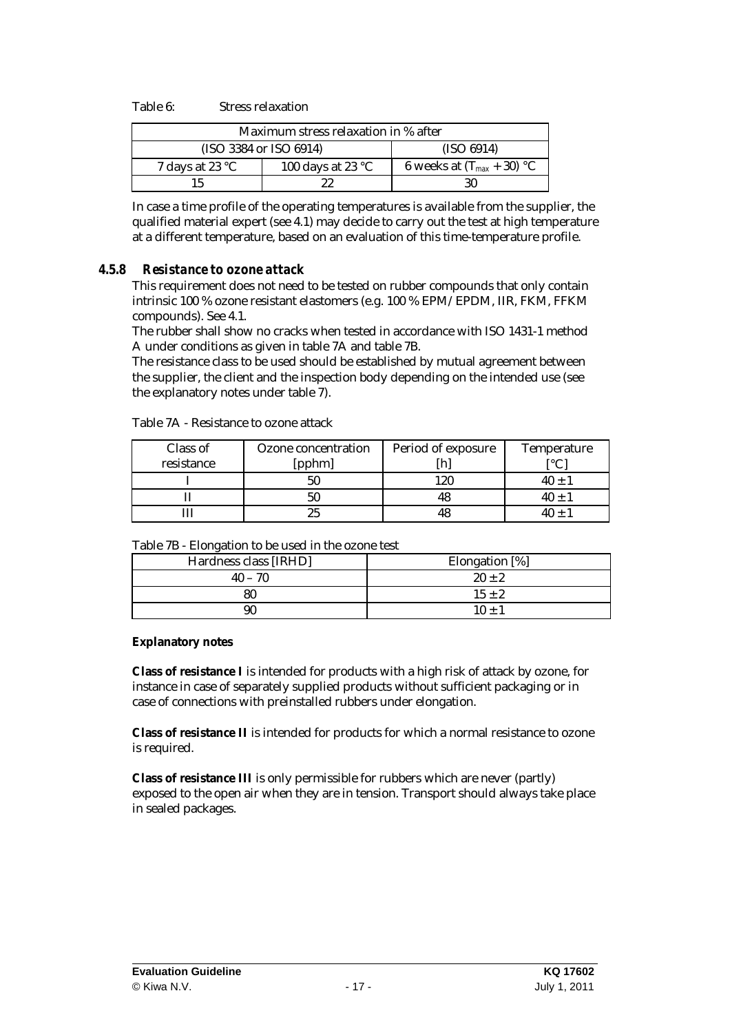Table 6: Stress relaxation

| Maximum stress relaxation in % after | | |
|---|---|---|
| (ISO 3384 or ISO 6914) | | (ISO 6914) |
| 7 days at 23 °C | 100 days at 23 °C | 6 weeks at ($T_{max}$ + 30) °C |
| 15 | 22 | 30 |

In case a time profile of the operating temperatures is available from the supplier, the qualified material expert (see 4.1) may decide to carry out the test at high temperature at a different temperature, based on an evaluation of this time-temperature profile.

### 4.5.8 *Resistance to ozone attack*

This requirement does not need to be tested on rubber compounds that only contain intrinsic 100 % ozone resistant elastomers (e.g. 100 % EPM/EPDM, IIR, FKM, FFKM compounds). See 4.1.

The rubber shall show no cracks when tested in accordance with ISO 1431-1 method A under conditions as given in table 7A and table 7B.

The resistance class to be used should be established by mutual agreement between the supplier, the client and the inspection body depending on the intended use (see the explanatory notes under table 7).

Table 7A - Resistance to ozone attack

| Class of resistance | Ozone concentration [pphm] | Period of exposure [h] | Temperature [°C] |
|---|---|---|---|
| I | 50 | 120 | 40 ± 1 |
| II | 50 | 48 | 40 ± 1 |
| III | 25 | 48 | 40 ± 1 |

Table 7B - Elongation to be used in the ozone test

| Hardness class [IRHD] | Elongation [%] |
|---|---|
| 40 – 70 | 20 ± 2 |
| 80 | 15 ± 2 |
| 90 | 10 ± 1 |

**Explanatory notes**

**Class of resistance I** is intended for products with a high risk of attack by ozone, for instance in case of separately supplied products without sufficient packaging or in case of connections with preinstalled rubbers under elongation.

**Class of resistance II** is intended for products for which a normal resistance to ozone is required.

**Class of resistance III** is only permissible for rubbers which are never (partly) exposed to the open air when they are in tension. Transport should always take place in sealed packages.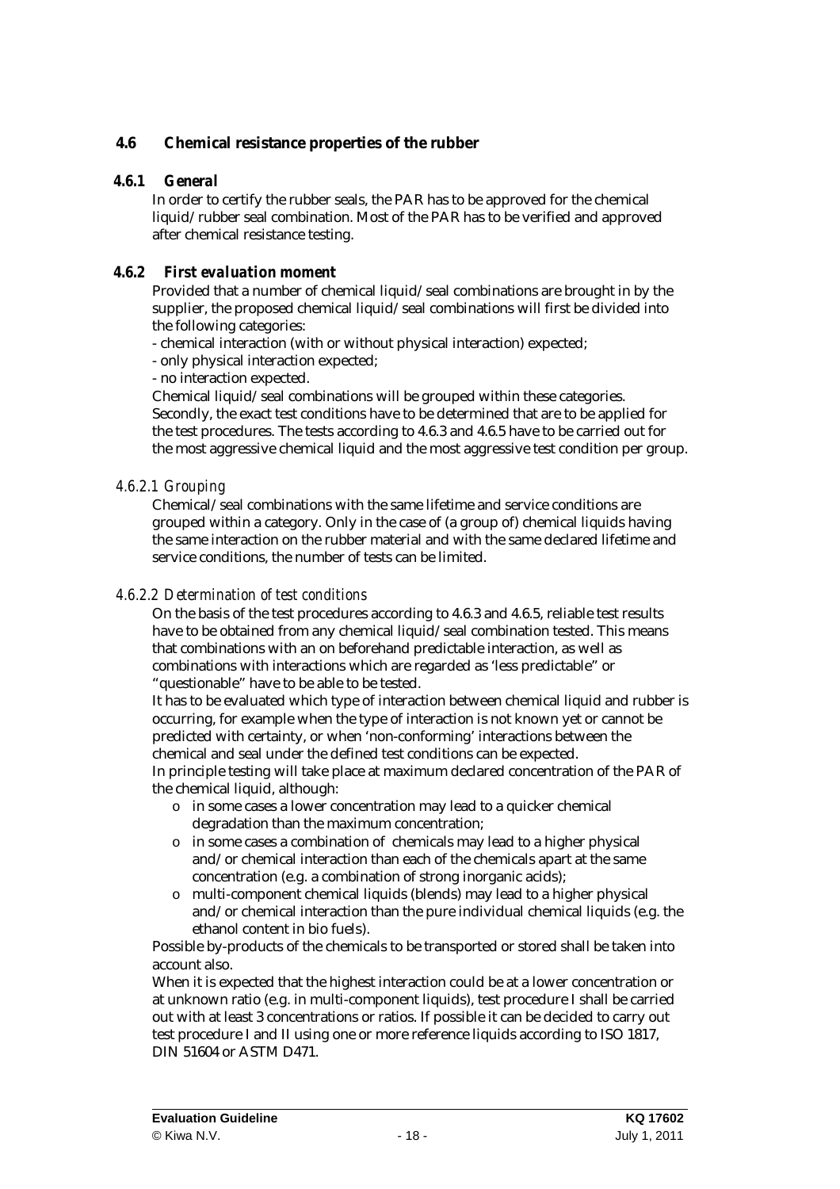## 4.6 Chemical resistance properties of the rubber

### 4.6.1 *General*

In order to certify the rubber seals, the PAR has to be approved for the chemical liquid/rubber seal combination. Most of the PAR has to be verified and approved after chemical resistance testing.

### 4.6.2 *First evaluation moment*

Provided that a number of chemical liquid/seal combinations are brought in by the supplier, the proposed chemical liquid/seal combinations will first be divided into the following categories:

- chemical interaction (with or without physical interaction) expected;
- only physical interaction expected;
- no interaction expected.

Chemical liquid/seal combinations will be grouped within these categories. Secondly, the exact test conditions have to be determined that are to be applied for the test procedures. The tests according to 4.6.3 and 4.6.5 have to be carried out for the most aggressive chemical liquid and the most aggressive test condition per group.

#### *4.6.2.1 Grouping*

Chemical/seal combinations with the same lifetime and service conditions are grouped within a category. Only in the case of (a group of) chemical liquids having the same interaction on the rubber material and with the same declared lifetime and service conditions, the number of tests can be limited.

#### *4.6.2.2 Determination of test conditions*

On the basis of the test procedures according to 4.6.3 and 4.6.5, reliable test results have to be obtained from any chemical liquid/seal combination tested. This means that combinations with an on beforehand predictable interaction, as well as combinations with interactions which are regarded as 'less predictable" or "questionable" have to be able to be tested.

It has to be evaluated which type of interaction between chemical liquid and rubber is occurring, for example when the type of interaction is not known yet or cannot be predicted with certainty, or when 'non-conforming' interactions between the chemical and seal under the defined test conditions can be expected.

In principle testing will take place at maximum declared concentration of the PAR of the chemical liquid, although:

- o in some cases a lower concentration may lead to a quicker chemical degradation than the maximum concentration;
- o in some cases a combination of chemicals may lead to a higher physical and/or chemical interaction than each of the chemicals apart at the same concentration (e.g. a combination of strong inorganic acids);
- o multi-component chemical liquids (blends) may lead to a higher physical and/or chemical interaction than the pure individual chemical liquids (e.g. the ethanol content in bio fuels).

Possible by-products of the chemicals to be transported or stored shall be taken into account also.

When it is expected that the highest interaction could be at a lower concentration or at unknown ratio (e.g. in multi-component liquids), test procedure I shall be carried out with at least 3 concentrations or ratios. If possible it can be decided to carry out test procedure I and II using one or more reference liquids according to ISO 1817, DIN 51604 or ASTM D471.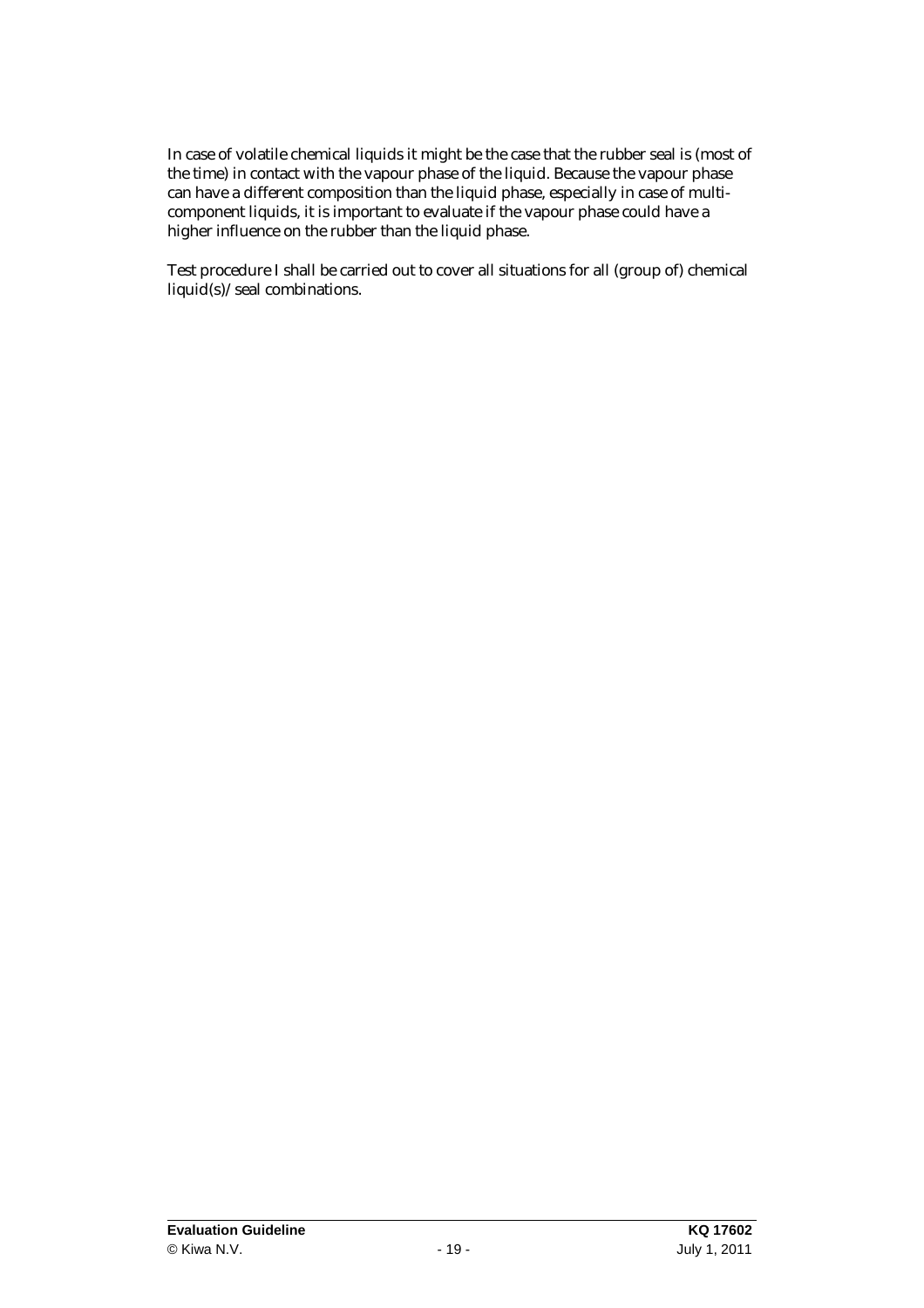In case of volatile chemical liquids it might be the case that the rubber seal is (most of the time) in contact with the vapour phase of the liquid. Because the vapour phase can have a different composition than the liquid phase, especially in case of multi-component liquids, it is important to evaluate if the vapour phase could have a higher influence on the rubber than the liquid phase.

Test procedure I shall be carried out to cover all situations for all (group of) chemical liquid(s)/seal combinations.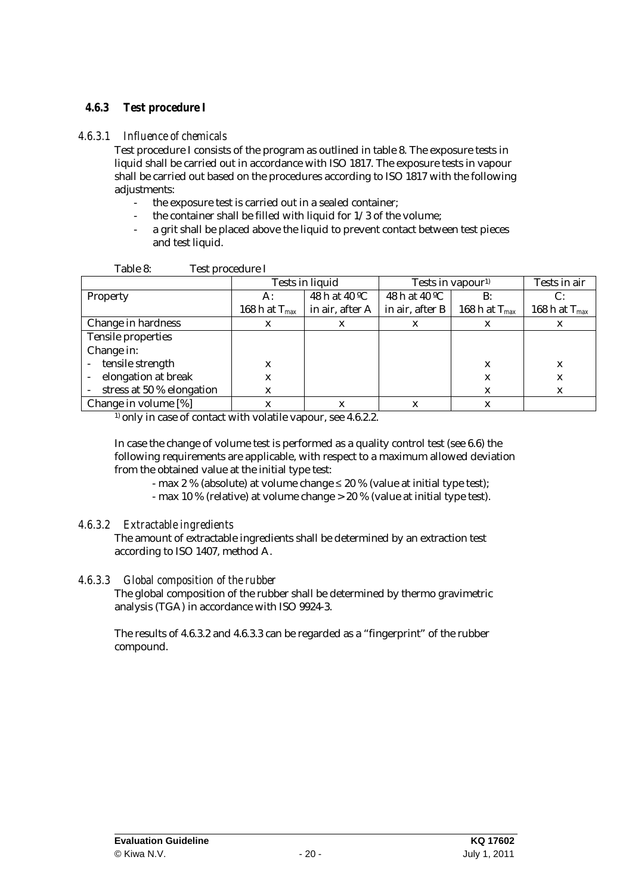### 4.6.3 Test procedure I

#### *4.6.3.1 Influence of chemicals*

Test procedure I consists of the program as outlined in table 8. The exposure tests in liquid shall be carried out in accordance with ISO 1817. The exposure tests in vapour shall be carried out based on the procedures according to ISO 1817 with the following adjustments:

- the exposure test is carried out in a sealed container;
- the container shall be filled with liquid for 1/3 of the volume;
- a grit shall be placed above the liquid to prevent contact between test pieces and test liquid.

Table 8: Test procedure I

| | Tests in liquid | | Tests in vapour[1)] | | Tests in air |
|---|---|---|---|---|---|
| Property | A: 168 h at $T_{max}$ | 48 h at 40 ºC in air, after A | 48 h at 40 ºC in air, after B | B: 168 h at $T_{max}$ | C: 168 h at $T_{max}$ |
| Change in hardness | x | x | x | x | x |
| Tensile properties | | | | | |
| Change in: | | | | | |
| - tensile strength | x | | | x | x |
| - elongation at break | x | | | x | x |
| - stress at 50 % elongation | x | | | x | x |
| Change in volume [%] | x | x | x | x | |

[1)] only in case of contact with volatile vapour, see 4.6.2.2.

In case the change of volume test is performed as a quality control test (see 6.6) the following requirements are applicable, with respect to a maximum allowed deviation from the obtained value at the initial type test:

- max 2 % (absolute) at volume change ≤ 20 % (value at initial type test);
- max 10 % (relative) at volume change > 20 % (value at initial type test).

#### *4.6.3.2 Extractable ingredients*

The amount of extractable ingredients shall be determined by an extraction test according to ISO 1407, method A.

#### *4.6.3.3 Global composition of the rubber*

The global composition of the rubber shall be determined by thermo gravimetric analysis (TGA) in accordance with ISO 9924-3.

The results of 4.6.3.2 and 4.6.3.3 can be regarded as a "fingerprint" of the rubber compound.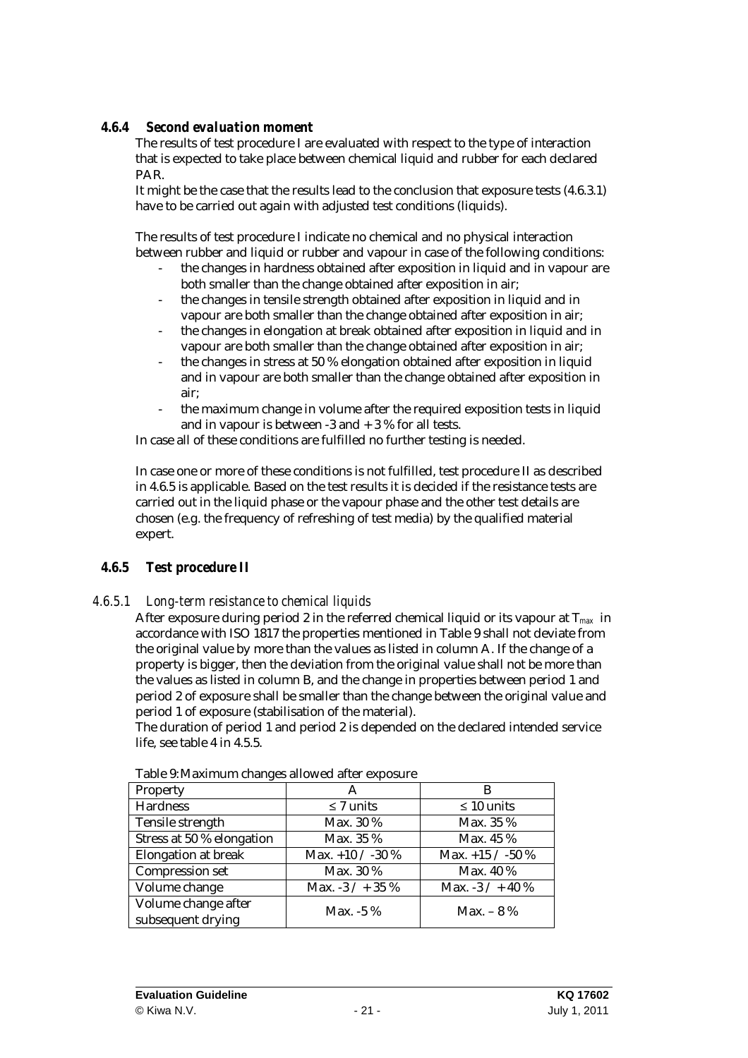### 4.6.4 *Second evaluation moment*

The results of test procedure I are evaluated with respect to the type of interaction that is expected to take place between chemical liquid and rubber for each declared PAR.

It might be the case that the results lead to the conclusion that exposure tests (4.6.3.1) have to be carried out again with adjusted test conditions (liquids).

The results of test procedure I indicate no chemical and no physical interaction between rubber and liquid or rubber and vapour in case of the following conditions:

- the changes in hardness obtained after exposition in liquid and in vapour are both smaller than the change obtained after exposition in air;
- the changes in tensile strength obtained after exposition in liquid and in vapour are both smaller than the change obtained after exposition in air;
- the changes in elongation at break obtained after exposition in liquid and in vapour are both smaller than the change obtained after exposition in air;
- the changes in stress at 50 % elongation obtained after exposition in liquid and in vapour are both smaller than the change obtained after exposition in air;
- the maximum change in volume after the required exposition tests in liquid and in vapour is between -3 and + 3 % for all tests.

In case all of these conditions are fulfilled no further testing is needed.

In case one or more of these conditions is not fulfilled, test procedure II as described in 4.6.5 is applicable. Based on the test results it is decided if the resistance tests are carried out in the liquid phase or the vapour phase and the other test details are chosen (e.g. the frequency of refreshing of test media) by the qualified material expert.

### 4.6.5 Test procedure II

#### 4.6.5.1 *Long-term resistance to chemical liquids*

After exposure during period 2 in the referred chemical liquid or its vapour at $T_{max}$ in accordance with ISO 1817 the properties mentioned in Table 9 shall not deviate from the original value by more than the values as listed in column A. If the change of a property is bigger, then the deviation from the original value shall not be more than the values as listed in column B, and the change in properties between period 1 and period 2 of exposure shall be smaller than the change between the original value and period 1 of exposure (stabilisation of the material).

The duration of period 1 and period 2 is depended on the declared intended service life, see table 4 in 4.5.5.

Table 9: Maximum changes allowed after exposure

| Property | A | B |
|---|---|---|
| Hardness | ≤ 7 units | ≤ 10 units |
| Tensile strength | Max. 30 % | Max. 35 % |
| Stress at 50 % elongation | Max. 35 % | Max. 45 % |
| Elongation at break | Max. +10 / -30 % | Max. +15 / -50 % |
| Compression set | Max. 30 % | Max. 40 % |
| Volume change | Max. -3 / + 35 % | Max. -3 / + 40 % |
| Volume change after subsequent drying | Max. -5 % | Max. – 8 % |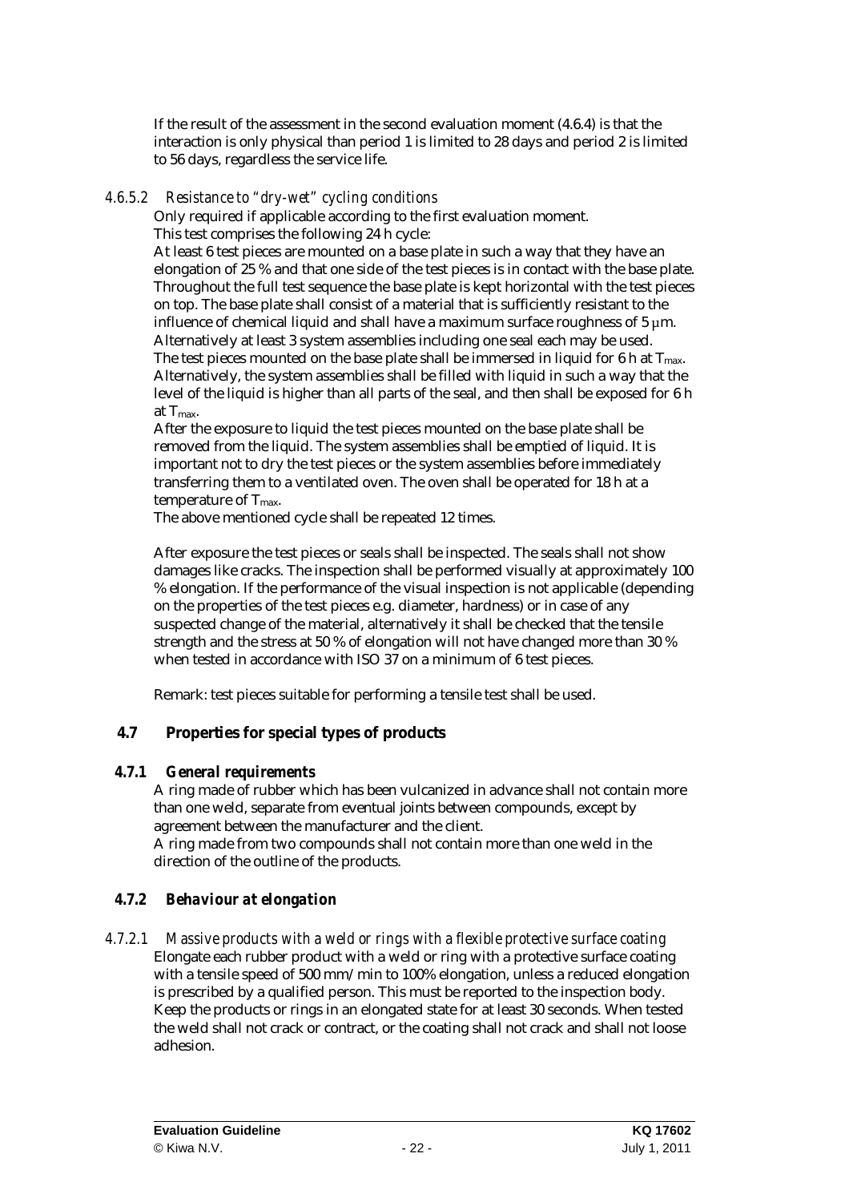If the result of the assessment in the second evaluation moment (4.6.4) is that the interaction is only physical than period 1 is limited to 28 days and period 2 is limited to 56 days, regardless the service life.

#### *4.6.5.2 Resistance to "dry-wet" cycling conditions*

Only required if applicable according to the first evaluation moment.
This test comprises the following 24 h cycle:
At least 6 test pieces are mounted on a base plate in such a way that they have an elongation of 25 % and that one side of the test pieces is in contact with the base plate. Throughout the full test sequence the base plate is kept horizontal with the test pieces on top. The base plate shall consist of a material that is sufficiently resistant to the influence of chemical liquid and shall have a maximum surface roughness of 5 μm.
Alternatively at least 3 system assemblies including one seal each may be used.
The test pieces mounted on the base plate shall be immersed in liquid for 6 h at $T_{max}$.
Alternatively, the system assemblies shall be filled with liquid in such a way that the level of the liquid is higher than all parts of the seal, and then shall be exposed for 6 h at $T_{max}$.
After the exposure to liquid the test pieces mounted on the base plate shall be removed from the liquid. The system assemblies shall be emptied of liquid. It is important not to dry the test pieces or the system assemblies before immediately transferring them to a ventilated oven. The oven shall be operated for 18 h at a temperature of $T_{max}$.
The above mentioned cycle shall be repeated 12 times.

After exposure the test pieces or seals shall be inspected. The seals shall not show damages like cracks. The inspection shall be performed visually at approximately 100 % elongation. If the performance of the visual inspection is not applicable (depending on the properties of the test pieces e.g. diameter, hardness) or in case of any suspected change of the material, alternatively it shall be checked that the tensile strength and the stress at 50 % of elongation will not have changed more than 30 % when tested in accordance with ISO 37 on a minimum of 6 test pieces.

Remark: test pieces suitable for performing a tensile test shall be used.

## 4.7 Properties for special types of products

### *4.7.1 General requirements*

A ring made of rubber which has been vulcanized in advance shall not contain more than one weld, separate from eventual joints between compounds, except by agreement between the manufacturer and the client.
A ring made from two compounds shall not contain more than one weld in the direction of the outline of the products.

### *4.7.2 Behaviour at elongation*

#### *4.7.2.1 Massive products with a weld or rings with a flexible protective surface coating*

Elongate each rubber product with a weld or ring with a protective surface coating with a tensile speed of 500 mm/min to 100% elongation, unless a reduced elongation is prescribed by a qualified person. This must be reported to the inspection body. Keep the products or rings in an elongated state for at least 30 seconds. When tested the weld shall not crack or contract, or the coating shall not crack and shall not loose adhesion.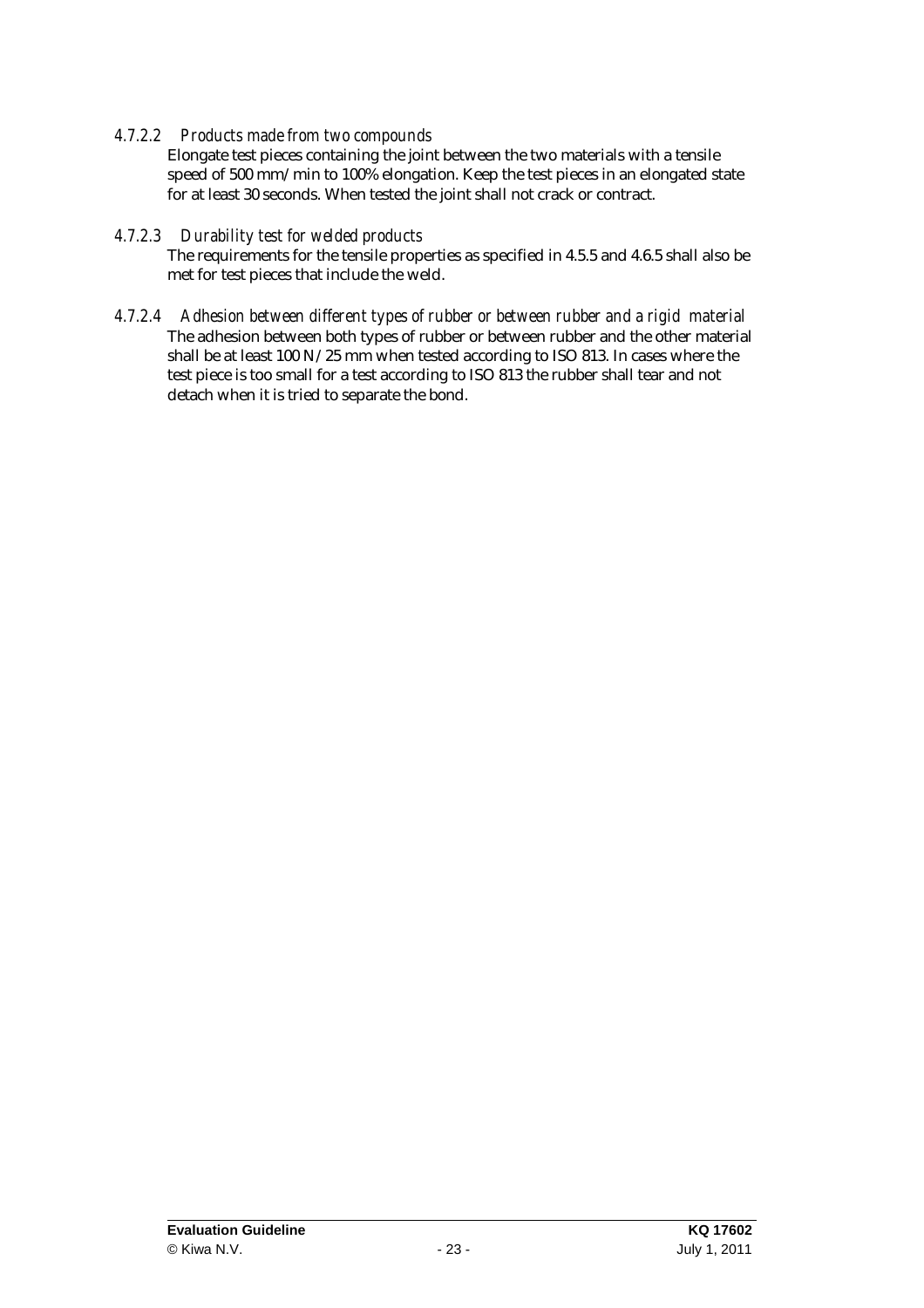#### *4.7.2.2 Products made from two compounds*

Elongate test pieces containing the joint between the two materials with a tensile speed of 500 mm/min to 100% elongation. Keep the test pieces in an elongated state for at least 30 seconds. When tested the joint shall not crack or contract.

#### *4.7.2.3 Durability test for welded products*

The requirements for the tensile properties as specified in 4.5.5 and 4.6.5 shall also be met for test pieces that include the weld.

#### *4.7.2.4 Adhesion between different types of rubber or between rubber and a rigid material*

The adhesion between both types of rubber or between rubber and the other material shall be at least 100 N/25 mm when tested according to ISO 813. In cases where the test piece is too small for a test according to ISO 813 the rubber shall tear and not detach when it is tried to separate the bond.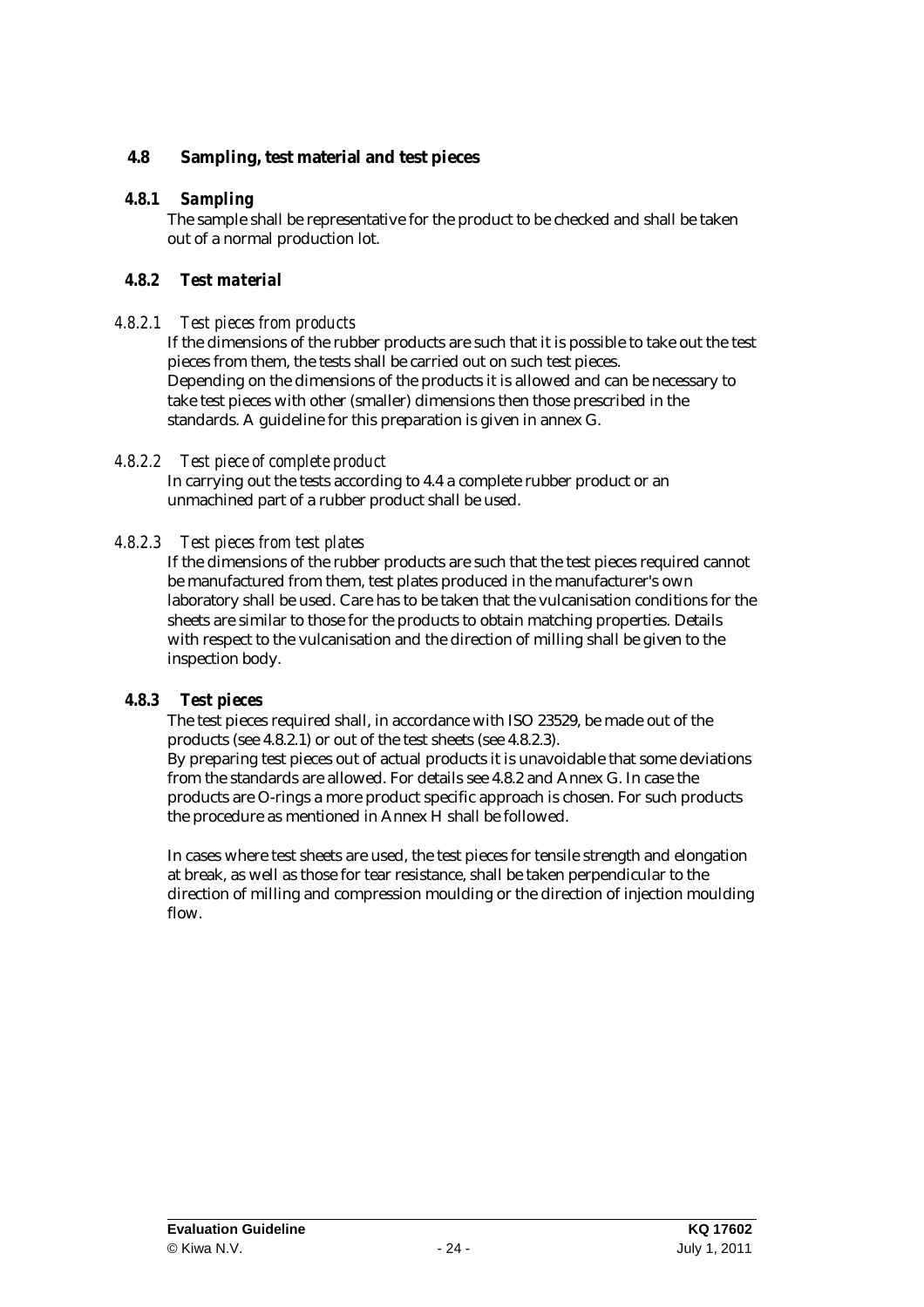## 4.8 Sampling, test material and test pieces

### 4.8.1 *Sampling*

The sample shall be representative for the product to be checked and shall be taken out of a normal production lot.

### 4.8.2 *Test material*

#### *4.8.2.1 Test pieces from products*

If the dimensions of the rubber products are such that it is possible to take out the test pieces from them, the tests shall be carried out on such test pieces.
Depending on the dimensions of the products it is allowed and can be necessary to take test pieces with other (smaller) dimensions then those prescribed in the standards. A guideline for this preparation is given in annex G.

#### *4.8.2.2 Test piece of complete product*

In carrying out the tests according to 4.4 a complete rubber product or an unmachined part of a rubber product shall be used.

#### *4.8.2.3 Test pieces from test plates*

If the dimensions of the rubber products are such that the test pieces required cannot be manufactured from them, test plates produced in the manufacturer's own laboratory shall be used. Care has to be taken that the vulcanisation conditions for the sheets are similar to those for the products to obtain matching properties. Details with respect to the vulcanisation and the direction of milling shall be given to the inspection body.

### 4.8.3 *Test pieces*

The test pieces required shall, in accordance with ISO 23529, be made out of the products (see 4.8.2.1) or out of the test sheets (see 4.8.2.3).
By preparing test pieces out of actual products it is unavoidable that some deviations from the standards are allowed. For details see 4.8.2 and Annex G. In case the products are O-rings a more product specific approach is chosen. For such products the procedure as mentioned in Annex H shall be followed.

In cases where test sheets are used, the test pieces for tensile strength and elongation at break, as well as those for tear resistance, shall be taken perpendicular to the direction of milling and compression moulding or the direction of injection moulding flow.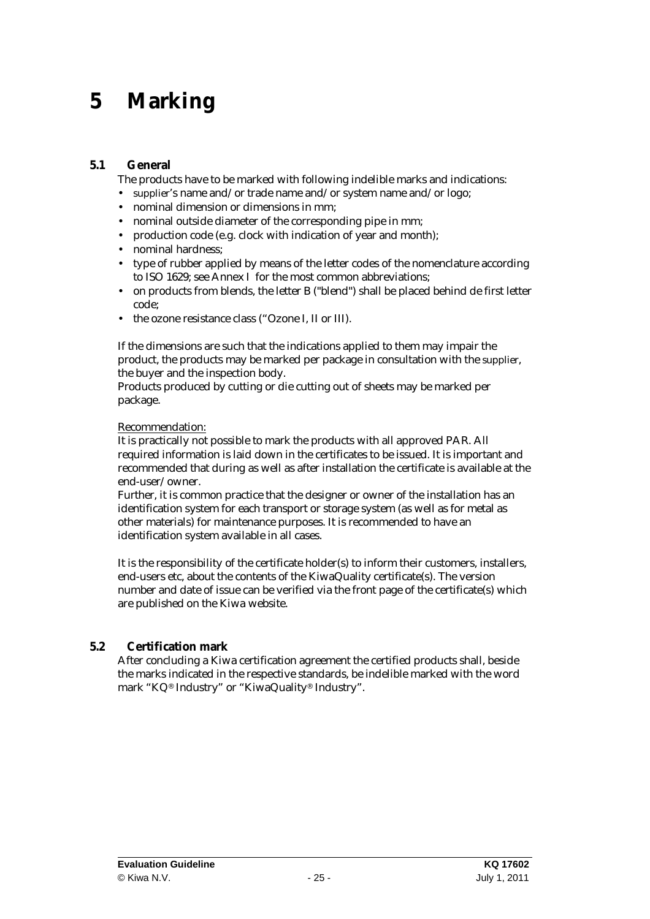# 5 Marking

## 5.1 General

The products have to be marked with following indelible marks and indications:

- supplier's name and/or trade name and/or system name and/or logo;
- nominal dimension or dimensions in mm;
- nominal outside diameter of the corresponding pipe in mm;
- production code (e.g. clock with indication of year and month);
- nominal hardness;
- type of rubber applied by means of the letter codes of the nomenclature according to ISO 1629; see Annex I for the most common abbreviations;
- on products from blends, the letter B ("blend") shall be placed behind de first letter code;
- the ozone resistance class ("Ozone I, II or III).

If the dimensions are such that the indications applied to them may impair the product, the products may be marked per package in consultation with the supplier, the buyer and the inspection body.
Products produced by cutting or die cutting out of sheets may be marked per package.

Recommendation:
It is practically not possible to mark the products with all approved PAR. All required information is laid down in the certificates to be issued. It is important and recommended that during as well as after installation the certificate is available at the end-user/owner.
Further, it is common practice that the designer or owner of the installation has an identification system for each transport or storage system (as well as for metal as other materials) for maintenance purposes. It is recommended to have an identification system available in all cases.

It is the responsibility of the certificate holder(s) to inform their customers, installers, end-users etc, about the contents of the KiwaQuality certificate(s). The version number and date of issue can be verified via the front page of the certificate(s) which are published on the Kiwa website.

## 5.2 Certification mark

After concluding a Kiwa certification agreement the certified products shall, beside the marks indicated in the respective standards, be indelible marked with the word mark "KQ® Industry" or "KiwaQuality® Industry".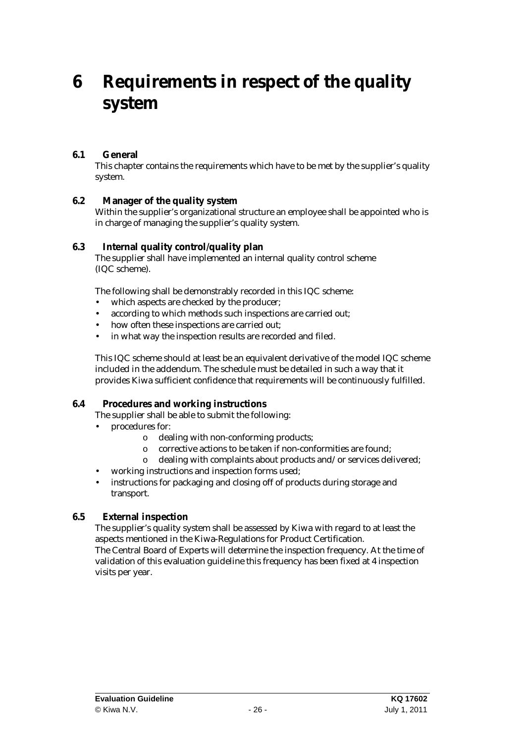# 6 Requirements in respect of the quality system

## 6.1 General

This chapter contains the requirements which have to be met by the supplier's quality system.

## 6.2 Manager of the quality system

Within the supplier's organizational structure an employee shall be appointed who is in charge of managing the supplier's quality system.

## 6.3 Internal quality control/quality plan

The supplier shall have implemented an internal quality control scheme (IQC scheme).

The following shall be demonstrably recorded in this IQC scheme:

- which aspects are checked by the producer;
- according to which methods such inspections are carried out;
- how often these inspections are carried out;
- in what way the inspection results are recorded and filed.

This IQC scheme should at least be an equivalent derivative of the model IQC scheme included in the addendum. The schedule must be detailed in such a way that it provides Kiwa sufficient confidence that requirements will be continuously fulfilled.

## 6.4 Procedures and working instructions

The supplier shall be able to submit the following:

- procedures for:
  - dealing with non-conforming products;
  - corrective actions to be taken if non-conformities are found;
  - dealing with complaints about products and/or services delivered;
- working instructions and inspection forms used;
- instructions for packaging and closing off of products during storage and transport.

## 6.5 External inspection

The supplier's quality system shall be assessed by Kiwa with regard to at least the aspects mentioned in the Kiwa-Regulations for Product Certification.
The Central Board of Experts will determine the inspection frequency. At the time of validation of this evaluation guideline this frequency has been fixed at 4 inspection visits per year.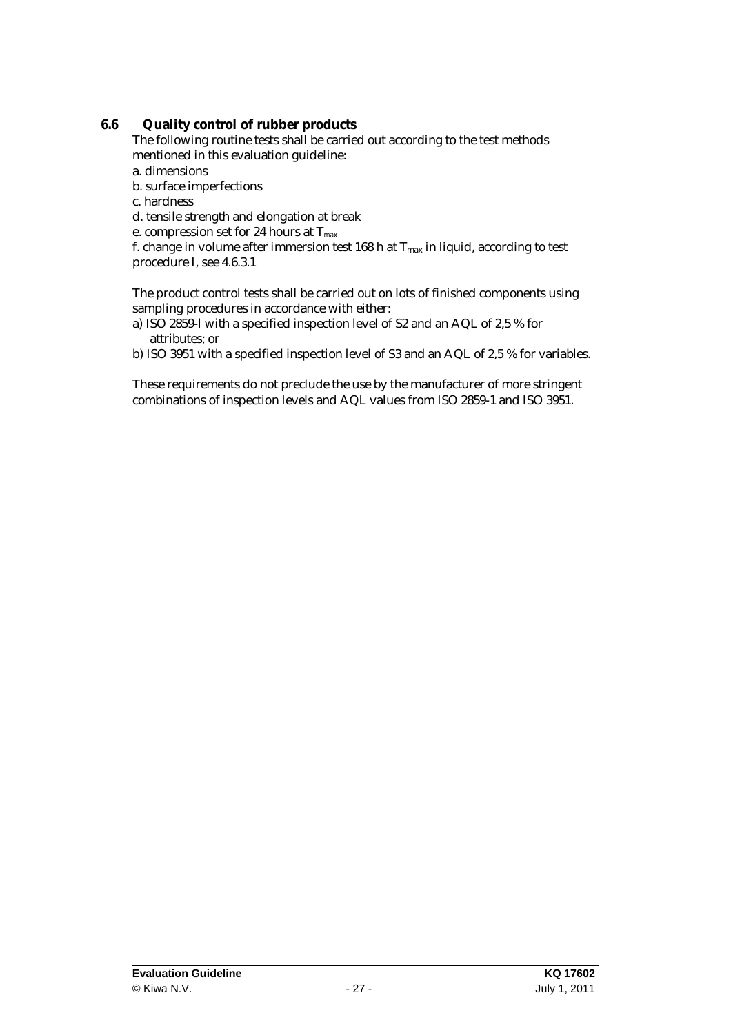## 6.6 Quality control of rubber products

The following routine tests shall be carried out according to the test methods mentioned in this evaluation guideline:

a. dimensions
b. surface imperfections
c. hardness
d. tensile strength and elongation at break
e. compression set for 24 hours at $T_{max}$
f. change in volume after immersion test 168 h at $T_{max}$ in liquid, according to test procedure I, see 4.6.3.1

The product control tests shall be carried out on lots of finished components using sampling procedures in accordance with either:

a) ISO 2859-l with a specified inspection level of S2 and an AQL of 2,5 % for attributes; or
b) ISO 3951 with a specified inspection level of S3 and an AQL of 2,5 % for variables.

These requirements do not preclude the use by the manufacturer of more stringent combinations of inspection levels and AQL values from ISO 2859-1 and ISO 3951.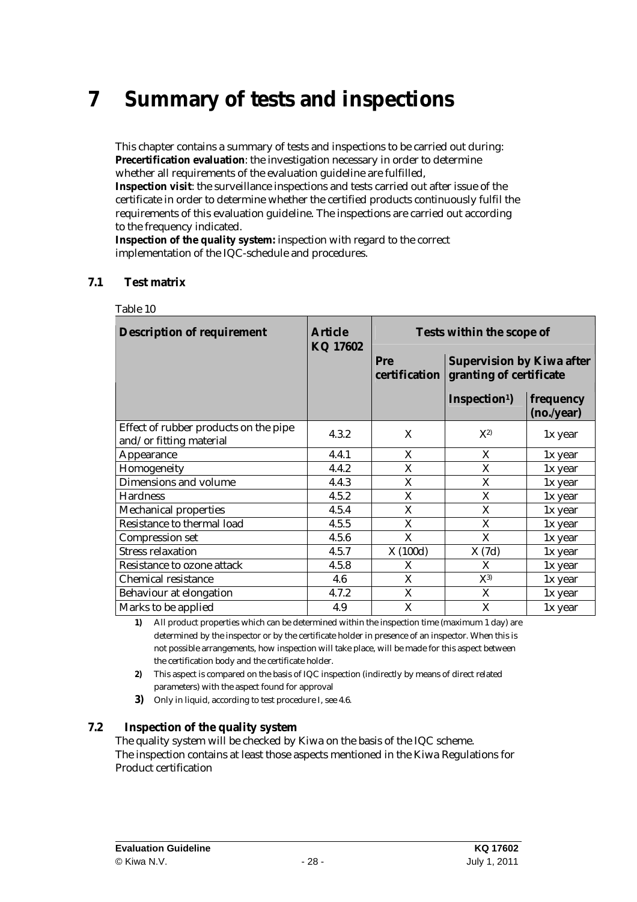# 7 Summary of tests and inspections

This chapter contains a summary of tests and inspections to be carried out during:
**Precertification evaluation**: the investigation necessary in order to determine whether all requirements of the evaluation guideline are fulfilled,
**Inspection visit**: the surveillance inspections and tests carried out after issue of the certificate in order to determine whether the certified products continuously fulfil the requirements of this evaluation guideline. The inspections are carried out according to the frequency indicated.
**Inspection of the quality system:** inspection with regard to the correct implementation of the IQC-schedule and procedures.

## 7.1 Test matrix

Table 10

| Description of requirement | Article KQ 17602 | Tests within the scope of | | |
|---|---|---|---|---|
| | | Pre certification | Supervision by Kiwa after granting of certificate | |
| | | | Inspection[1]) | frequency (no./year) |
| Effect of rubber products on the pipe and/or fitting material | 4.3.2 | X | X[2)] | 1x year |
| Appearance | 4.4.1 | X | X | 1x year |
| Homogeneity | 4.4.2 | X | X | 1x year |
| Dimensions and volume | 4.4.3 | X | X | 1x year |
| Hardness | 4.5.2 | X | X | 1x year |
| Mechanical properties | 4.5.4 | X | X | 1x year |
| Resistance to thermal load | 4.5.5 | X | X | 1x year |
| Compression set | 4.5.6 | X | X | 1x year |
| Stress relaxation | 4.5.7 | X (100d) | X (7d) | 1x year |
| Resistance to ozone attack | 4.5.8 | X | X | 1x year |
| Chemical resistance | 4.6 | X | X[3)] | 1x year |
| Behaviour at elongation | 4.7.2 | X | X | 1x year |
| Marks to be applied | 4.9 | X | X | 1x year |

**1)** All product properties which can be determined within the inspection time (maximum 1 day) are determined by the inspector or by the certificate holder in presence of an inspector. When this is not possible arrangements, how inspection will take place, will be made for this aspect between the certification body and the certificate holder.

**2)** This aspect is compared on the basis of IQC inspection (indirectly by means of direct related parameters) with the aspect found for approval

**3)** Only in liquid, according to test procedure I, see 4.6.

## 7.2 Inspection of the quality system

The quality system will be checked by Kiwa on the basis of the IQC scheme.
The inspection contains at least those aspects mentioned in the Kiwa Regulations for Product certification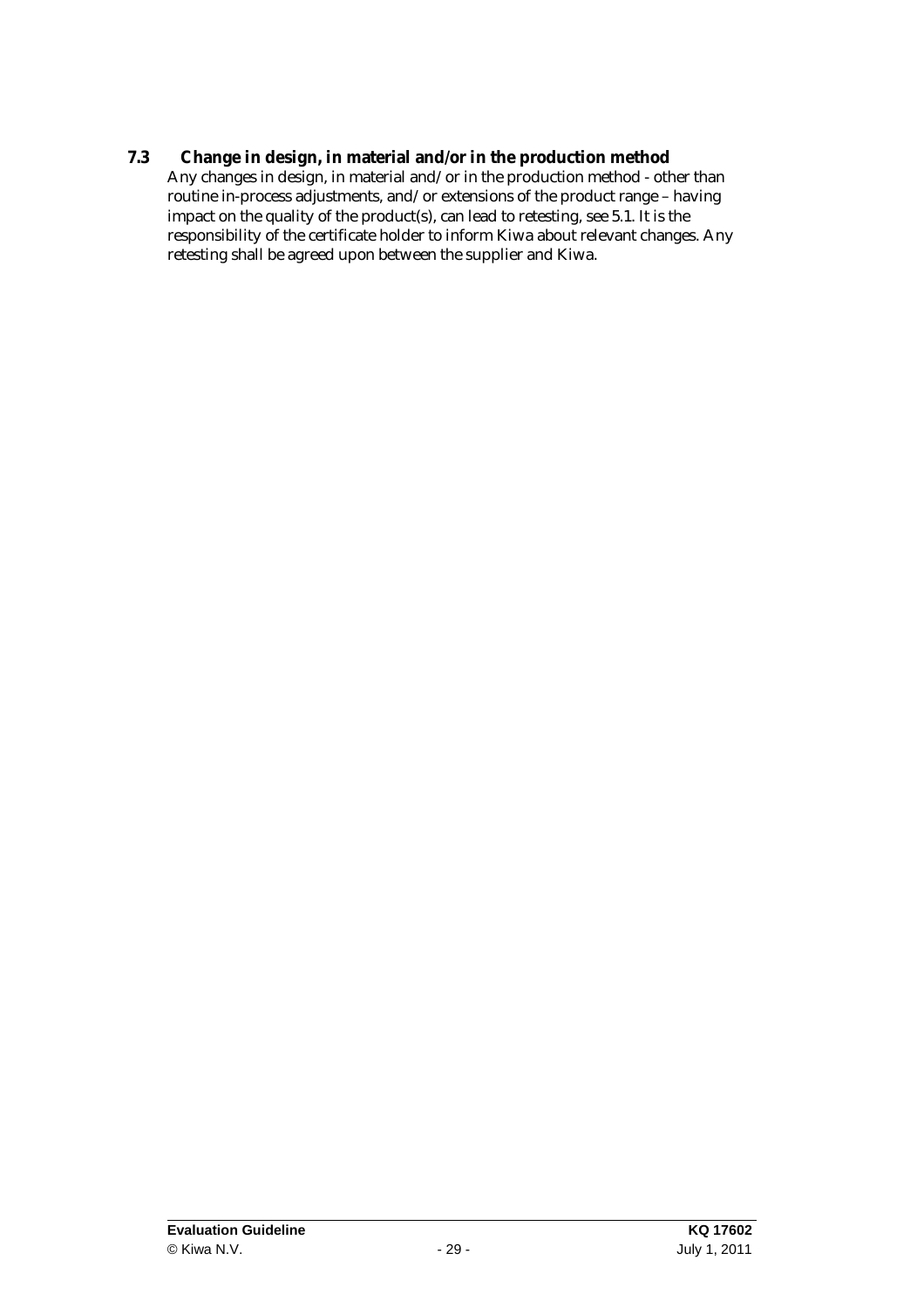### 7.3 Change in design, in material and/or in the production method

Any changes in design, in material and/ or in the production method - other than routine in-process adjustments, and/ or extensions of the product range – having impact on the quality of the product(s), can lead to retesting, see 5.1. It is the responsibility of the certificate holder to inform Kiwa about relevant changes. Any retesting shall be agreed upon between the supplier and Kiwa.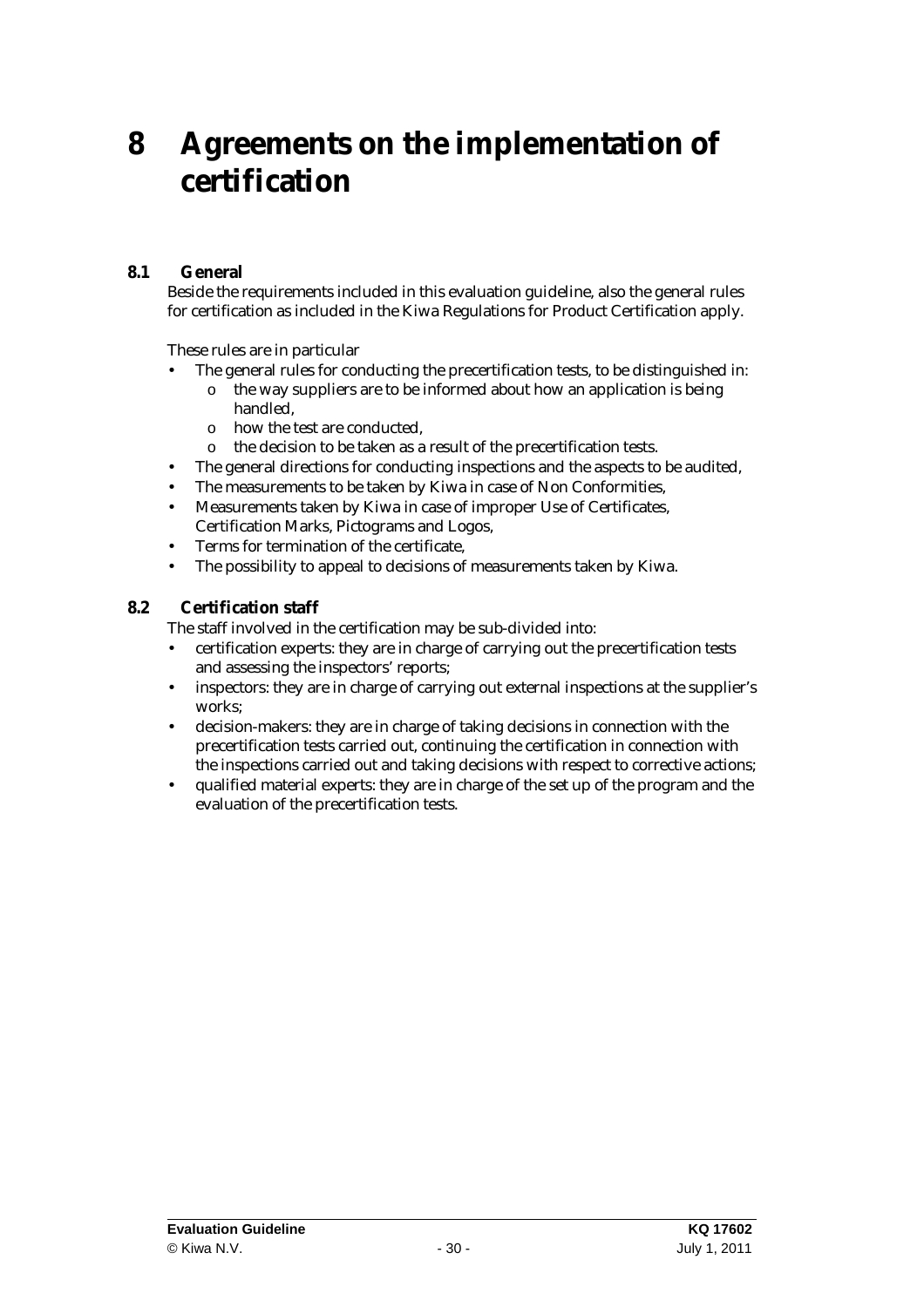# 8 Agreements on the implementation of certification

## 8.1 General

Beside the requirements included in this evaluation guideline, also the general rules for certification as included in the Kiwa Regulations for Product Certification apply.

These rules are in particular

- The general rules for conducting the precertification tests, to be distinguished in:
    - the way suppliers are to be informed about how an application is being handled,
    - how the test are conducted,
    - the decision to be taken as a result of the precertification tests.
- The general directions for conducting inspections and the aspects to be audited,
- The measurements to be taken by Kiwa in case of Non Conformities,
- Measurements taken by Kiwa in case of improper Use of Certificates, Certification Marks, Pictograms and Logos,
- Terms for termination of the certificate,
- The possibility to appeal to decisions of measurements taken by Kiwa.

## 8.2 Certification staff

The staff involved in the certification may be sub-divided into:

- certification experts: they are in charge of carrying out the precertification tests and assessing the inspectors' reports;
- inspectors: they are in charge of carrying out external inspections at the supplier's works;
- decision-makers: they are in charge of taking decisions in connection with the precertification tests carried out, continuing the certification in connection with the inspections carried out and taking decisions with respect to corrective actions;
- qualified material experts: they are in charge of the set up of the program and the evaluation of the precertification tests.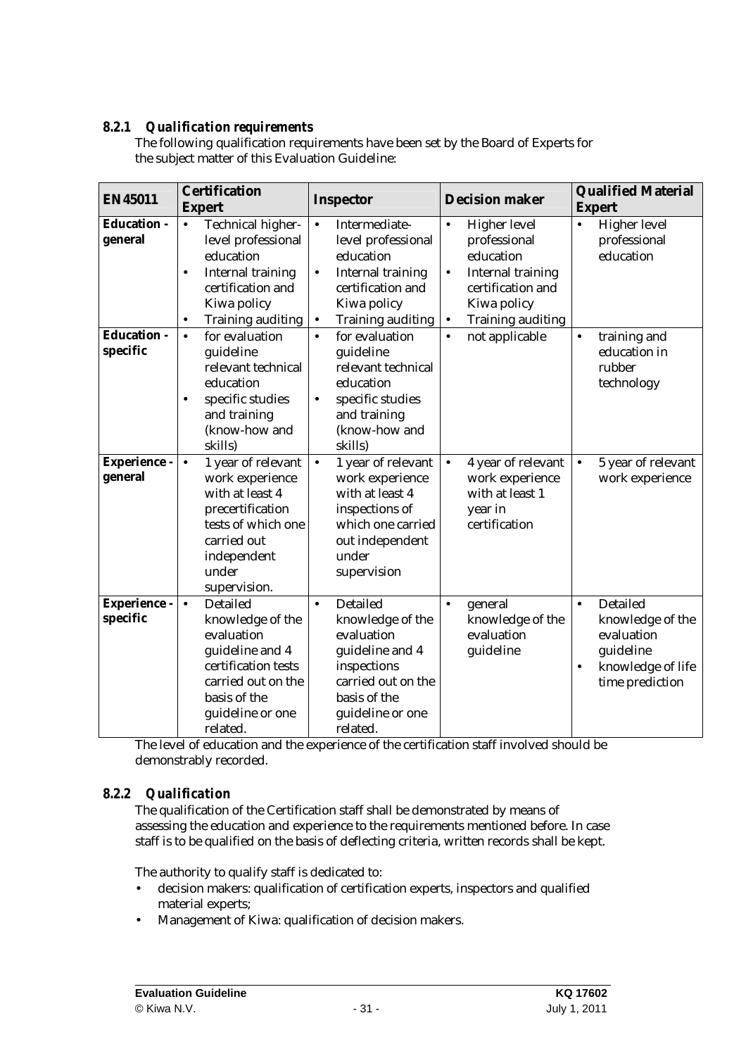#### 8.2.1 *Qualification requirements*

The following qualification requirements have been set by the Board of Experts for the subject matter of this Evaluation Guideline:

| EN 45011 | Certification Expert | Inspector | Decision maker | Qualified Material Expert |
|---|---|---|---|---|
| **Education - general** | • Technical higher-level professional education<br>• Internal training certification and Kiwa policy<br>• Training auditing | • Intermediate-level professional education<br>• Internal training certification and Kiwa policy<br>• Training auditing | • Higher level professional education<br>• Internal training certification and Kiwa policy<br>• Training auditing | • Higher level professional education |
| **Education - specific** | • for evaluation guideline relevant technical education<br>• specific studies and training (know-how and skills) | • for evaluation guideline relevant technical education<br>• specific studies and training (know-how and skills) | • not applicable | • training and education in rubber technology |
| **Experience - general** | • 1 year of relevant work experience with at least 4 precertification tests of which one carried out independent under supervision. | • 1 year of relevant work experience with at least 4 inspections of which one carried out independent under supervision | • 4 year of relevant work experience with at least 1 year in certification | • 5 year of relevant work experience |
| **Experience - specific** | • Detailed knowledge of the evaluation guideline and 4 certification tests carried out on the basis of the guideline or one related. | • Detailed knowledge of the evaluation guideline and 4 inspections carried out on the basis of the guideline or one related. | • general knowledge of the evaluation guideline | • Detailed knowledge of the evaluation guideline<br>• knowledge of life time prediction |

The level of education and the experience of the certification staff involved should be demonstrably recorded.

#### 8.2.2 *Qualification*

The qualification of the Certification staff shall be demonstrated by means of assessing the education and experience to the requirements mentioned before. In case staff is to be qualified on the basis of deflecting criteria, written records shall be kept.

The authority to qualify staff is dedicated to:

- decision makers: qualification of certification experts, inspectors and qualified material experts;
- Management of Kiwa: qualification of decision makers.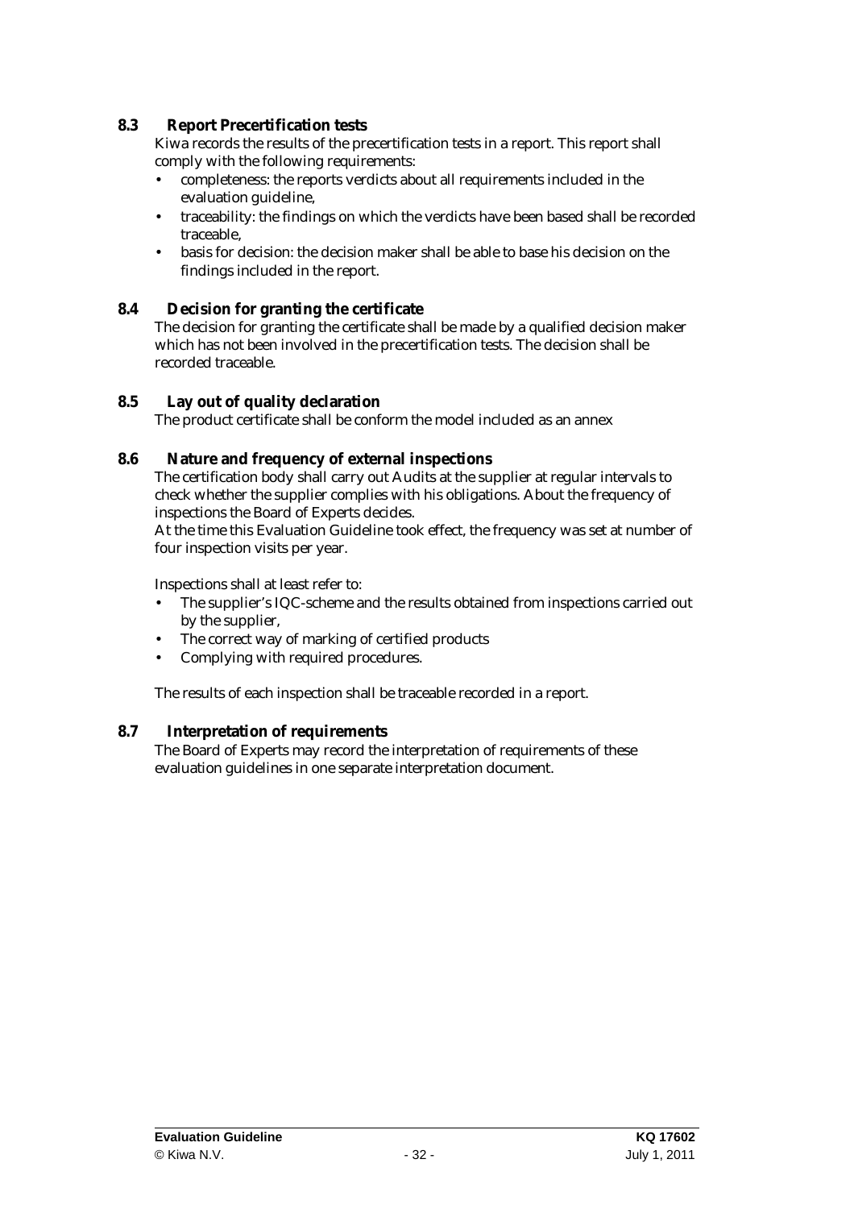### 8.3 Report Precertification tests

Kiwa records the results of the precertification tests in a report. This report shall comply with the following requirements:

- completeness: the reports verdicts about all requirements included in the evaluation guideline,
- traceability: the findings on which the verdicts have been based shall be recorded traceable,
- basis for decision: the decision maker shall be able to base his decision on the findings included in the report.

### 8.4 Decision for granting the certificate

The decision for granting the certificate shall be made by a qualified decision maker which has not been involved in the precertification tests. The decision shall be recorded traceable.

### 8.5 Lay out of quality declaration

The product certificate shall be conform the model included as an annex

### 8.6 Nature and frequency of external inspections

The certification body shall carry out Audits at the supplier at regular intervals to check whether the supplier complies with his obligations. About the frequency of inspections the Board of Experts decides.
At the time this Evaluation Guideline took effect, the frequency was set at number of four inspection visits per year.

Inspections shall at least refer to:

- The supplier's IQC-scheme and the results obtained from inspections carried out by the supplier,
- The correct way of marking of certified products
- Complying with required procedures.

The results of each inspection shall be traceable recorded in a report.

### 8.7 Interpretation of requirements

The Board of Experts may record the interpretation of requirements of these evaluation guidelines in one separate interpretation document.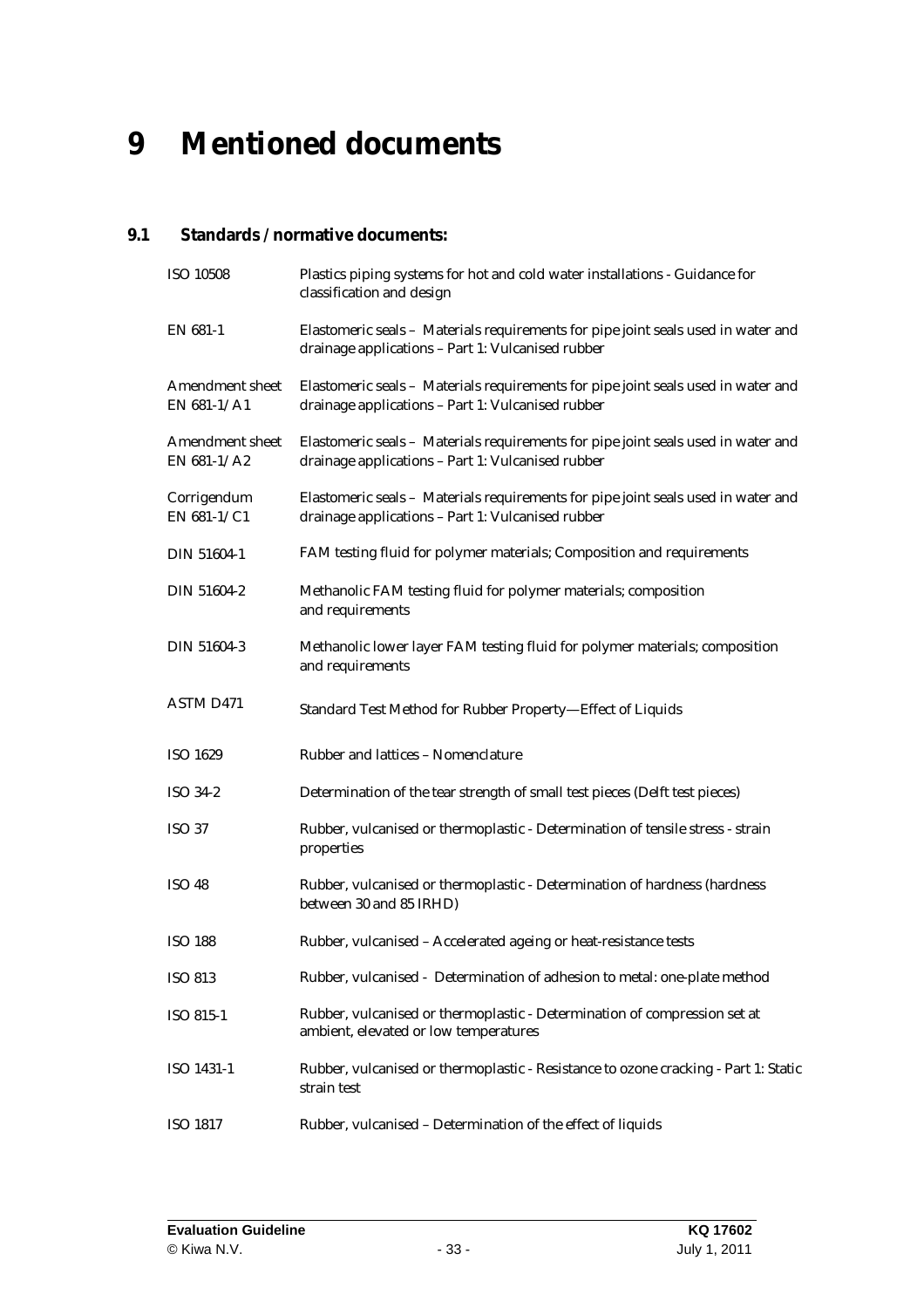# 9 Mentioned documents

## 9.1 Standards / normative documents:

| | |
|---|---|
| ISO 10508 | Plastics piping systems for hot and cold water installations - Guidance for classification and design |
| EN 681-1 | Elastomeric seals – Materials requirements for pipe joint seals used in water and drainage applications – Part 1: Vulcanised rubber |
| Amendment sheet EN 681-1/A1 | Elastomeric seals – Materials requirements for pipe joint seals used in water and drainage applications – Part 1: Vulcanised rubber |
| Amendment sheet EN 681-1/A2 | Elastomeric seals – Materials requirements for pipe joint seals used in water and drainage applications – Part 1: Vulcanised rubber |
| Corrigendum EN 681-1/C1 | Elastomeric seals – Materials requirements for pipe joint seals used in water and drainage applications – Part 1: Vulcanised rubber |
| DIN 51604-1 | FAM testing fluid for polymer materials; Composition and requirements |
| DIN 51604-2 | Methanolic FAM testing fluid for polymer materials; composition and requirements |
| DIN 51604-3 | Methanolic lower layer FAM testing fluid for polymer materials; composition and requirements |
| ASTM D471 | Standard Test Method for Rubber Property—Effect of Liquids |
| ISO 1629 | Rubber and lattices – Nomenclature |
| ISO 34-2 | Determination of the tear strength of small test pieces (Delft test pieces) |
| ISO 37 | Rubber, vulcanised or thermoplastic - Determination of tensile stress - strain properties |
| ISO 48 | Rubber, vulcanised or thermoplastic - Determination of hardness (hardness between 30 and 85 IRHD) |
| ISO 188 | Rubber, vulcanised – Accelerated ageing or heat-resistance tests |
| ISO 813 | Rubber, vulcanised - Determination of adhesion to metal: one-plate method |
| ISO 815-1 | Rubber, vulcanised or thermoplastic - Determination of compression set at ambient, elevated or low temperatures |
| ISO 1431-1 | Rubber, vulcanised or thermoplastic - Resistance to ozone cracking - Part 1: Static strain test |
| ISO 1817 | Rubber, vulcanised – Determination of the effect of liquids |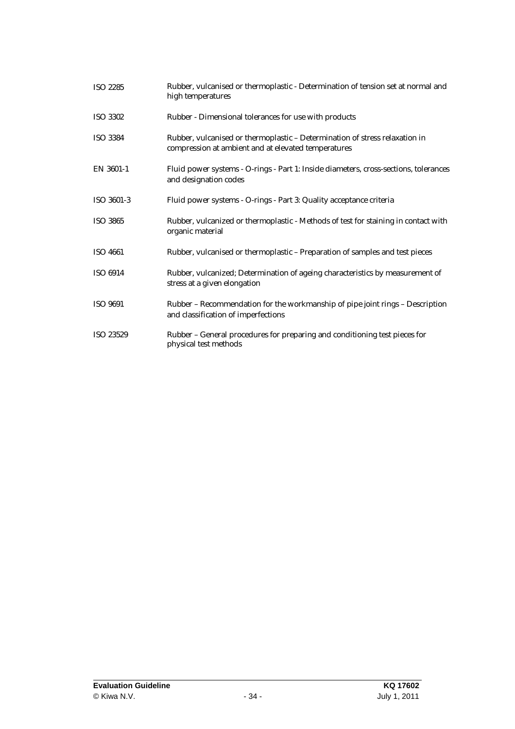| | |
|---|---|
| ISO 2285 | Rubber, vulcanised or thermoplastic - Determination of tension set at normal and high temperatures |
| ISO 3302 | Rubber - Dimensional tolerances for use with products |
| ISO 3384 | Rubber, vulcanised or thermoplastic – Determination of stress relaxation in compression at ambient and at elevated temperatures |
| EN 3601-1 | Fluid power systems - O-rings - Part 1: Inside diameters, cross-sections, tolerances and designation codes |
| ISO 3601-3 | Fluid power systems - O-rings - Part 3: Quality acceptance criteria |
| ISO 3865 | Rubber, vulcanized or thermoplastic - Methods of test for staining in contact with organic material |
| ISO 4661 | Rubber, vulcanised or thermoplastic – Preparation of samples and test pieces |
| ISO 6914 | Rubber, vulcanized; Determination of ageing characteristics by measurement of stress at a given elongation |
| ISO 9691 | Rubber – Recommendation for the workmanship of pipe joint rings – Description and classification of imperfections |
| ISO 23529 | Rubber – General procedures for preparing and conditioning test pieces for physical test methods |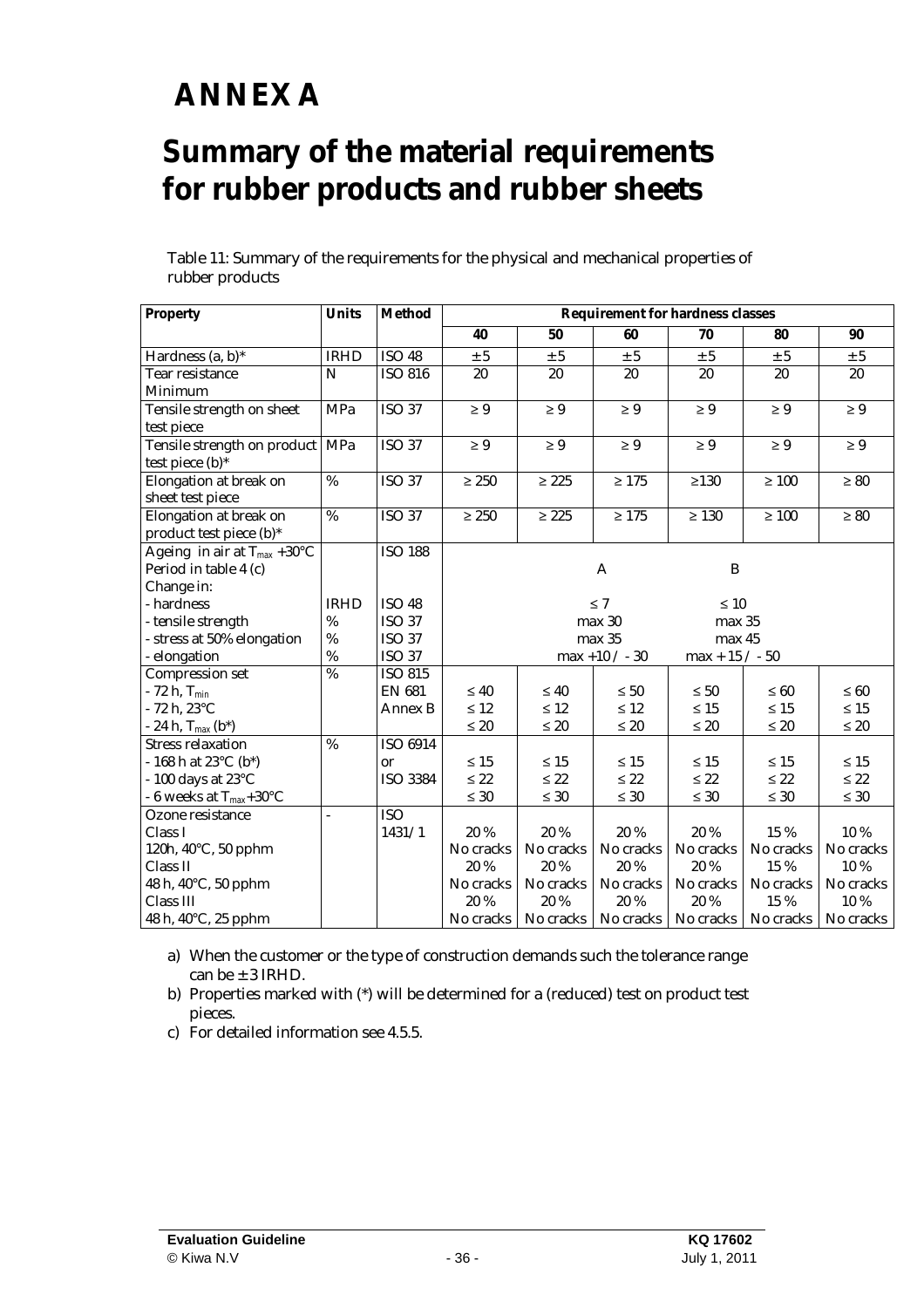# ANNEX A

# Summary of the material requirements for rubber products and rubber sheets

Table 11: Summary of the requirements for the physical and mechanical properties of rubber products

| Property | Units | Method | Requirement for hardness classes | | | | | |
|---|---|---|---|---|---|---|---|---|
| | | | 40 | 50 | 60 | 70 | 80 | 90 |
| Hardness (a, b)* | IRHD | ISO 48 | ± 5 | ± 5 | ± 5 | ± 5 | ± 5 | ± 5 |
| Tear resistance Minimum | N | ISO 816 | 20 | 20 | 20 | 20 | 20 | 20 |
| Tensile strength on sheet test piece | MPa | ISO 37 | ≥ 9 | ≥ 9 | ≥ 9 | ≥ 9 | ≥ 9 | ≥ 9 |
| Tensile strength on product test piece (b)* | MPa | ISO 37 | ≥ 9 | ≥ 9 | ≥ 9 | ≥ 9 | ≥ 9 | ≥ 9 |
| Elongation at break on sheet test piece | % | ISO 37 | ≥ 250 | ≥ 225 | ≥ 175 | ≥130 | ≥ 100 | ≥ 80 |
| Elongation at break on product test piece (b)* | % | ISO 37 | ≥ 250 | ≥ 225 | ≥ 175 | ≥ 130 | ≥ 100 | ≥ 80 |
| Ageing in air at $T_{max}$ +30°C Period in table 4 (c) Change in: | | ISO 188 | A | | | B | | |
| - hardness | IRHD | ISO 48 | ≤ 7 | | | ≤ 10 | | |
| - tensile strength | % | ISO 37 | max 30 | | | max 35 | | |
| - stress at 50% elongation | % | ISO 37 | max 35 | | | max 45 | | |
| - elongation | % | ISO 37 | max +10 / - 30 | | | max + 15 / - 50 | | |
| Compression set | % | ISO 815 | | | | | | |
| - 72 h, $T_{min}$ | | EN 681 | ≤ 40 | ≤ 40 | ≤ 50 | ≤ 50 | ≤ 60 | ≤ 60 |
| - 72 h, 23°C | | Annex B | ≤ 12 | ≤ 12 | ≤ 12 | ≤ 15 | ≤ 15 | ≤ 15 |
| - 24 h, $T_{max}$ (b*) | | | ≤ 20 | ≤ 20 | ≤ 20 | ≤ 20 | ≤ 20 | ≤ 20 |
| Stress relaxation | % | ISO 6914 | | | | | | |
| - 168 h at 23°C (b*) | | or | ≤ 15 | ≤ 15 | ≤ 15 | ≤ 15 | ≤ 15 | ≤ 15 |
| - 100 days at 23°C | | ISO 3384 | ≤ 22 | ≤ 22 | ≤ 22 | ≤ 22 | ≤ 22 | ≤ 22 |
| - 6 weeks at $T_{max}$+30°C | | | ≤ 30 | ≤ 30 | ≤ 30 | ≤ 30 | ≤ 30 | ≤ 30 |
| Ozone resistance | - | ISO 1431/1 | | | | | | |
| Class I 120h, 40°C, 50 pphm | | | 20 % No cracks | 20 % No cracks | 20 % No cracks | 20 % No cracks | 15 % No cracks | 10 % No cracks |
| Class II 48 h, 40°C, 50 pphm | | | 20 % No cracks | 20 % No cracks | 20 % No cracks | 20 % No cracks | 15 % No cracks | 10 % No cracks |
| Class III 48 h, 40°C, 25 pphm | | | 20 % No cracks | 20 % No cracks | 20 % No cracks | 20 % No cracks | 15 % No cracks | 10 % No cracks |

a) When the customer or the type of construction demands such the tolerance range can be ± 3 IRHD.

b) Properties marked with (*) will be determined for a (reduced) test on product test pieces.

c) For detailed information see 4.5.5.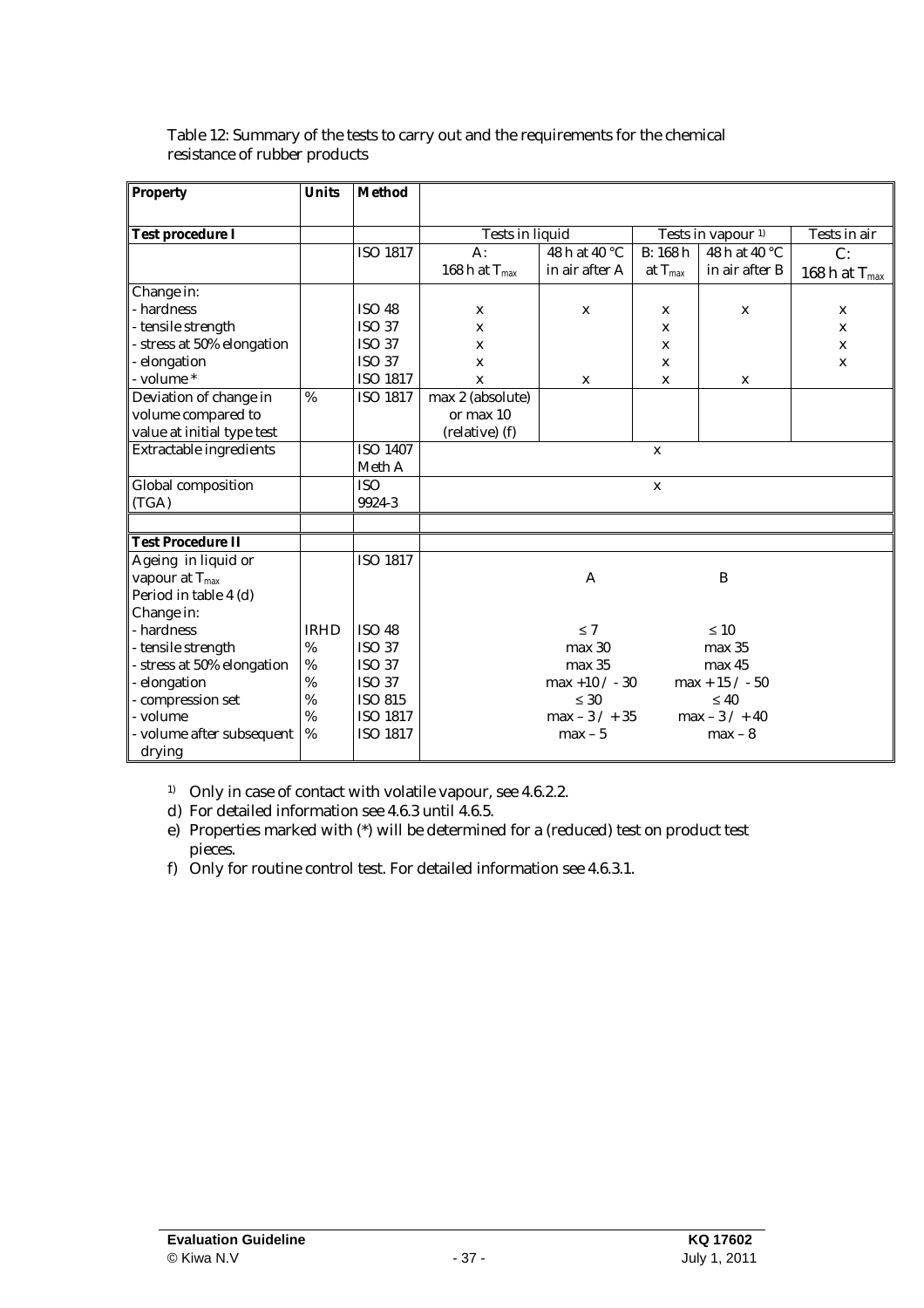Table 12: Summary of the tests to carry out and the requirements for the chemical resistance of rubber products

| Property | Units | Method | | | | | |
|---|---|---|---|---|---|---|---|
| **Test procedure I** | | | Tests in liquid | | Tests in vapour [1)] | | Tests in air |
| | | ISO 1817 | A: 168 h at $T_{max}$ | 48 h at 40 °C in air after A | B: 168 h at $T_{max}$ | 48 h at 40 °C in air after B | C: 168 h at $T_{max}$ |
| Change in: | | | | | | | |
| - hardness | | ISO 48 | x | x | x | x | x |
| - tensile strength | | ISO 37 | x | | x | | x |
| - stress at 50% elongation | | ISO 37 | x | | x | | x |
| - elongation | | ISO 37 | x | | x | | x |
| - volume * | | ISO 1817 | x | x | x | x | |
| Deviation of change in volume compared to value at initial type test | % | ISO 1817 | max 2 (absolute) or max 10 (relative) (f) | | | | |
| Extractable ingredients | | ISO 1407 Meth A | | | x | | |
| Global composition (TGA) | | ISO 9924-3 | | | x | | |
| | | | | | | | |
| **Test Procedure II** | | | | | | | |
| Ageing in liquid or vapour at $T_{max}$ Period in table 4 (d) | | ISO 1817 | | A | | B | |
| Change in: | | | | | | | |
| - hardness | IRHD | ISO 48 | | ≤ 7 | | ≤ 10 | |
| - tensile strength | % | ISO 37 | | max 30 | | max 35 | |
| - stress at 50% elongation | % | ISO 37 | | max 35 | | max 45 | |
| - elongation | % | ISO 37 | | max +10 / - 30 | | max + 15 / - 50 | |
| - compression set | % | ISO 815 | | ≤ 30 | | ≤ 40 | |
| - volume | % | ISO 1817 | | max – 3 / + 35 | | max – 3 / + 40 | |
| - volume after subsequent drying | % | ISO 1817 | | max – 5 | | max – 8 | |

1) Only in case of contact with volatile vapour, see 4.6.2.2.

d) For detailed information see 4.6.3 until 4.6.5.

e) Properties marked with (*) will be determined for a (reduced) test on product test pieces.

f) Only for routine control test. For detailed information see 4.6.3.1.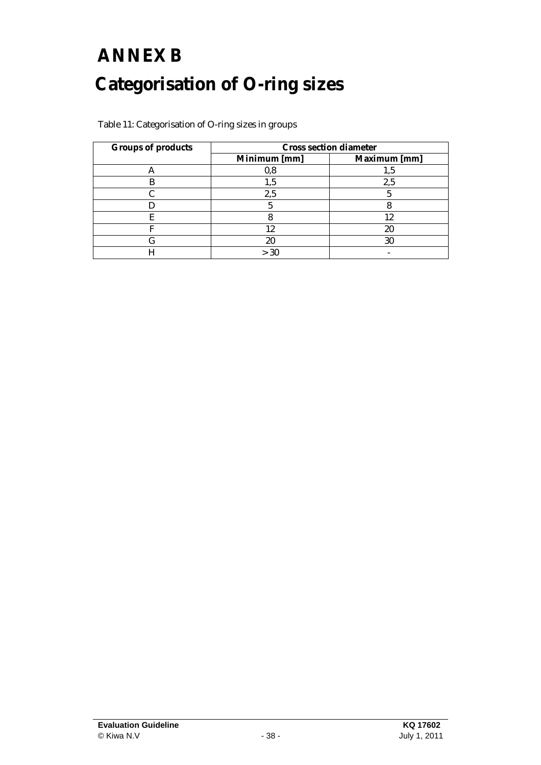# ANNEX B

# Categorisation of O-ring sizes

Table 11: Categorisation of O-ring sizes in groups

| Groups of products | Cross section diameter | |
|---|---|---|
| | Minimum [mm] | Maximum [mm] |
| A | 0,8 | 1,5 |
| B | 1,5 | 2,5 |
| C | 2,5 | 5 |
| D | 5 | 8 |
| E | 8 | 12 |
| F | 12 | 20 |
| G | 20 | 30 |
| H | > 30 | - |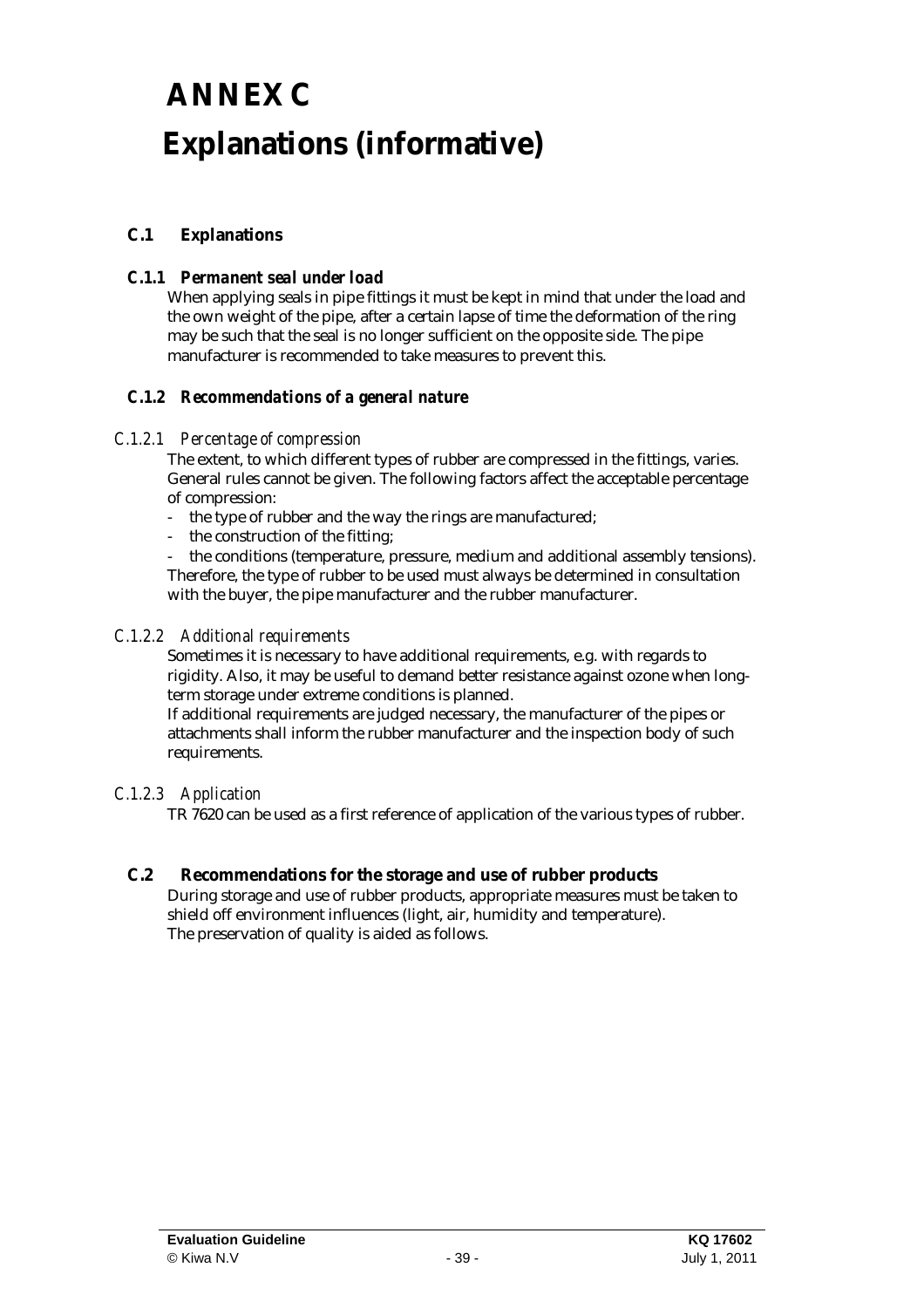# ANNEX C

# Explanations (informative)

## C.1 Explanations

### C.1.1 *Permanent seal under load*

When applying seals in pipe fittings it must be kept in mind that under the load and the own weight of the pipe, after a certain lapse of time the deformation of the ring may be such that the seal is no longer sufficient on the opposite side. The pipe manufacturer is recommended to take measures to prevent this.

### C.1.2 *Recommendations of a general nature*

#### *C.1.2.1 Percentage of compression*

The extent, to which different types of rubber are compressed in the fittings, varies. General rules cannot be given. The following factors affect the acceptable percentage of compression:

- the type of rubber and the way the rings are manufactured;
- the construction of the fitting;
- the conditions (temperature, pressure, medium and additional assembly tensions).

Therefore, the type of rubber to be used must always be determined in consultation with the buyer, the pipe manufacturer and the rubber manufacturer.

#### *C.1.2.2 Additional requirements*

Sometimes it is necessary to have additional requirements, e.g. with regards to rigidity. Also, it may be useful to demand better resistance against ozone when long-term storage under extreme conditions is planned.

If additional requirements are judged necessary, the manufacturer of the pipes or attachments shall inform the rubber manufacturer and the inspection body of such requirements.

#### *C.1.2.3 Application*

TR 7620 can be used as a first reference of application of the various types of rubber.

## C.2 Recommendations for the storage and use of rubber products

During storage and use of rubber products, appropriate measures must be taken to shield off environment influences (light, air, humidity and temperature).
The preservation of quality is aided as follows.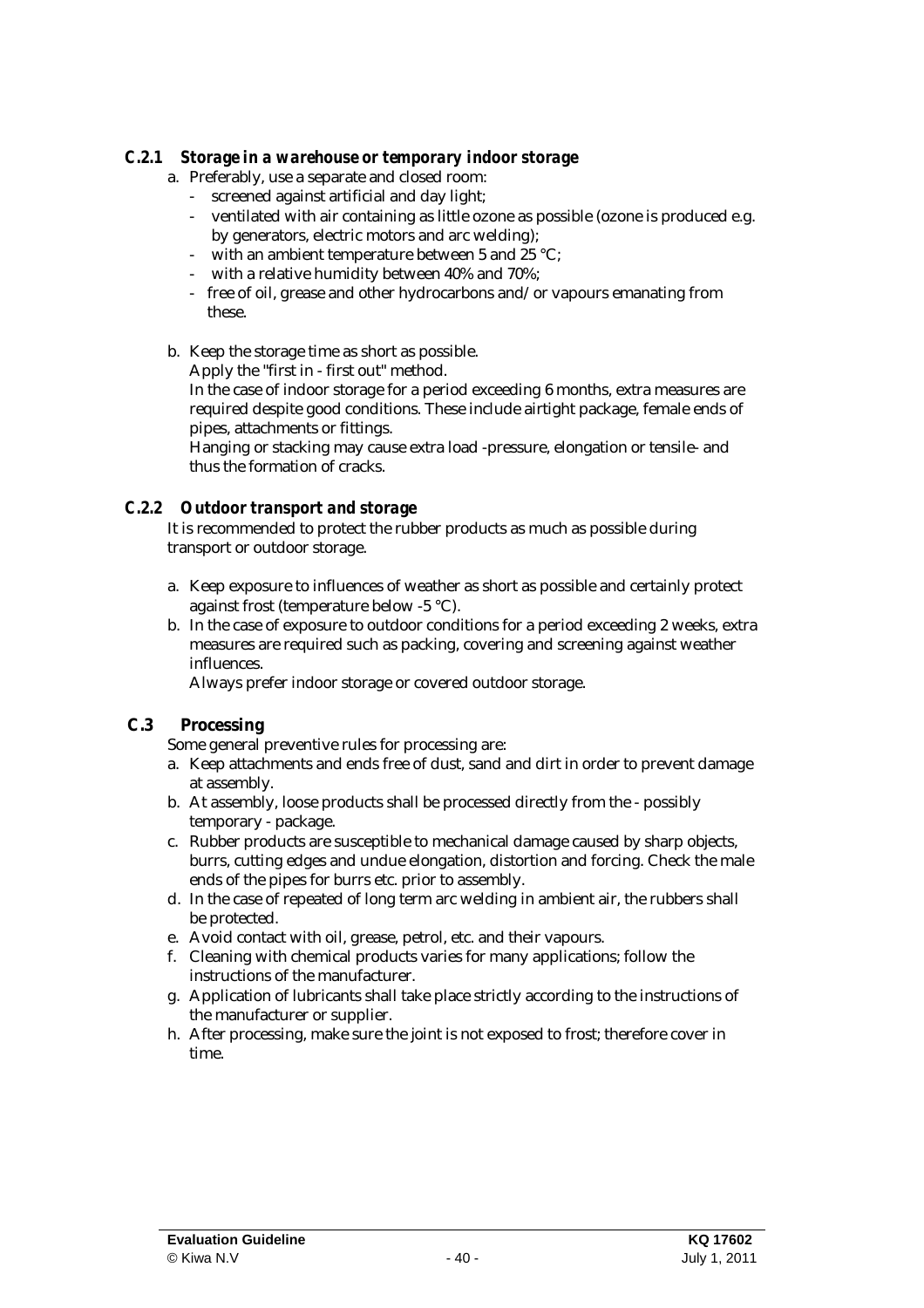### C.2.1 *Storage in a warehouse or temporary indoor storage*

a. Preferably, use a separate and closed room:
   - screened against artificial and day light;
   - ventilated with air containing as little ozone as possible (ozone is produced e.g. by generators, electric motors and arc welding);
   - with an ambient temperature between 5 and 25 °C;
   - with a relative humidity between 40% and 70%;
   - free of oil, grease and other hydrocarbons and/or vapours emanating from these.

b. Keep the storage time as short as possible.
   Apply the "first in - first out" method.
   In the case of indoor storage for a period exceeding 6 months, extra measures are required despite good conditions. These include airtight package, female ends of pipes, attachments or fittings.
   Hanging or stacking may cause extra load -pressure, elongation or tensile- and thus the formation of cracks.

### C.2.2 *Outdoor transport and storage*

It is recommended to protect the rubber products as much as possible during transport or outdoor storage.

a. Keep exposure to influences of weather as short as possible and certainly protect against frost (temperature below -5 °C).
b. In the case of exposure to outdoor conditions for a period exceeding 2 weeks, extra measures are required such as packing, covering and screening against weather influences.
   Always prefer indoor storage or covered outdoor storage.

## C.3 Processing

Some general preventive rules for processing are:

a. Keep attachments and ends free of dust, sand and dirt in order to prevent damage at assembly.
b. At assembly, loose products shall be processed directly from the - possibly temporary - package.
c. Rubber products are susceptible to mechanical damage caused by sharp objects, burrs, cutting edges and undue elongation, distortion and forcing. Check the male ends of the pipes for burrs etc. prior to assembly.
d. In the case of repeated of long term arc welding in ambient air, the rubbers shall be protected.
e. Avoid contact with oil, grease, petrol, etc. and their vapours.
f. Cleaning with chemical products varies for many applications; follow the instructions of the manufacturer.
g. Application of lubricants shall take place strictly according to the instructions of the manufacturer or supplier.
h. After processing, make sure the joint is not exposed to frost; therefore cover in time.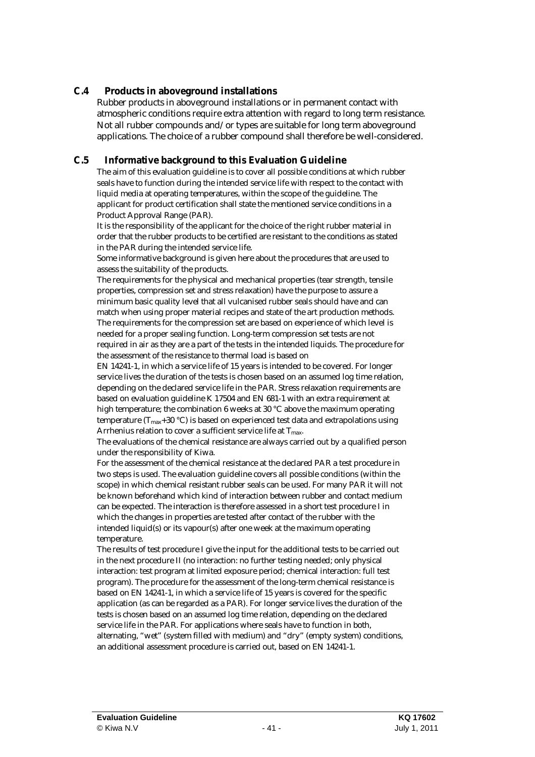## C.4 Products in aboveground installations

Rubber products in aboveground installations or in permanent contact with atmospheric conditions require extra attention with regard to long term resistance. Not all rubber compounds and/or types are suitable for long term aboveground applications. The choice of a rubber compound shall therefore be well-considered.

## C.5 Informative background to this Evaluation Guideline

The aim of this evaluation guideline is to cover all possible conditions at which rubber seals have to function during the intended service life with respect to the contact with liquid media at operating temperatures, within the scope of the guideline. The applicant for product certification shall state the mentioned service conditions in a Product Approval Range (PAR).

It is the responsibility of the applicant for the choice of the right rubber material in order that the rubber products to be certified are resistant to the conditions as stated in the PAR during the intended service life.

Some informative background is given here about the procedures that are used to assess the suitability of the products.

The requirements for the physical and mechanical properties (tear strength, tensile properties, compression set and stress relaxation) have the purpose to assure a minimum basic quality level that all vulcanised rubber seals should have and can match when using proper material recipes and state of the art production methods. The requirements for the compression set are based on experience of which level is needed for a proper sealing function. Long-term compression set tests are not required in air as they are a part of the tests in the intended liquids. The procedure for the assessment of the resistance to thermal load is based on EN 14241-1, in which a service life of 15 years is intended to be covered. For longer service lives the duration of the tests is chosen based on an assumed log time relation, depending on the declared service life in the PAR. Stress relaxation requirements are based on evaluation guideline K 17504 and EN 681-1 with an extra requirement at high temperature; the combination 6 weeks at 30 °C above the maximum operating temperature ($T_{max}$+30 °C) is based on experienced test data and extrapolations using Arrhenius relation to cover a sufficient service life at $T_{max}$.

The evaluations of the chemical resistance are always carried out by a qualified person under the responsibility of Kiwa.

For the assessment of the chemical resistance at the declared PAR a test procedure in two steps is used. The evaluation guideline covers all possible conditions (within the scope) in which chemical resistant rubber seals can be used. For many PAR it will not be known beforehand which kind of interaction between rubber and contact medium can be expected. The interaction is therefore assessed in a short test procedure I in which the changes in properties are tested after contact of the rubber with the intended liquid(s) or its vapour(s) after one week at the maximum operating temperature.

The results of test procedure I give the input for the additional tests to be carried out in the next procedure II (no interaction: no further testing needed; only physical interaction: test program at limited exposure period; chemical interaction: full test program). The procedure for the assessment of the long-term chemical resistance is based on EN 14241-1, in which a service life of 15 years is covered for the specific application (as can be regarded as a PAR). For longer service lives the duration of the tests is chosen based on an assumed log time relation, depending on the declared service life in the PAR. For applications where seals have to function in both, alternating, "wet" (system filled with medium) and "dry" (empty system) conditions, an additional assessment procedure is carried out, based on EN 14241-1.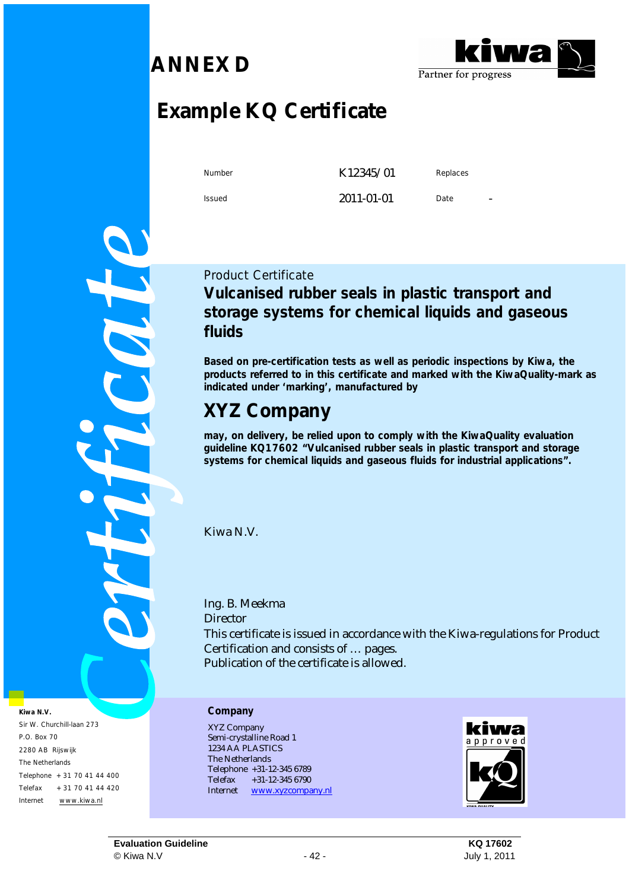# ANNEX D

## Example KQ Certificate

| Number | K12345/01 | Replaces | |
|---|---|---|---|
| Issued | 2011-01-01 | Date | - |

Certificate

Product Certificate

**Vulcanised rubber seals in plastic transport and storage systems for chemical liquids and gaseous fluids**

**Based on pre-certification tests as well as periodic inspections by Kiwa, the products referred to in this certificate and marked with the KiwaQuality-mark as indicated under 'marking', manufactured by**

## XYZ Company

**may, on delivery, be relied upon to comply with the KiwaQuality evaluation guideline KQ17602 "Vulcanised rubber seals in plastic transport and storage systems for chemical liquids and gaseous fluids for industrial applications".**

Kiwa N.V.

Ing. B. Meekma
Director
This certificate is issued in accordance with the Kiwa-regulations for Product Certification and consists of … pages.
Publication of the certificate is allowed.

**Kiwa N.V.**
Sir W. Churchill-laan 273
P.O. Box 70
2280 AB Rijswijk
The Netherlands
Telephone + 31 70 41 44 400
Telefax + 31 70 41 44 420
Internet www.kiwa.nl

**Company**
XYZ Company
Semi-crystalline Road 1
1234 AA PLASTICS
The Netherlands
Telephone +31-12-345 6789
Telefax +31-12-345 6790
Internet www.xyzcompany.nl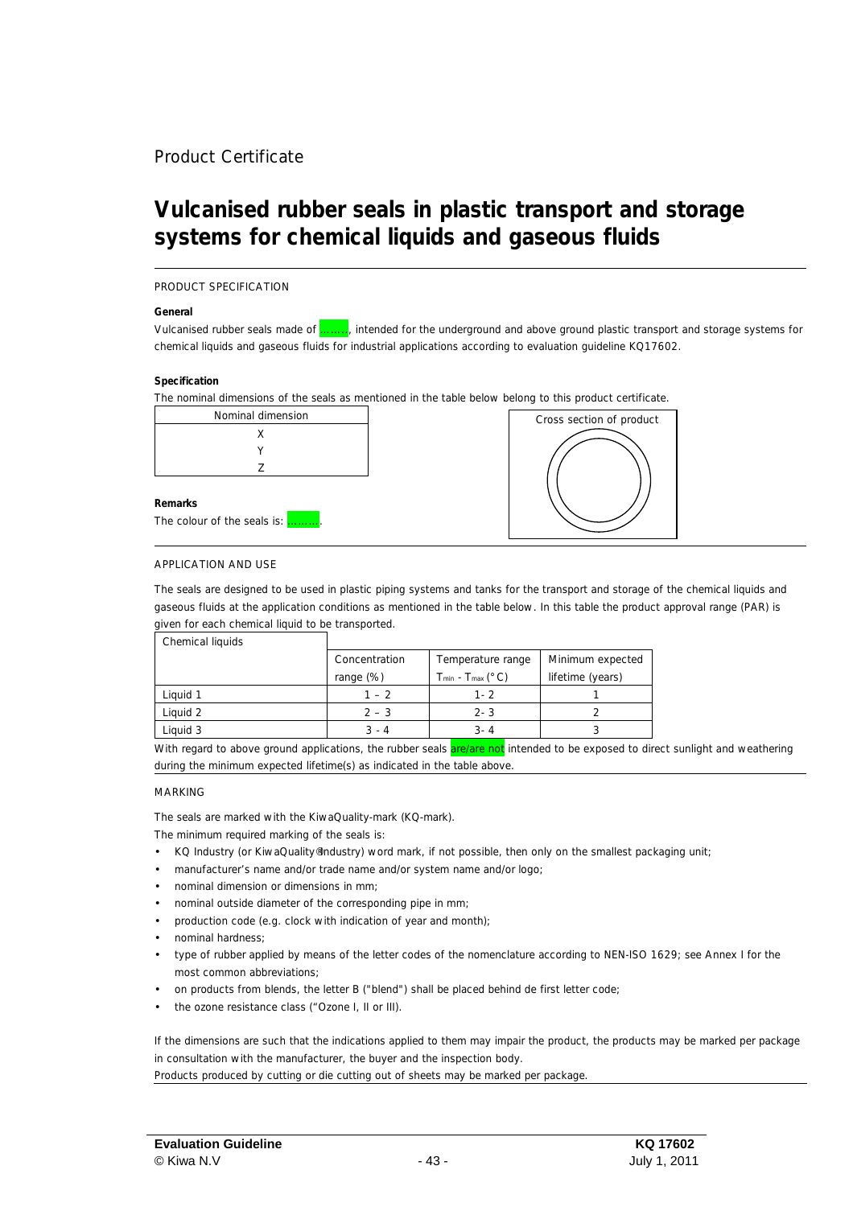Product Certificate

# Vulcanised rubber seals in plastic transport and storage systems for chemical liquids and gaseous fluids

PRODUCT SPECIFICATION

**General**

Vulcanised rubber seals made of ........, intended for the underground and above ground plastic transport and storage systems for chemical liquids and gaseous fluids for industrial applications according to evaluation guideline KQ17602.

**Specification**

The nominal dimensions of the seals as mentioned in the table below belong to this product certificate.

| Nominal dimension |
|---|
| X |
| Y |
| Z |

Cross section of product

**Remarks**

The colour of the seals is: .........

APPLICATION AND USE

The seals are designed to be used in plastic piping systems and tanks for the transport and storage of the chemical liquids and gaseous fluids at the application conditions as mentioned in the table below. In this table the product approval range (PAR) is given for each chemical liquid to be transported.

| Chemical liquids | Concentration range (%) | Temperature range $T_{min}$ - $T_{max}$ (° C) | Minimum expected lifetime (years) |
|---|---|---|---|
| Liquid 1 | 1 – 2 | 1- 2 | 1 |
| Liquid 2 | 2 – 3 | 2- 3 | 2 |
| Liquid 3 | 3 - 4 | 3- 4 | 3 |

With regard to above ground applications, the rubber seals are/are not intended to be exposed to direct sunlight and weathering during the minimum expected lifetime(s) as indicated in the table above.

MARKING

The seals are marked with the KiwaQuality-mark (KQ-mark).

The minimum required marking of the seals is:

- KQ Industry (or KiwaQuality®Industry) word mark, if not possible, then only on the smallest packaging unit;
- manufacturer's name and/or trade name and/or system name and/or logo;
- nominal dimension or dimensions in mm;
- nominal outside diameter of the corresponding pipe in mm;
- production code (e.g. clock with indication of year and month);
- nominal hardness;
- type of rubber applied by means of the letter codes of the nomenclature according to NEN-ISO 1629; see Annex I for the most common abbreviations;
- on products from blends, the letter B ("blend") shall be placed behind de first letter code;
- the ozone resistance class ("Ozone I, II or III).

If the dimensions are such that the indications applied to them may impair the product, the products may be marked per package in consultation with the manufacturer, the buyer and the inspection body.

Products produced by cutting or die cutting out of sheets may be marked per package.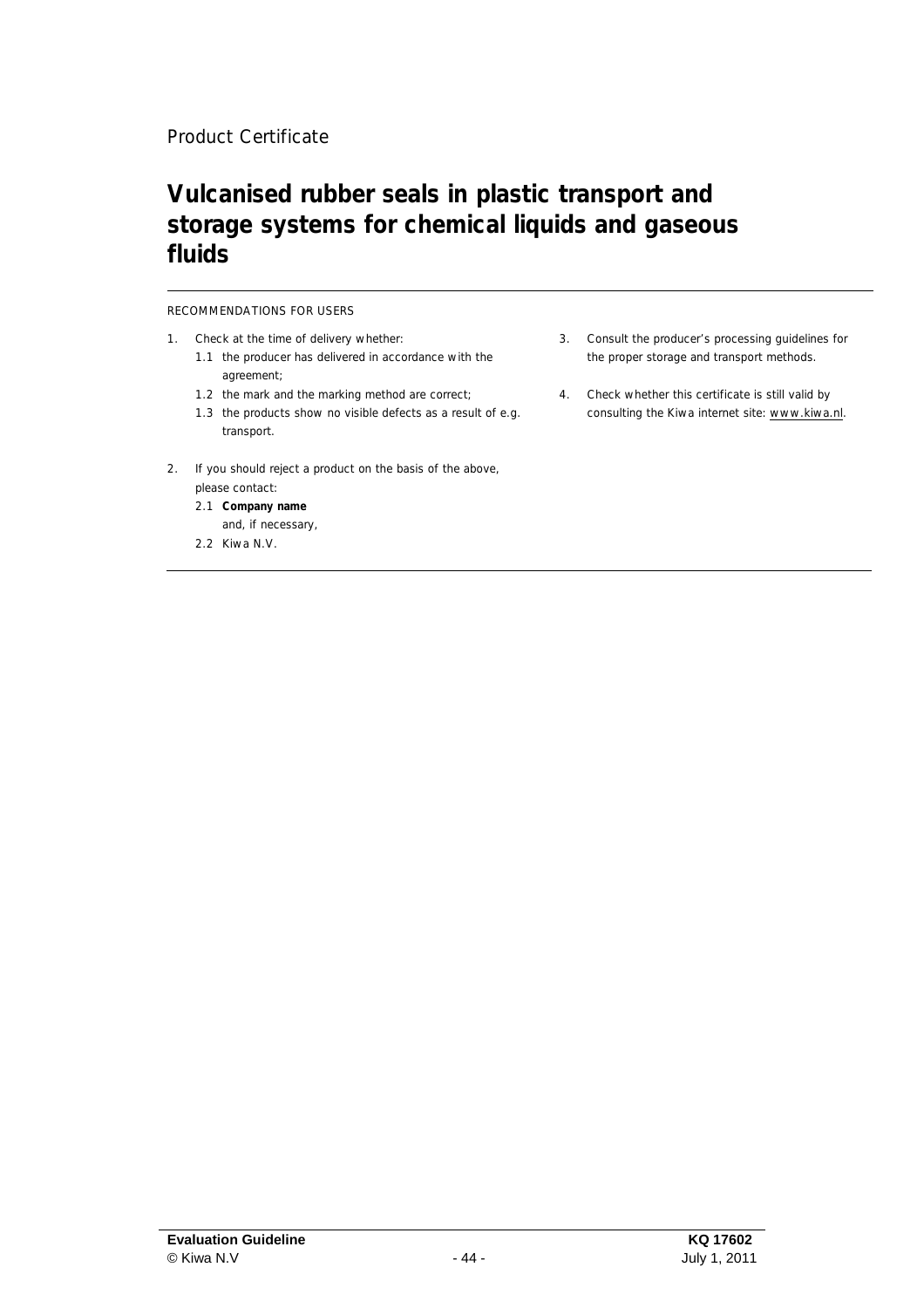Product Certificate

# Vulcanised rubber seals in plastic transport and storage systems for chemical liquids and gaseous fluids

---

RECOMMENDATIONS FOR USERS

1. Check at the time of delivery whether:
   1.1 the producer has delivered in accordance with the agreement;
   1.2 the mark and the marking method are correct;
   1.3 the products show no visible defects as a result of e.g. transport.
2. If you should reject a product on the basis of the above, please contact:
   2.1 **Company name**
   and, if necessary,
   2.2 Kiwa N.V.
3. Consult the producer's processing guidelines for the proper storage and transport methods.
4. Check whether this certificate is still valid by consulting the Kiwa internet site: www.kiwa.nl.

---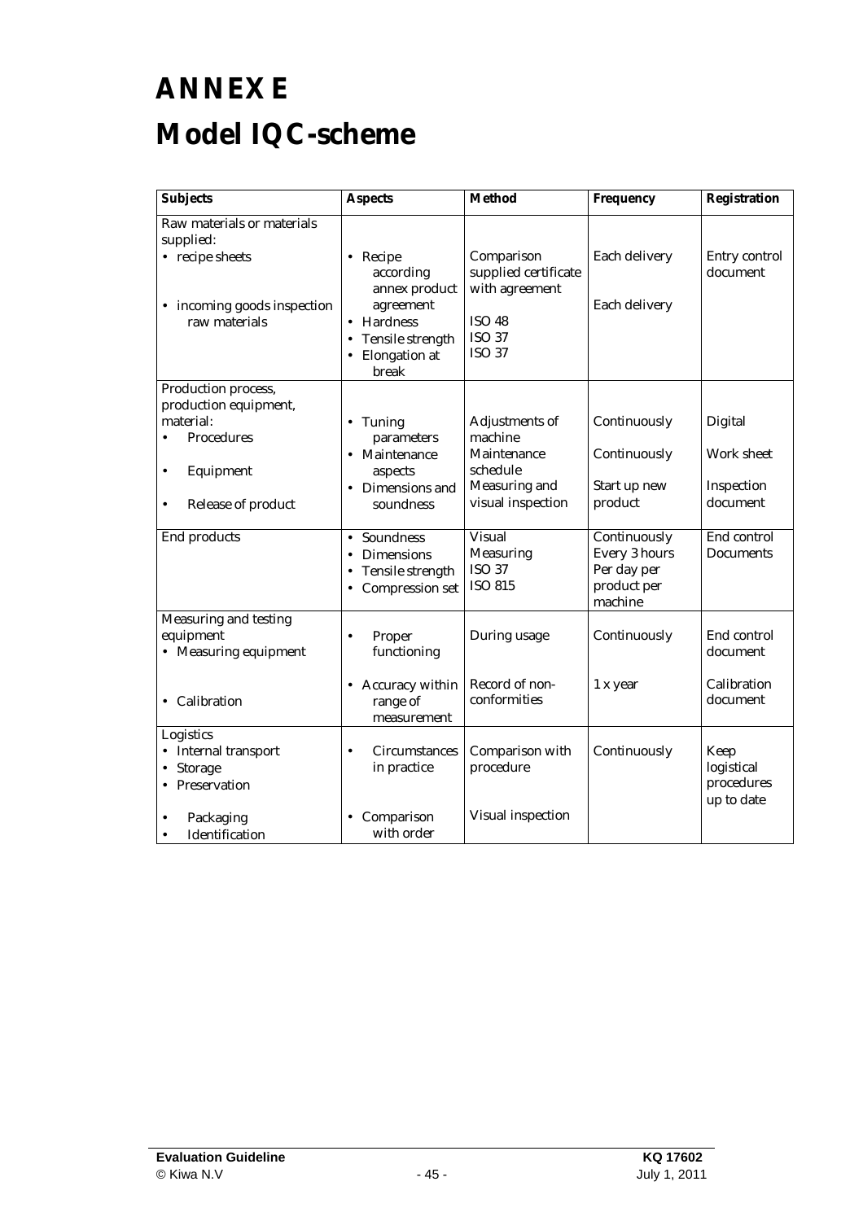# ANNEX E

# Model IQC-scheme

| Subjects | Aspects | Method | Frequency | Registration |
|---|---|---|---|---|
| Raw materials or materials supplied:<br>• recipe sheets<br><br>• incoming goods inspection raw materials | • Recipe according annex product agreement<br>• Hardness<br>• Tensile strength<br>• Elongation at break | Comparison supplied certificate with agreement<br><br>ISO 48<br>ISO 37<br>ISO 37 | Each delivery<br><br>Each delivery | Entry control document |
| Production process, production equipment, material:<br>• Procedures<br>• Equipment<br>• Release of product | • Tuning parameters<br>• Maintenance aspects<br>• Dimensions and soundness | Adjustments of machine<br>Maintenance schedule<br>Measuring and visual inspection | Continuously<br>Continuously<br>Start up new product | Digital<br>Work sheet<br>Inspection document |
| End products | • Soundness<br>• Dimensions<br>• Tensile strength<br>• Compression set | Visual<br>Measuring<br>ISO 37<br>ISO 815 | Continuously<br>Every 3 hours<br>Per day per product per machine | End control Documents |
| Measuring and testing equipment<br>• Measuring equipment<br><br>• Calibration | • Proper functioning<br><br>• Accuracy within range of measurement | During usage<br><br>Record of non-conformities | Continuously<br><br>1 x year | End control document<br><br>Calibration document |
| Logistics<br>• Internal transport<br>• Storage<br>• Preservation<br>• Packaging<br>• Identification | • Circumstances in practice<br><br>• Comparison with order | Comparison with procedure<br><br>Visual inspection | Continuously | Keep logistical procedures up to date |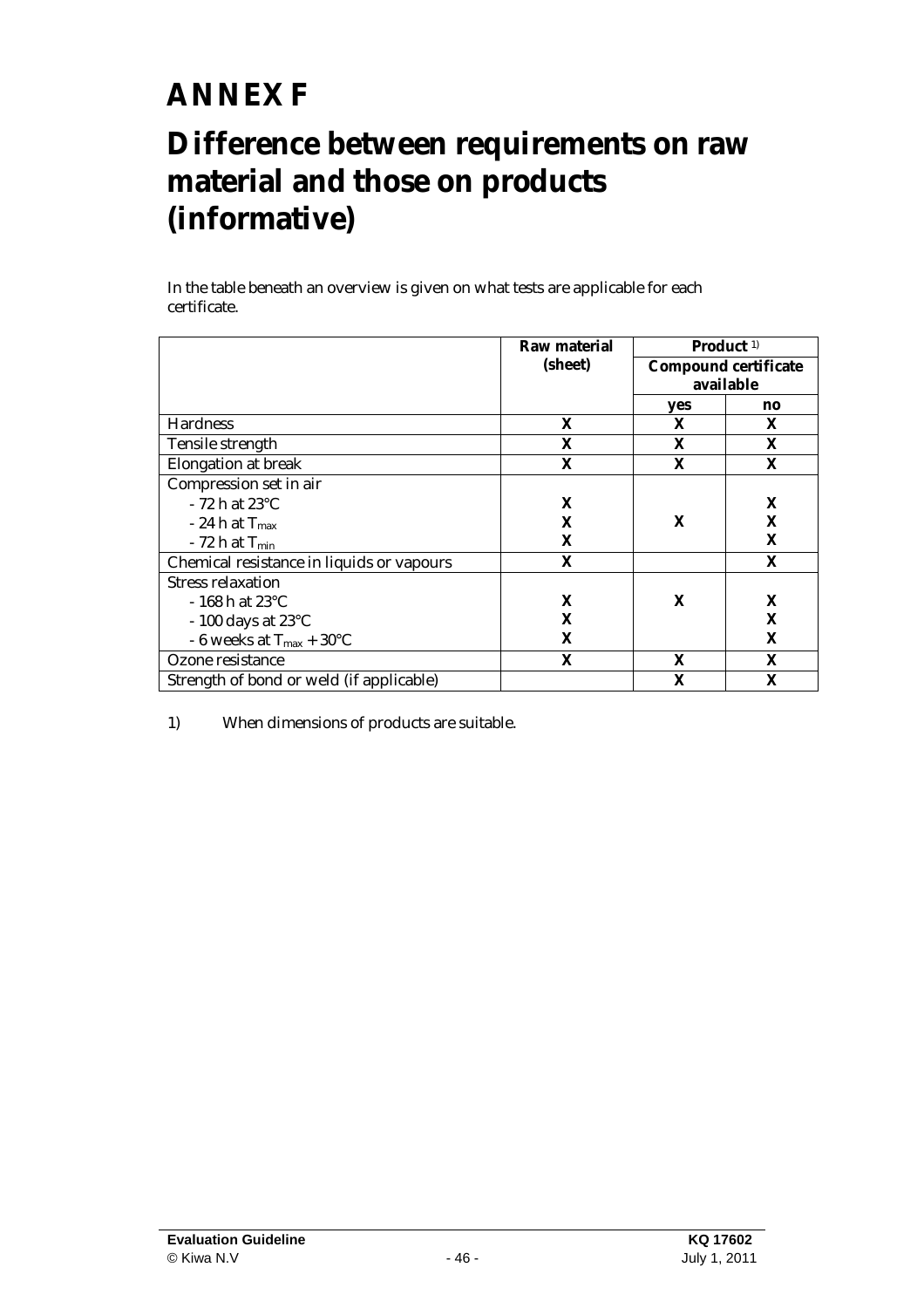# ANNEX F

# Difference between requirements on raw material and those on products (informative)

In the table beneath an overview is given on what tests are applicable for each certificate.

| | **Raw material (sheet)** | **Product** [1] | |
|---|---|---|---|
| | | **Compound certificate available** | |
| | | **yes** | **no** |
| Hardness | **X** | **X** | **X** |
| Tensile strength | **X** | **X** | **X** |
| Elongation at break | **X** | **X** | **X** |
| Compression set in air | | | |
| - 72 h at 23°C | **X** | | **X** |
| - 24 h at $T_{max}$ | **X** | **X** | **X** |
| - 72 h at $T_{min}$ | **X** | | **X** |
| Chemical resistance in liquids or vapours | **X** | | **X** |
| Stress relaxation | | | |
| - 168 h at 23°C | **X** | **X** | **X** |
| - 100 days at 23°C | **X** | | **X** |
| - 6 weeks at $T_{max}$ + 30°C | **X** | | **X** |
| Ozone resistance | **X** | **X** | **X** |
| Strength of bond or weld (if applicable) | | **X** | **X** |

1) When dimensions of products are suitable.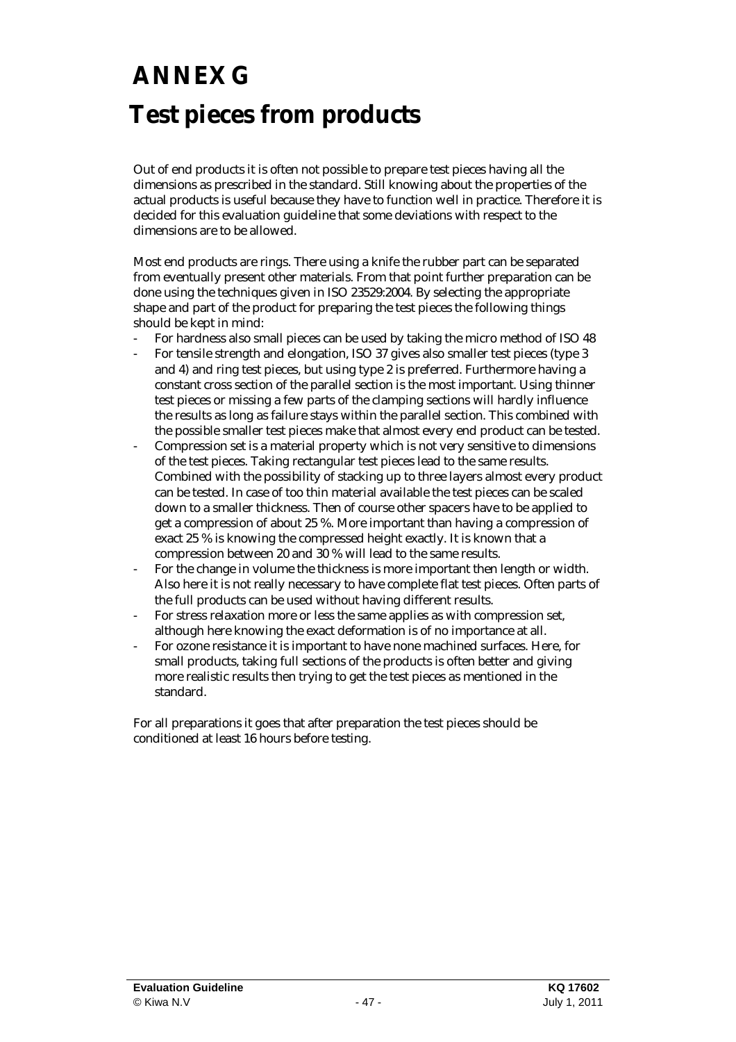# ANNEX G

# Test pieces from products

Out of end products it is often not possible to prepare test pieces having all the dimensions as prescribed in the standard. Still knowing about the properties of the actual products is useful because they have to function well in practice. Therefore it is decided for this evaluation guideline that some deviations with respect to the dimensions are to be allowed.

Most end products are rings. There using a knife the rubber part can be separated from eventually present other materials. From that point further preparation can be done using the techniques given in ISO 23529:2004. By selecting the appropriate shape and part of the product for preparing the test pieces the following things should be kept in mind:

- For hardness also small pieces can be used by taking the micro method of ISO 48
- For tensile strength and elongation, ISO 37 gives also smaller test pieces (type 3 and 4) and ring test pieces, but using type 2 is preferred. Furthermore having a constant cross section of the parallel section is the most important. Using thinner test pieces or missing a few parts of the clamping sections will hardly influence the results as long as failure stays within the parallel section. This combined with the possible smaller test pieces make that almost every end product can be tested.
- Compression set is a material property which is not very sensitive to dimensions of the test pieces. Taking rectangular test pieces lead to the same results. Combined with the possibility of stacking up to three layers almost every product can be tested. In case of too thin material available the test pieces can be scaled down to a smaller thickness. Then of course other spacers have to be applied to get a compression of about 25 %. More important than having a compression of exact 25 % is knowing the compressed height exactly. It is known that a compression between 20 and 30 % will lead to the same results.
- For the change in volume the thickness is more important then length or width. Also here it is not really necessary to have complete flat test pieces. Often parts of the full products can be used without having different results.
- For stress relaxation more or less the same applies as with compression set, although here knowing the exact deformation is of no importance at all.
- For ozone resistance it is important to have none machined surfaces. Here, for small products, taking full sections of the products is often better and giving more realistic results then trying to get the test pieces as mentioned in the standard.

For all preparations it goes that after preparation the test pieces should be conditioned at least 16 hours before testing.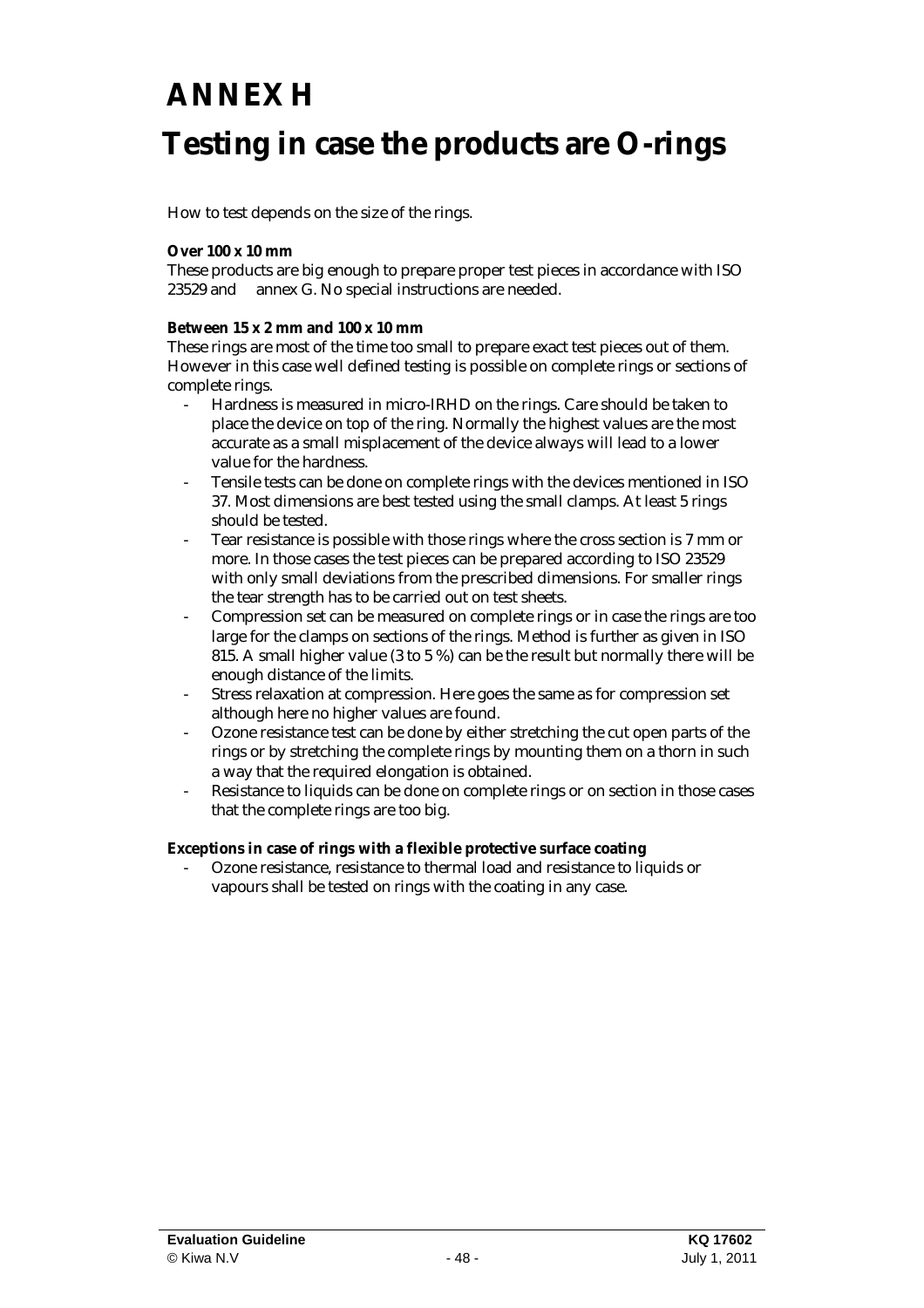# ANNEX H

# Testing in case the products are O-rings

How to test depends on the size of the rings.

**Over 100 x 10 mm**
These products are big enough to prepare proper test pieces in accordance with ISO 23529 and annex G. No special instructions are needed.

**Between 15 x 2 mm and 100 x 10 mm**
These rings are most of the time too small to prepare exact test pieces out of them. However in this case well defined testing is possible on complete rings or sections of complete rings.

- Hardness is measured in micro-IRHD on the rings. Care should be taken to place the device on top of the ring. Normally the highest values are the most accurate as a small misplacement of the device always will lead to a lower value for the hardness.
- Tensile tests can be done on complete rings with the devices mentioned in ISO 37. Most dimensions are best tested using the small clamps. At least 5 rings should be tested.
- Tear resistance is possible with those rings where the cross section is 7 mm or more. In those cases the test pieces can be prepared according to ISO 23529 with only small deviations from the prescribed dimensions. For smaller rings the tear strength has to be carried out on test sheets.
- Compression set can be measured on complete rings or in case the rings are too large for the clamps on sections of the rings. Method is further as given in ISO 815. A small higher value (3 to 5 %) can be the result but normally there will be enough distance of the limits.
- Stress relaxation at compression. Here goes the same as for compression set although here no higher values are found.
- Ozone resistance test can be done by either stretching the cut open parts of the rings or by stretching the complete rings by mounting them on a thorn in such a way that the required elongation is obtained.
- Resistance to liquids can be done on complete rings or on section in those cases that the complete rings are too big.

**Exceptions in case of rings with a flexible protective surface coating**

- Ozone resistance, resistance to thermal load and resistance to liquids or vapours shall be tested on rings with the coating in any case.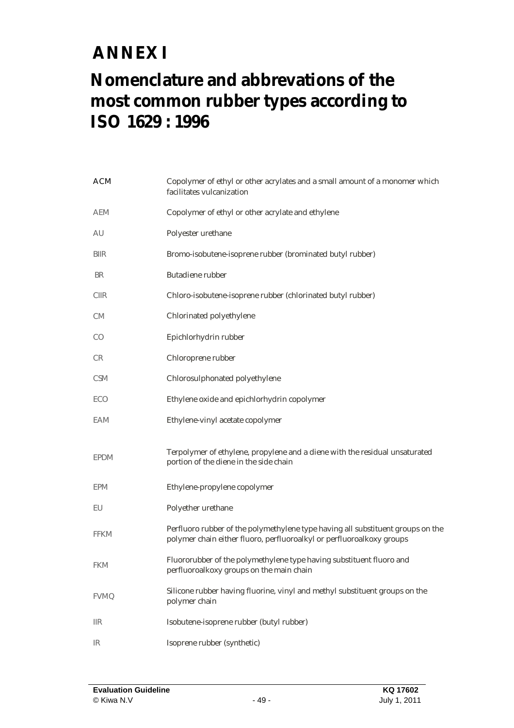# ANNEX I

# Nomenclature and abbrevations of the most common rubber types according to ISO 1629 : 1996

| | |
|---|---|
| ACM | Copolymer of ethyl or other acrylates and a small amount of a monomer which facilitates vulcanization |
| AEM | Copolymer of ethyl or other acrylate and ethylene |
| AU | Polyester urethane |
| BIIR | Bromo-isobutene-isoprene rubber (brominated butyl rubber) |
| BR | Butadiene rubber |
| CIIR | Chloro-isobutene-isoprene rubber (chlorinated butyl rubber) |
| CM | Chlorinated polyethylene |
| CO | Epichlorhydrin rubber |
| CR | Chloroprene rubber |
| CSM | Chlorosulphonated polyethylene |
| ECO | Ethylene oxide and epichlorhydrin copolymer |
| EAM | Ethylene-vinyl acetate copolymer |
| EPDM | Terpolymer of ethylene, propylene and a diene with the residual unsaturated portion of the diene in the side chain |
| EPM | Ethylene-propylene copolymer |
| EU | Polyether urethane |
| FFKM | Perfluoro rubber of the polymethylene type having all substituent groups on the polymer chain either fluoro, perfluoroalkyl or perfluoroalkoxy groups |
| FKM | Fluororubber of the polymethylene type having substituent fluoro and perfluoroalkoxy groups on the main chain |
| FVMQ | Silicone rubber having fluorine, vinyl and methyl substituent groups on the polymer chain |
| IIR | Isobutene-isoprene rubber (butyl rubber) |
| IR | Isoprene rubber (synthetic) |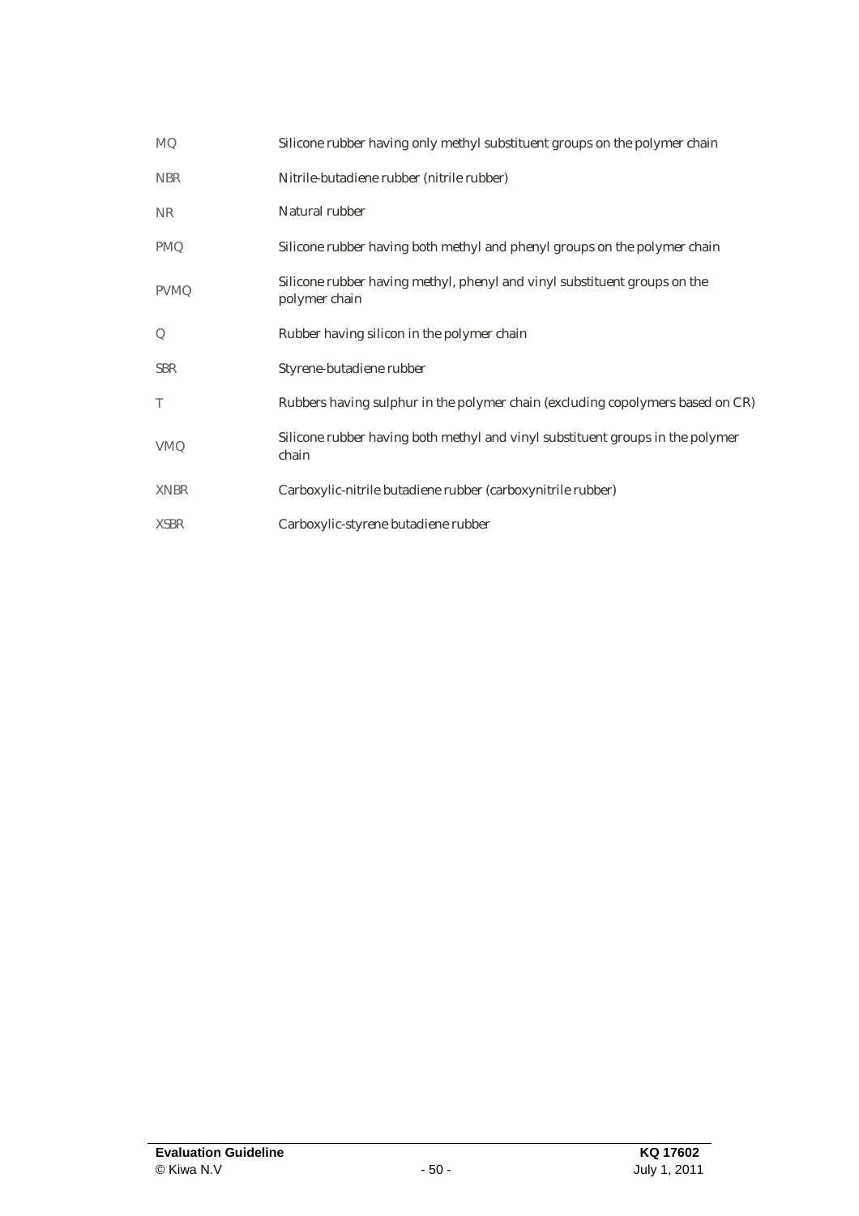| | |
|---|---|
| MQ | Silicone rubber having only methyl substituent groups on the polymer chain |
| NBR | Nitrile-butadiene rubber (nitrile rubber) |
| NR | Natural rubber |
| PMQ | Silicone rubber having both methyl and phenyl groups on the polymer chain |
| PVMQ | Silicone rubber having methyl, phenyl and vinyl substituent groups on the polymer chain |
| Q | Rubber having silicon in the polymer chain |
| SBR | Styrene-butadiene rubber |
| T | Rubbers having sulphur in the polymer chain (excluding copolymers based on CR) |
| VMQ | Silicone rubber having both methyl and vinyl substituent groups in the polymer chain |
| XNBR | Carboxylic-nitrile butadiene rubber (carboxynitrile rubber) |
| XSBR | Carboxylic-styrene butadiene rubber |